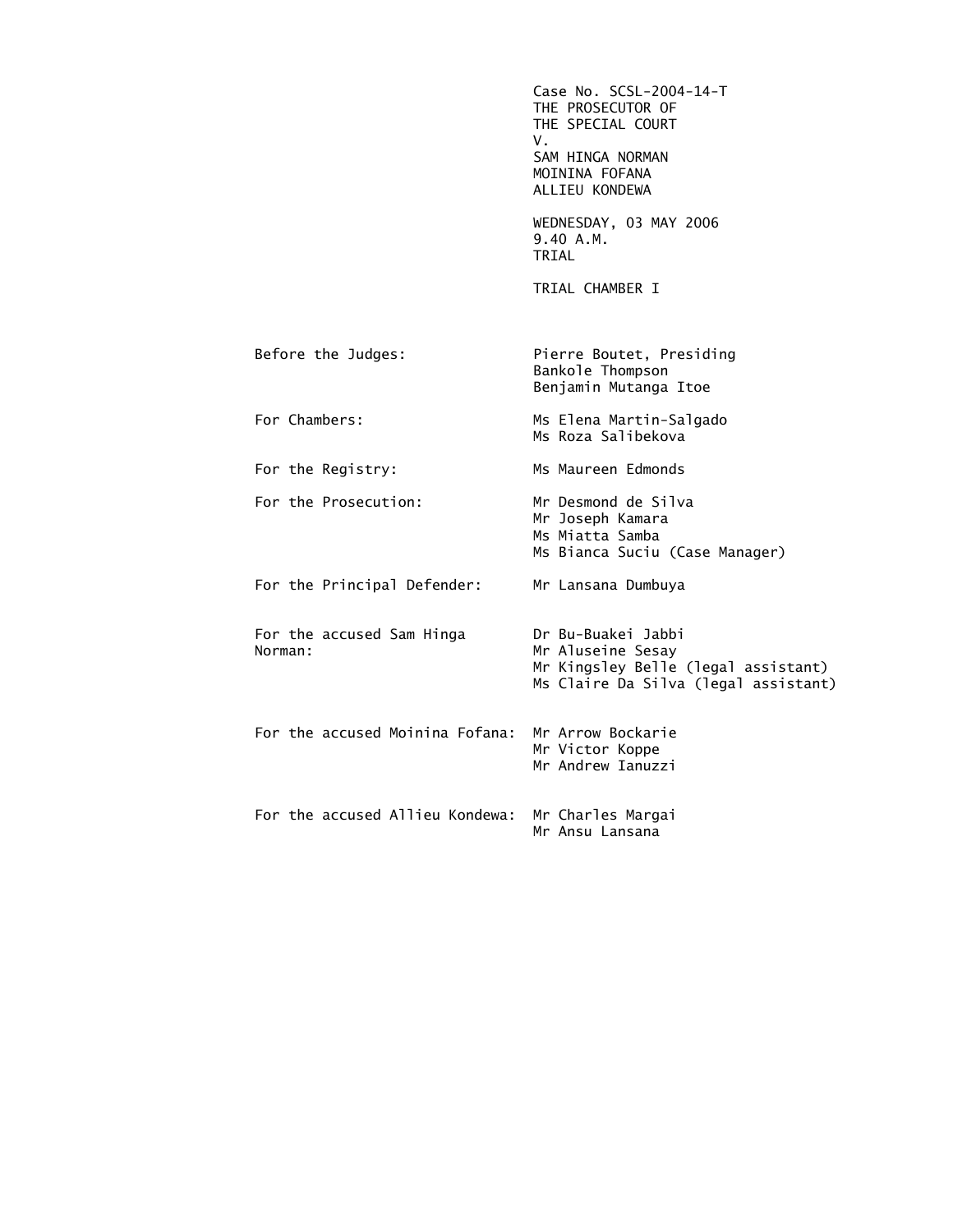Case No. SCSL-2004-14-T
THE PROSECUTOR OF
THE SPECIAL COURT
V.
SAM HINGA NORMAN
MOININA FOFANA
ALLIEU KONDEWA

WEDNESDAY, 03 MAY 2006
9.40 A.M.
TRIAL

TRIAL CHAMBER I

| | |
|---|---|
| Before the Judges: | Pierre Boutet, Presiding<br>Bankole Thompson<br>Benjamin Mutanga Itoe |
| For Chambers: | Ms Elena Martin-Salgado<br>Ms Roza Salibekova |
| For the Registry: | Ms Maureen Edmonds |
| For the Prosecution: | Mr Desmond de Silva<br>Mr Joseph Kamara<br>Ms Miatta Samba<br>Ms Bianca Suciu (Case Manager) |
| For the Principal Defender: | Mr Lansana Dumbuya |
| For the accused Sam Hinga Norman: | Dr Bu-Buakei Jabbi<br>Mr Aluseine Sesay<br>Mr Kingsley Belle (legal assistant)<br>Ms Claire Da Silva (legal assistant) |
| For the accused Moinina Fofana: | Mr Arrow Bockarie<br>Mr Victor Koppe<br>Mr Andrew Ianuzzi |
| For the accused Allieu Kondewa: | Mr Charles Margai<br>Mr Ansu Lansana |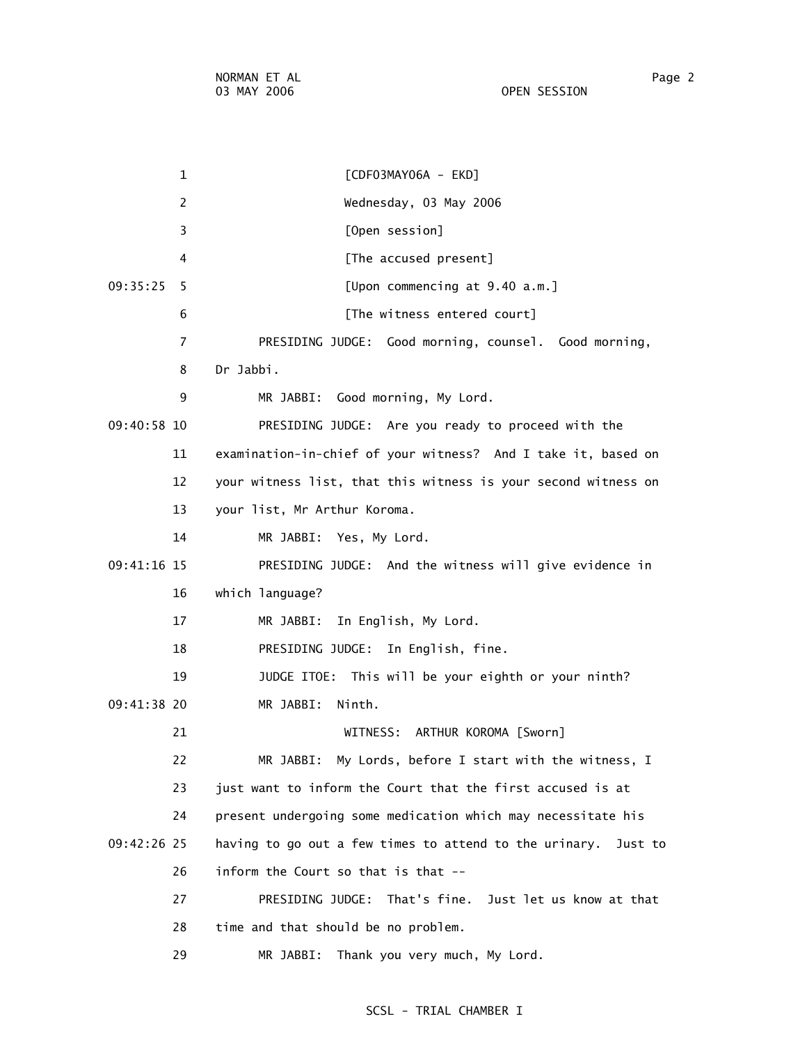[CDF03MAY06A - EKD]

Wednesday, 03 May 2006

[Open session]

[The accused present]

[Upon commencing at 9.40 a.m.]

[The witness entered court]

PRESIDING JUDGE: Good morning, counsel. Good morning, Dr Jabbi.

MR JABBI: Good morning, My Lord.

PRESIDING JUDGE: Are you ready to proceed with the examination-in-chief of your witness? And I take it, based on your witness list, that this witness is your second witness on your list, Mr Arthur Koroma.

MR JABBI: Yes, My Lord.

PRESIDING JUDGE: And the witness will give evidence in which language?

MR JABBI: In English, My Lord.

PRESIDING JUDGE: In English, fine.

JUDGE ITOE: This will be your eighth or your ninth?

MR JABBI: Ninth.

WITNESS: ARTHUR KOROMA [Sworn]

MR JABBI: My Lords, before I start with the witness, I just want to inform the Court that the first accused is at present undergoing some medication which may necessitate his having to go out a few times to attend to the urinary. Just to inform the Court so that is that --

PRESIDING JUDGE: That's fine. Just let us know at that time and that should be no problem.

MR JABBI: Thank you very much, My Lord.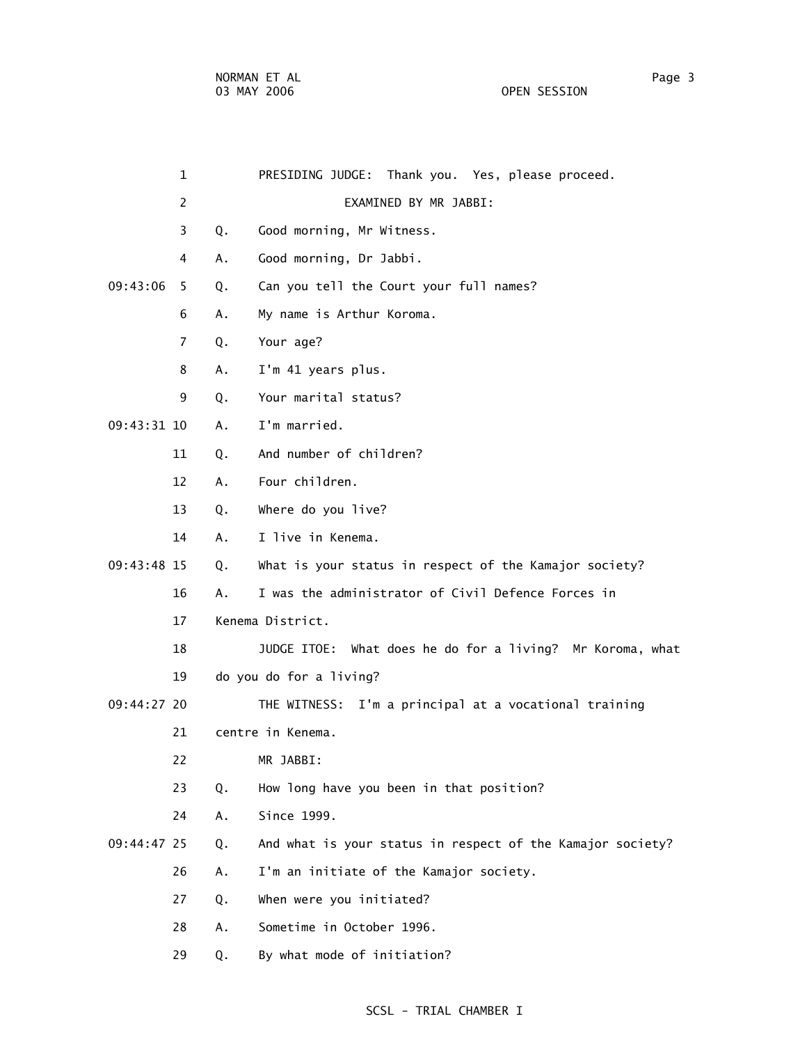PRESIDING JUDGE: Thank you. Yes, please proceed.

EXAMINED BY MR JABBI:

Q. Good morning, Mr Witness.

A. Good morning, Dr Jabbi.

Q. Can you tell the Court your full names?

A. My name is Arthur Koroma.

Q. Your age?

A. I'm 41 years plus.

Q. Your marital status?

A. I'm married.

Q. And number of children?

A. Four children.

Q. Where do you live?

A. I live in Kenema.

Q. What is your status in respect of the Kamajor society?

A. I was the administrator of Civil Defence Forces in Kenema District.

JUDGE ITOE: What does he do for a living? Mr Koroma, what do you do for a living?

THE WITNESS: I'm a principal at a vocational training centre in Kenema.

MR JABBI:

Q. How long have you been in that position?

A. Since 1999.

Q. And what is your status in respect of the Kamajor society?

A. I'm an initiate of the Kamajor society.

Q. When were you initiated?

A. Sometime in October 1996.

Q. By what mode of initiation?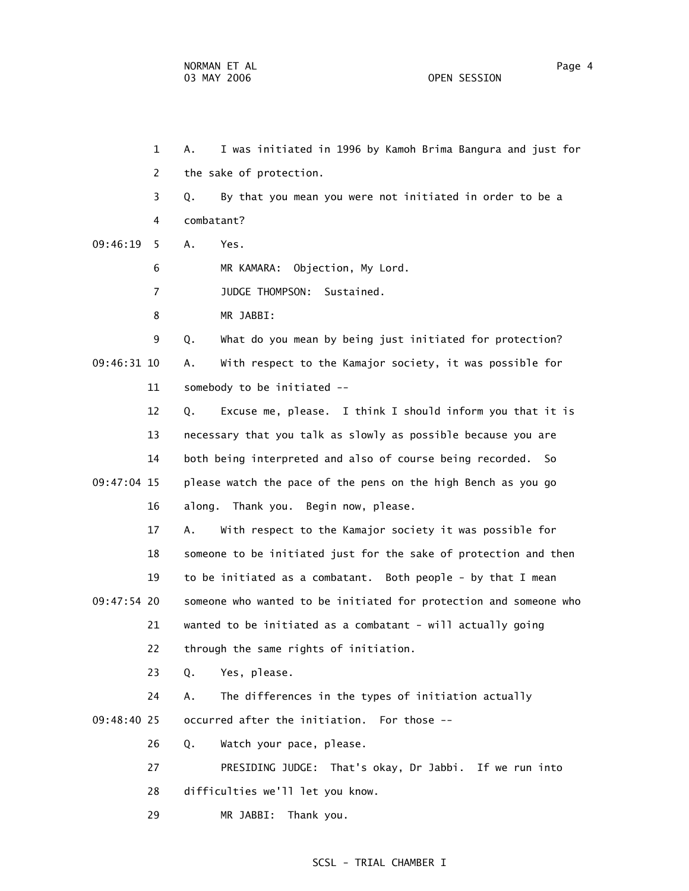1 A. I was initiated in 1996 by Kamoh Brima Bangura and just for
2 the sake of protection.
3 Q. By that you mean you were not initiated in order to be a
4 combatant?
09:46:19 5 A. Yes.
6 MR KAMARA: Objection, My Lord.
7 JUDGE THOMPSON: Sustained.
8 MR JABBI:
9 Q. What do you mean by being just initiated for protection?
09:46:31 10 A. With respect to the Kamajor society, it was possible for
11 somebody to be initiated --
12 Q. Excuse me, please. I think I should inform you that it is
13 necessary that you talk as slowly as possible because you are
14 both being interpreted and also of course being recorded. So
09:47:04 15 please watch the pace of the pens on the high Bench as you go
16 along. Thank you. Begin now, please.
17 A. With respect to the Kamajor society it was possible for
18 someone to be initiated just for the sake of protection and then
19 to be initiated as a combatant. Both people - by that I mean
09:47:54 20 someone who wanted to be initiated for protection and someone who
21 wanted to be initiated as a combatant - will actually going
22 through the same rights of initiation.
23 Q. Yes, please.
24 A. The differences in the types of initiation actually
09:48:40 25 occurred after the initiation. For those --
26 Q. Watch your pace, please.
27 PRESIDING JUDGE: That's okay, Dr Jabbi. If we run into
28 difficulties we'll let you know.
29 MR JABBI: Thank you.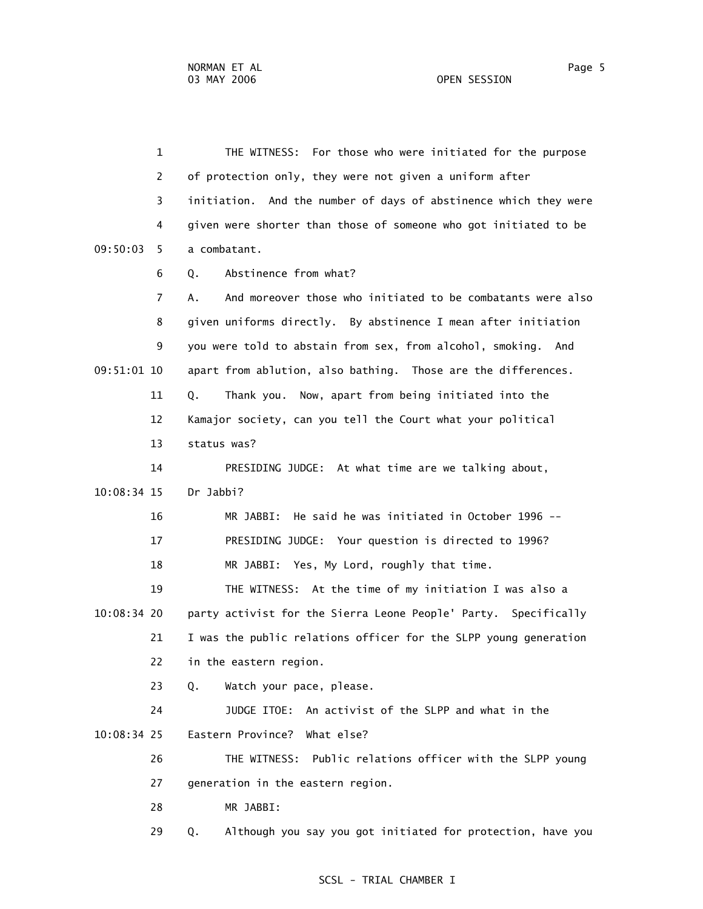1 THE WITNESS: For those who were initiated for the purpose
2 of protection only, they were not given a uniform after
3 initiation. And the number of days of abstinence which they were
4 given were shorter than those of someone who got initiated to be
09:50:03 5 a combatant.
6 Q. Abstinence from what?
7 A. And moreover those who initiated to be combatants were also
8 given uniforms directly. By abstinence I mean after initiation
9 you were told to abstain from sex, from alcohol, smoking. And
09:51:01 10 apart from ablution, also bathing. Those are the differences.
11 Q. Thank you. Now, apart from being initiated into the
12 Kamajor society, can you tell the Court what your political
13 status was?
14 PRESIDING JUDGE: At what time are we talking about,
10:08:34 15 Dr Jabbi?
16 MR JABBI: He said he was initiated in October 1996 --
17 PRESIDING JUDGE: Your question is directed to 1996?
18 MR JABBI: Yes, My Lord, roughly that time.
19 THE WITNESS: At the time of my initiation I was also a
10:08:34 20 party activist for the Sierra Leone People' Party. Specifically
21 I was the public relations officer for the SLPP young generation
22 in the eastern region.
23 Q. Watch your pace, please.
24 JUDGE ITOE: An activist of the SLPP and what in the
10:08:34 25 Eastern Province? What else?
26 THE WITNESS: Public relations officer with the SLPP young
27 generation in the eastern region.
28 MR JABBI:
29 Q. Although you say you got initiated for protection, have you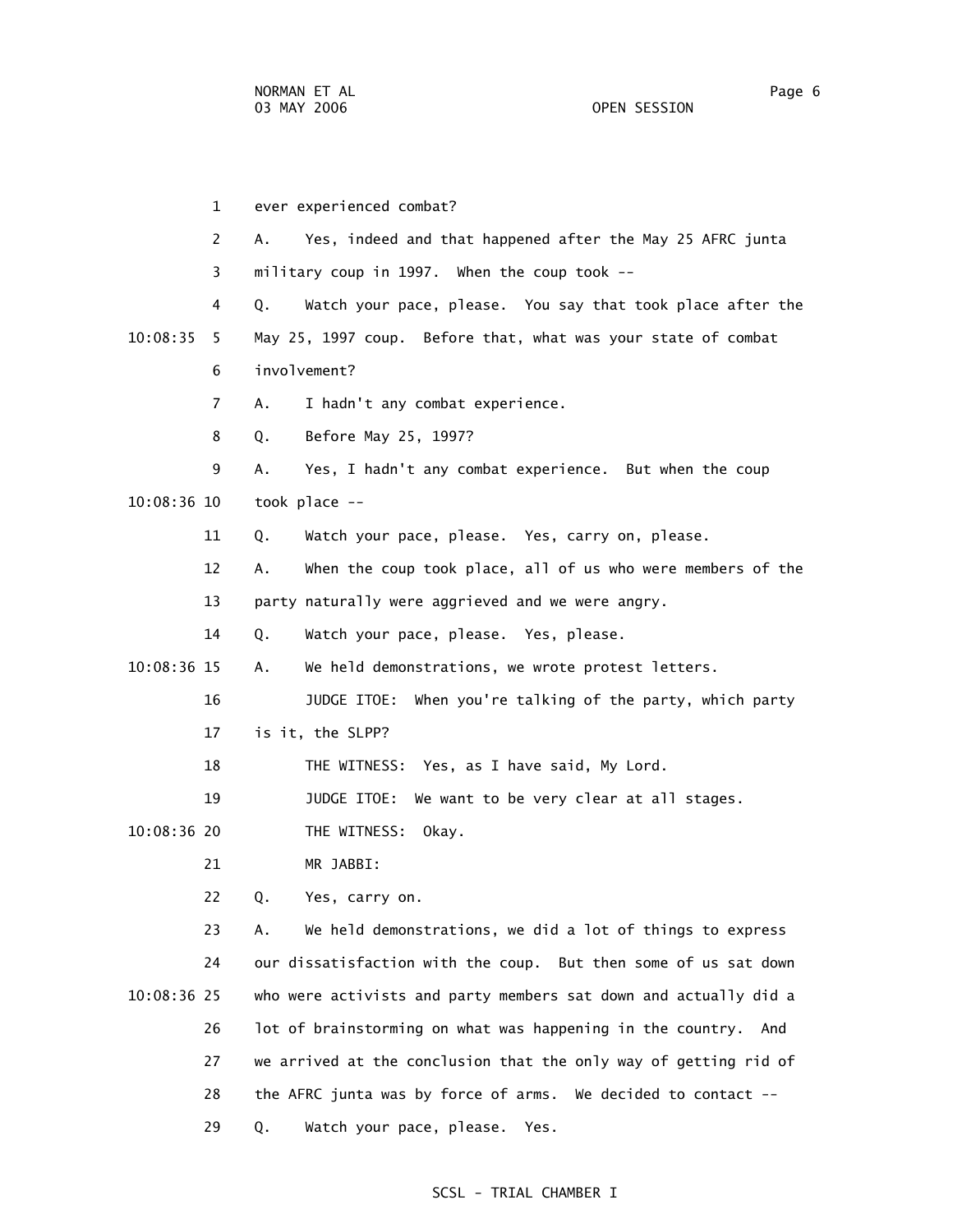ever experienced combat?

A. Yes, indeed and that happened after the May 25 AFRC junta military coup in 1997. When the coup took --

Q. Watch your pace, please. You say that took place after the May 25, 1997 coup. Before that, what was your state of combat involvement?

A. I hadn't any combat experience.

Q. Before May 25, 1997?

A. Yes, I hadn't any combat experience. But when the coup took place --

Q. Watch your pace, please. Yes, carry on, please.

A. When the coup took place, all of us who were members of the party naturally were aggrieved and we were angry.

Q. Watch your pace, please. Yes, please.

A. We held demonstrations, we wrote protest letters.

JUDGE ITOE: When you're talking of the party, which party is it, the SLPP?

THE WITNESS: Yes, as I have said, My Lord.

JUDGE ITOE: We want to be very clear at all stages.

THE WITNESS: Okay.

MR JABBI:

Q. Yes, carry on.

A. We held demonstrations, we did a lot of things to express our dissatisfaction with the coup. But then some of us sat down who were activists and party members sat down and actually did a lot of brainstorming on what was happening in the country. And we arrived at the conclusion that the only way of getting rid of the AFRC junta was by force of arms. We decided to contact --

Q. Watch your pace, please. Yes.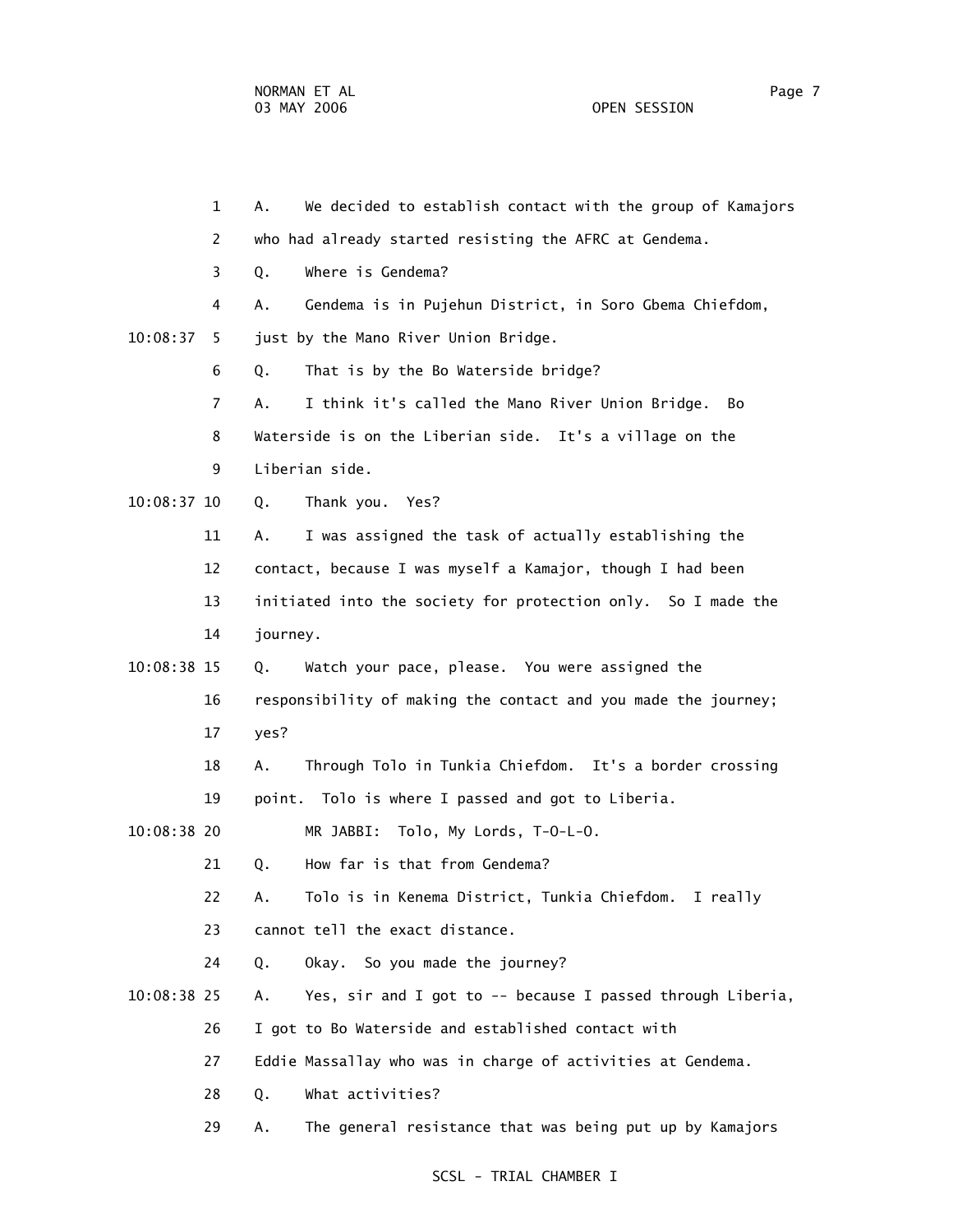1 A. We decided to establish contact with the group of Kamajors

2 who had already started resisting the AFRC at Gendema.

3 Q. Where is Gendema?

4 A. Gendema is in Pujehun District, in Soro Gbema Chiefdom,

10:08:37 5 just by the Mano River Union Bridge.

6 Q. That is by the Bo Waterside bridge?

7 A. I think it's called the Mano River Union Bridge. Bo

8 Waterside is on the Liberian side. It's a village on the

9 Liberian side.

10:08:37 10 Q. Thank you. Yes?

11 A. I was assigned the task of actually establishing the

12 contact, because I was myself a Kamajor, though I had been

13 initiated into the society for protection only. So I made the

14 journey.

10:08:38 15 Q. Watch your pace, please. You were assigned the

16 responsibility of making the contact and you made the journey;

17 yes?

18 A. Through Tolo in Tunkia Chiefdom. It's a border crossing

19 point. Tolo is where I passed and got to Liberia.

10:08:38 20 MR JABBI: Tolo, My Lords, T-O-L-O.

21 Q. How far is that from Gendema?

22 A. Tolo is in Kenema District, Tunkia Chiefdom. I really

23 cannot tell the exact distance.

24 Q. Okay. So you made the journey?

10:08:38 25 A. Yes, sir and I got to -- because I passed through Liberia,

26 I got to Bo Waterside and established contact with

27 Eddie Massallay who was in charge of activities at Gendema.

28 Q. What activities?

29 A. The general resistance that was being put up by Kamajors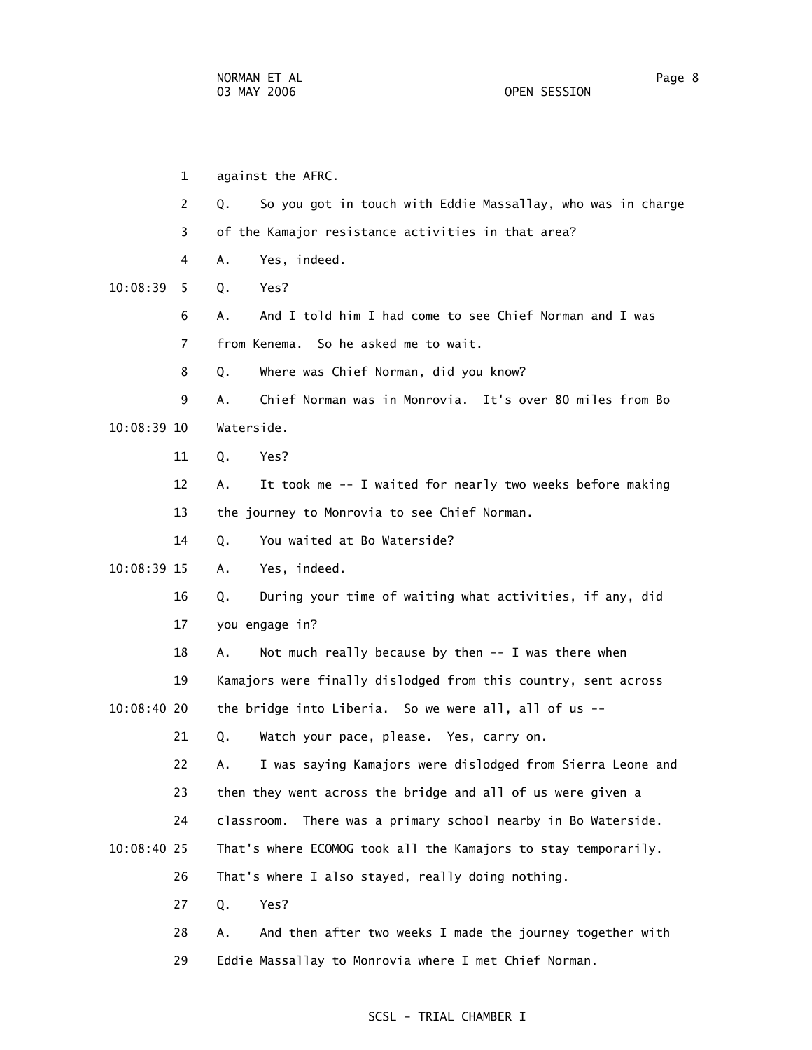1 against the AFRC.

2 Q. So you got in touch with Eddie Massallay, who was in charge

3 of the Kamajor resistance activities in that area?

4 A. Yes, indeed.

10:08:39 5 Q. Yes?

6 A. And I told him I had come to see Chief Norman and I was

7 from Kenema. So he asked me to wait.

8 Q. Where was Chief Norman, did you know?

9 A. Chief Norman was in Monrovia. It's over 80 miles from Bo

10:08:39 10 Waterside.

11 Q. Yes?

12 A. It took me -- I waited for nearly two weeks before making

13 the journey to Monrovia to see Chief Norman.

14 Q. You waited at Bo Waterside?

10:08:39 15 A. Yes, indeed.

16 Q. During your time of waiting what activities, if any, did

17 you engage in?

18 A. Not much really because by then -- I was there when

19 Kamajors were finally dislodged from this country, sent across

10:08:40 20 the bridge into Liberia. So we were all, all of us --

21 Q. Watch your pace, please. Yes, carry on.

22 A. I was saying Kamajors were dislodged from Sierra Leone and

23 then they went across the bridge and all of us were given a

24 classroom. There was a primary school nearby in Bo Waterside.

10:08:40 25 That's where ECOMOG took all the Kamajors to stay temporarily.

26 That's where I also stayed, really doing nothing.

27 Q. Yes?

28 A. And then after two weeks I made the journey together with

29 Eddie Massallay to Monrovia where I met Chief Norman.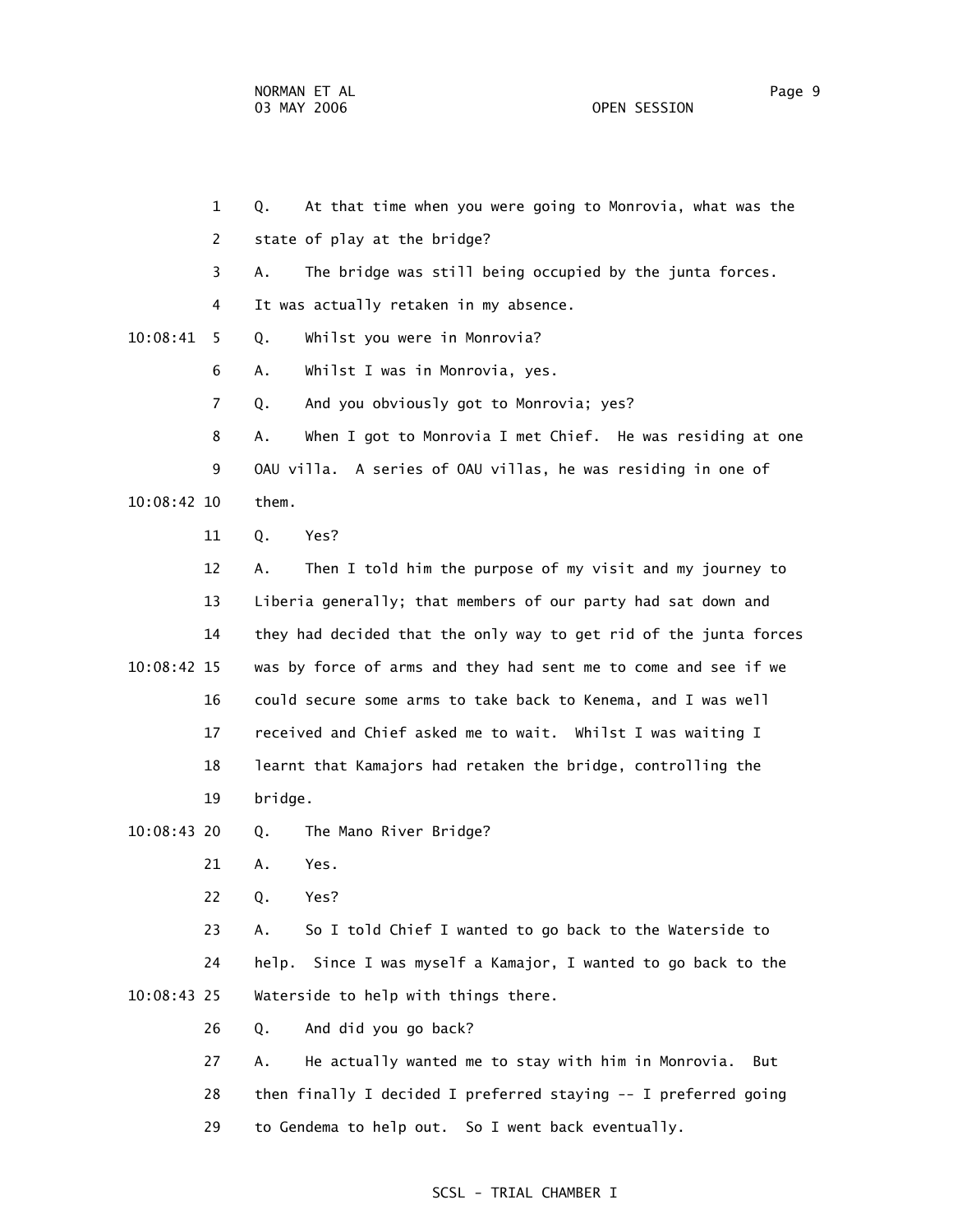Q. At that time when you were going to Monrovia, what was the state of play at the bridge?

A. The bridge was still being occupied by the junta forces. It was actually retaken in my absence.

Q. Whilst you were in Monrovia?

A. Whilst I was in Monrovia, yes.

Q. And you obviously got to Monrovia; yes?

A. When I got to Monrovia I met Chief. He was residing at one OAU villa. A series of OAU villas, he was residing in one of them.

Q. Yes?

A. Then I told him the purpose of my visit and my journey to Liberia generally; that members of our party had sat down and they had decided that the only way to get rid of the junta forces was by force of arms and they had sent me to come and see if we could secure some arms to take back to Kenema, and I was well received and Chief asked me to wait. Whilst I was waiting I learnt that Kamajors had retaken the bridge, controlling the bridge.

Q. The Mano River Bridge?

A. Yes.

Q. Yes?

A. So I told Chief I wanted to go back to the Waterside to help. Since I was myself a Kamajor, I wanted to go back to the Waterside to help with things there.

Q. And did you go back?

A. He actually wanted me to stay with him in Monrovia. But then finally I decided I preferred staying -- I preferred going to Gendema to help out. So I went back eventually.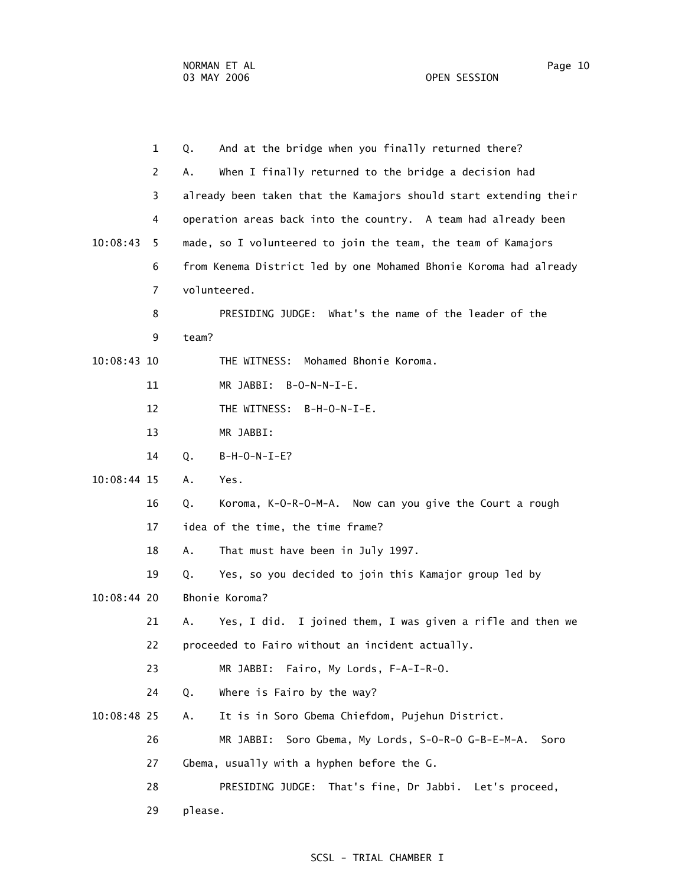1 Q. And at the bridge when you finally returned there?

2 A. When I finally returned to the bridge a decision had

3 already been taken that the Kamajors should start extending their

4 operation areas back into the country. A team had already been

10:08:43 5 made, so I volunteered to join the team, the team of Kamajors

6 from Kenema District led by one Mohamed Bhonie Koroma had already

7 volunteered.

8 PRESIDING JUDGE: What's the name of the leader of the

9 team?

10:08:43 10 THE WITNESS: Mohamed Bhonie Koroma.

11 MR JABBI: B-O-N-N-I-E.

12 THE WITNESS: B-H-O-N-I-E.

13 MR JABBI:

14 Q. B-H-O-N-I-E?

10:08:44 15 A. Yes.

16 Q. Koroma, K-O-R-O-M-A. Now can you give the Court a rough

17 idea of the time, the time frame?

18 A. That must have been in July 1997.

19 Q. Yes, so you decided to join this Kamajor group led by

10:08:44 20 Bhonie Koroma?

21 A. Yes, I did. I joined them, I was given a rifle and then we

22 proceeded to Fairo without an incident actually.

23 MR JABBI: Fairo, My Lords, F-A-I-R-O.

24 Q. Where is Fairo by the way?

10:08:48 25 A. It is in Soro Gbema Chiefdom, Pujehun District.

26 MR JABBI: Soro Gbema, My Lords, S-O-R-O G-B-E-M-A. Soro

27 Gbema, usually with a hyphen before the G.

28 PRESIDING JUDGE: That's fine, Dr Jabbi. Let's proceed,

29 please.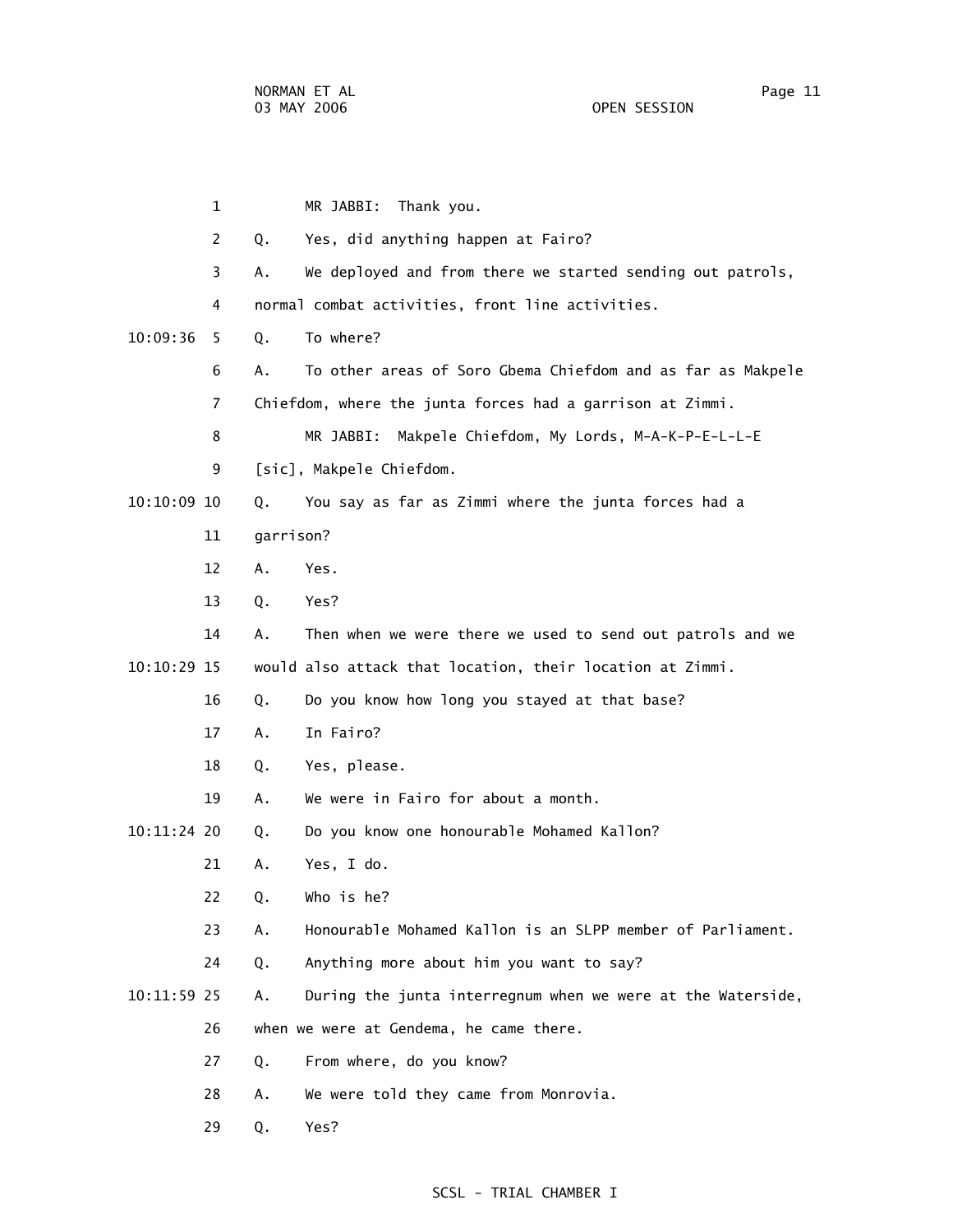1 MR JABBI: Thank you.

2 Q. Yes, did anything happen at Fairo?

3 A. We deployed and from there we started sending out patrols,

4 normal combat activities, front line activities.

10:09:36 5 Q. To where?

6 A. To other areas of Soro Gbema Chiefdom and as far as Makpele

7 Chiefdom, where the junta forces had a garrison at Zimmi.

8 MR JABBI: Makpele Chiefdom, My Lords, M-A-K-P-E-L-L-E

9 [sic], Makpele Chiefdom.

10:10:09 10 Q. You say as far as Zimmi where the junta forces had a

11 garrison?

12 A. Yes.

13 Q. Yes?

14 A. Then when we were there we used to send out patrols and we

10:10:29 15 would also attack that location, their location at Zimmi.

16 Q. Do you know how long you stayed at that base?

17 A. In Fairo?

18 Q. Yes, please.

19 A. We were in Fairo for about a month.

10:11:24 20 Q. Do you know one honourable Mohamed Kallon?

21 A. Yes, I do.

22 Q. Who is he?

23 A. Honourable Mohamed Kallon is an SLPP member of Parliament.

24 Q. Anything more about him you want to say?

10:11:59 25 A. During the junta interregnum when we were at the Waterside,

26 when we were at Gendema, he came there.

27 Q. From where, do you know?

28 A. We were told they came from Monrovia.

29 Q. Yes?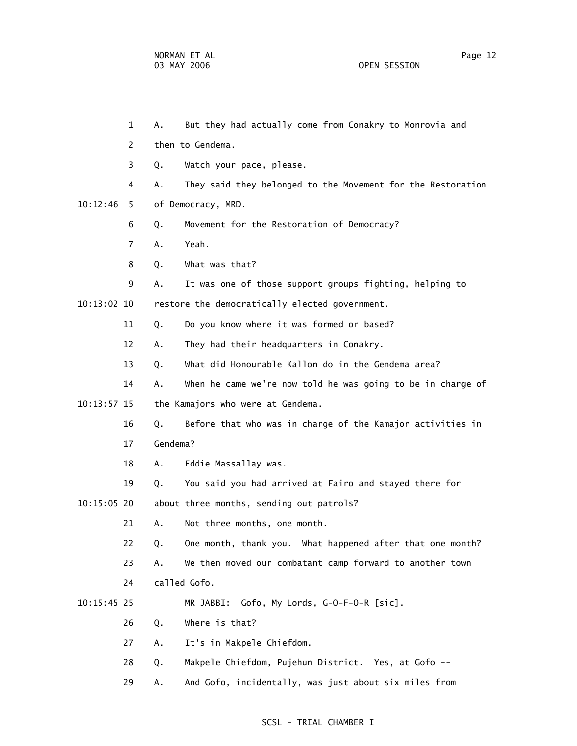1 A. But they had actually come from Conakry to Monrovia and

2 then to Gendema.

3 Q. Watch your pace, please.

4 A. They said they belonged to the Movement for the Restoration

10:12:46 5 of Democracy, MRD.

6 Q. Movement for the Restoration of Democracy?

7 A. Yeah.

8 Q. What was that?

9 A. It was one of those support groups fighting, helping to

10:13:02 10 restore the democratically elected government.

11 Q. Do you know where it was formed or based?

12 A. They had their headquarters in Conakry.

13 Q. What did Honourable Kallon do in the Gendema area?

14 A. When he came we're now told he was going to be in charge of

10:13:57 15 the Kamajors who were at Gendema.

16 Q. Before that who was in charge of the Kamajor activities in

17 Gendema?

18 A. Eddie Massallay was.

19 Q. You said you had arrived at Fairo and stayed there for

10:15:05 20 about three months, sending out patrols?

21 A. Not three months, one month.

22 Q. One month, thank you. What happened after that one month?

23 A. We then moved our combatant camp forward to another town

24 called Gofo.

10:15:45 25 MR JABBI: Gofo, My Lords, G-O-F-O-R [sic].

26 Q. Where is that?

27 A. It's in Makpele Chiefdom.

28 Q. Makpele Chiefdom, Pujehun District. Yes, at Gofo --

29 A. And Gofo, incidentally, was just about six miles from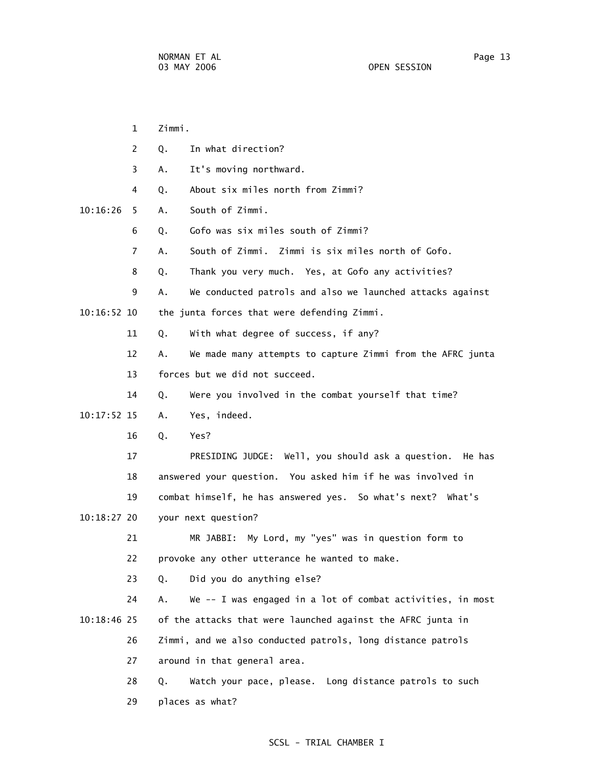Zimmi.

Q. In what direction?

A. It's moving northward.

Q. About six miles north from Zimmi?

A. South of Zimmi.

Q. Gofo was six miles south of Zimmi?

A. South of Zimmi. Zimmi is six miles north of Gofo.

Q. Thank you very much. Yes, at Gofo any activities?

A. We conducted patrols and also we launched attacks against the junta forces that were defending Zimmi.

Q. With what degree of success, if any?

A. We made many attempts to capture Zimmi from the AFRC junta forces but we did not succeed.

Q. Were you involved in the combat yourself that time?

A. Yes, indeed.

Q. Yes?

PRESIDING JUDGE: Well, you should ask a question. He has answered your question. You asked him if he was involved in combat himself, he has answered yes. So what's next? What's your next question?

MR JABBI: My Lord, my "yes" was in question form to provoke any other utterance he wanted to make.

Q. Did you do anything else?

A. We -- I was engaged in a lot of combat activities, in most of the attacks that were launched against the AFRC junta in Zimmi, and we also conducted patrols, long distance patrols around in that general area.

Q. Watch your pace, please. Long distance patrols to such places as what?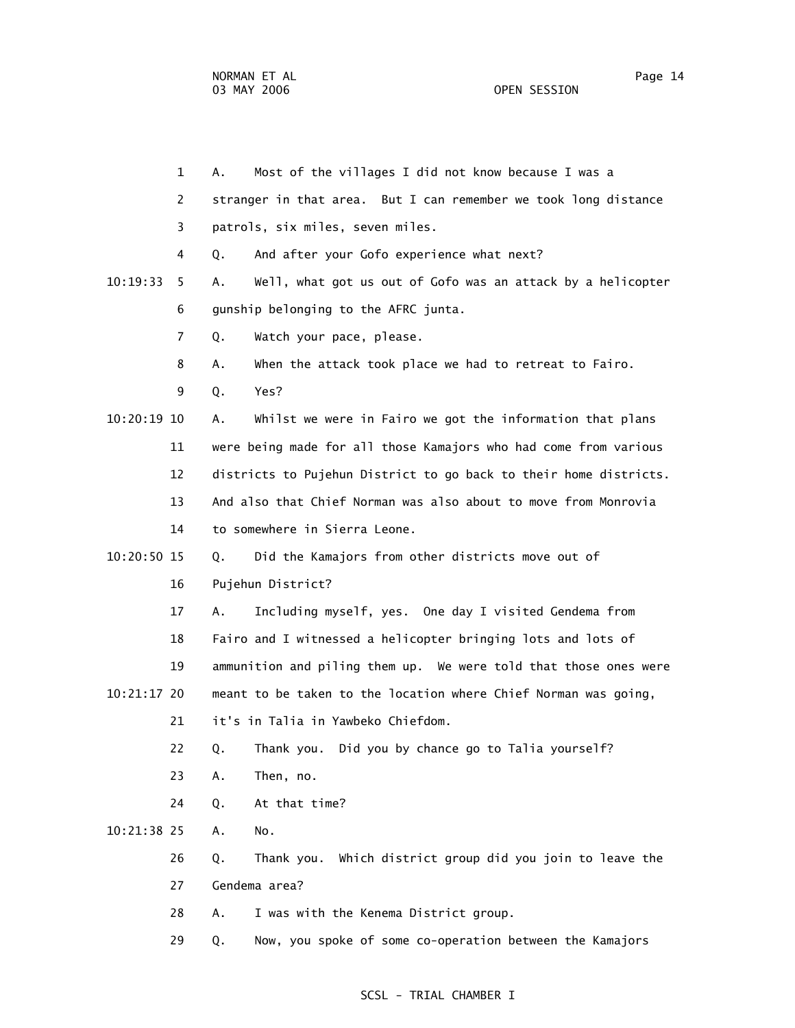1 A. Most of the villages I did not know because I was a
2 stranger in that area. But I can remember we took long distance
3 patrols, six miles, seven miles.
4 Q. And after your Gofo experience what next?
10:19:33 5 A. Well, what got us out of Gofo was an attack by a helicopter
6 gunship belonging to the AFRC junta.
7 Q. Watch your pace, please.
8 A. When the attack took place we had to retreat to Fairo.
9 Q. Yes?
10:20:19 10 A. Whilst we were in Fairo we got the information that plans
11 were being made for all those Kamajors who had come from various
12 districts to Pujehun District to go back to their home districts.
13 And also that Chief Norman was also about to move from Monrovia
14 to somewhere in Sierra Leone.
10:20:50 15 Q. Did the Kamajors from other districts move out of
16 Pujehun District?
17 A. Including myself, yes. One day I visited Gendema from
18 Fairo and I witnessed a helicopter bringing lots and lots of
19 ammunition and piling them up. We were told that those ones were
10:21:17 20 meant to be taken to the location where Chief Norman was going,
21 it's in Talia in Yawbeko Chiefdom.
22 Q. Thank you. Did you by chance go to Talia yourself?
23 A. Then, no.
24 Q. At that time?
10:21:38 25 A. No.
26 Q. Thank you. Which district group did you join to leave the
27 Gendema area?
28 A. I was with the Kenema District group.
29 Q. Now, you spoke of some co-operation between the Kamajors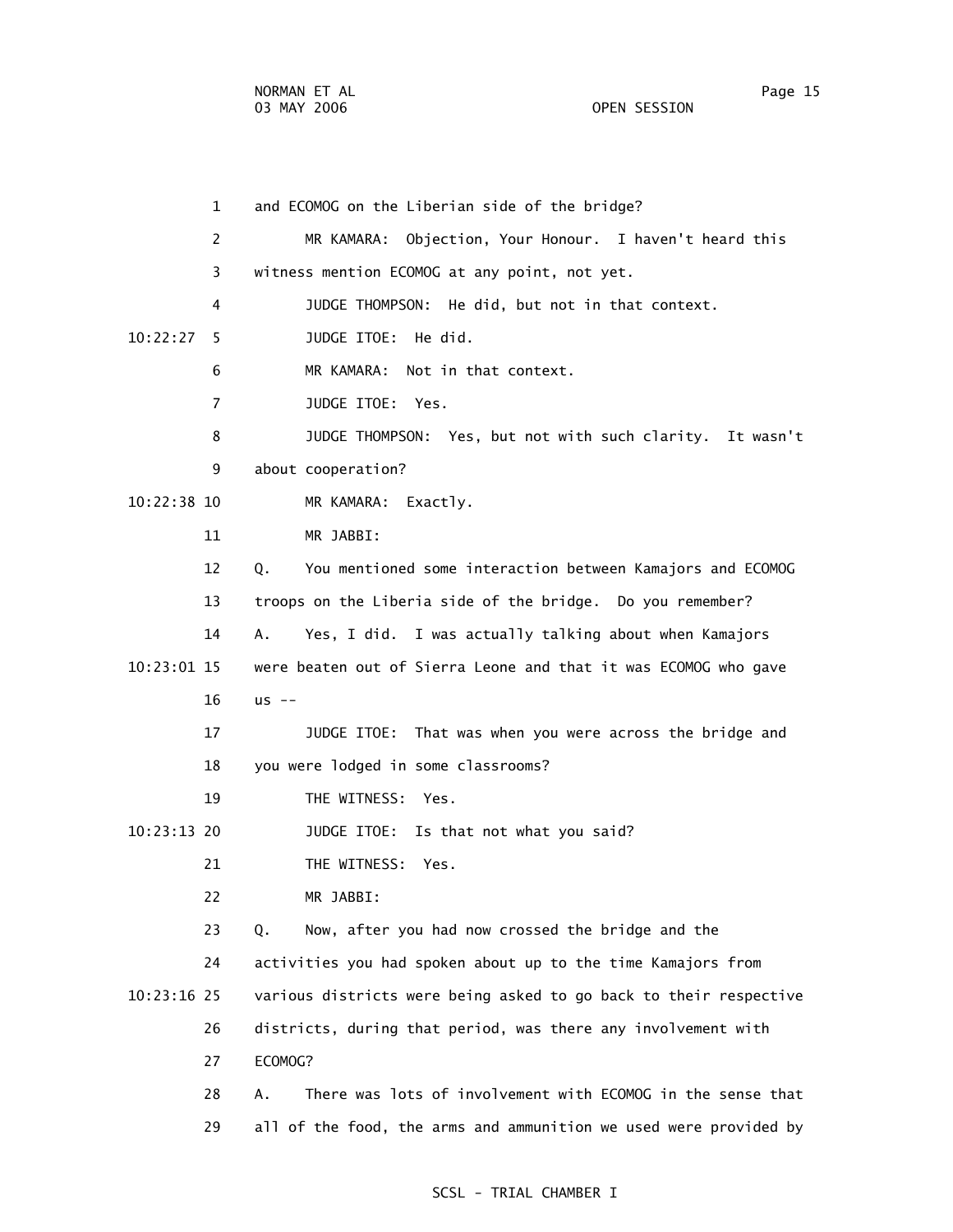1 and ECOMOG on the Liberian side of the bridge?

2 MR KAMARA: Objection, Your Honour. I haven't heard this

3 witness mention ECOMOG at any point, not yet.

4 JUDGE THOMPSON: He did, but not in that context.

10:22:27 5 JUDGE ITOE: He did.

6 MR KAMARA: Not in that context.

7 JUDGE ITOE: Yes.

8 JUDGE THOMPSON: Yes, but not with such clarity. It wasn't

9 about cooperation?

10:22:38 10 MR KAMARA: Exactly.

11 MR JABBI:

12 Q. You mentioned some interaction between Kamajors and ECOMOG

13 troops on the Liberia side of the bridge. Do you remember?

14 A. Yes, I did. I was actually talking about when Kamajors

10:23:01 15 were beaten out of Sierra Leone and that it was ECOMOG who gave

16 us --

17 JUDGE ITOE: That was when you were across the bridge and

18 you were lodged in some classrooms?

19 THE WITNESS: Yes.

10:23:13 20 JUDGE ITOE: Is that not what you said?

21 THE WITNESS: Yes.

22 MR JABBI:

23 Q. Now, after you had now crossed the bridge and the

24 activities you had spoken about up to the time Kamajors from

10:23:16 25 various districts were being asked to go back to their respective

26 districts, during that period, was there any involvement with

27 ECOMOG?

28 A. There was lots of involvement with ECOMOG in the sense that

29 all of the food, the arms and ammunition we used were provided by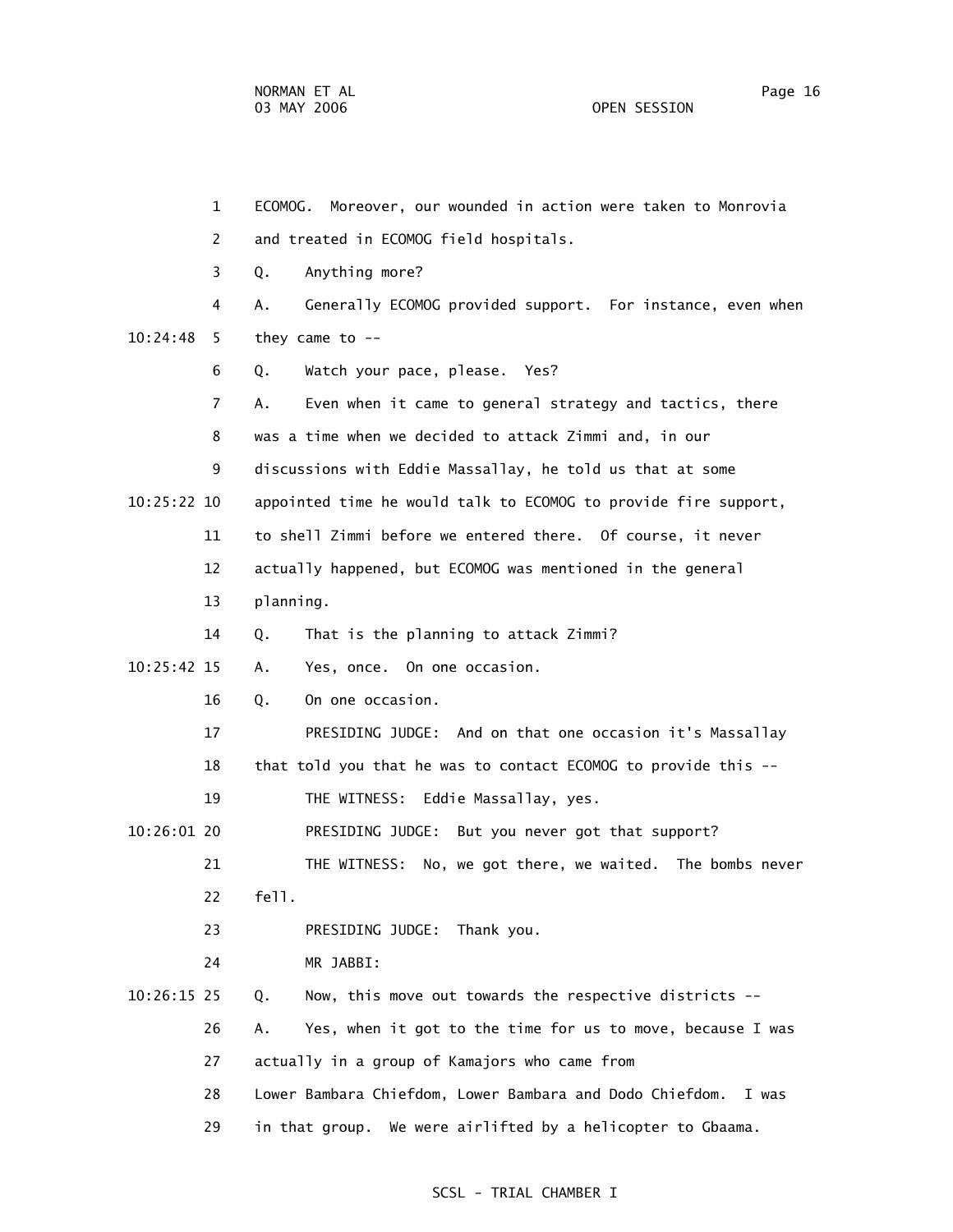ECOMOG. Moreover, our wounded in action were taken to Monrovia and treated in ECOMOG field hospitals.

Q. Anything more?

A. Generally ECOMOG provided support. For instance, even when they came to --

Q. Watch your pace, please. Yes?

A. Even when it came to general strategy and tactics, there was a time when we decided to attack Zimmi and, in our discussions with Eddie Massallay, he told us that at some appointed time he would talk to ECOMOG to provide fire support, to shell Zimmi before we entered there. Of course, it never actually happened, but ECOMOG was mentioned in the general planning.

Q. That is the planning to attack Zimmi?

A. Yes, once. On one occasion.

Q. On one occasion.

PRESIDING JUDGE: And on that one occasion it's Massallay that told you that he was to contact ECOMOG to provide this --

THE WITNESS: Eddie Massallay, yes.

PRESIDING JUDGE: But you never got that support?

THE WITNESS: No, we got there, we waited. The bombs never fell.

PRESIDING JUDGE: Thank you.

MR JABBI:

Q. Now, this move out towards the respective districts --

A. Yes, when it got to the time for us to move, because I was actually in a group of Kamajors who came from Lower Bambara Chiefdom, Lower Bambara and Dodo Chiefdom. I was in that group. We were airlifted by a helicopter to Gbaama.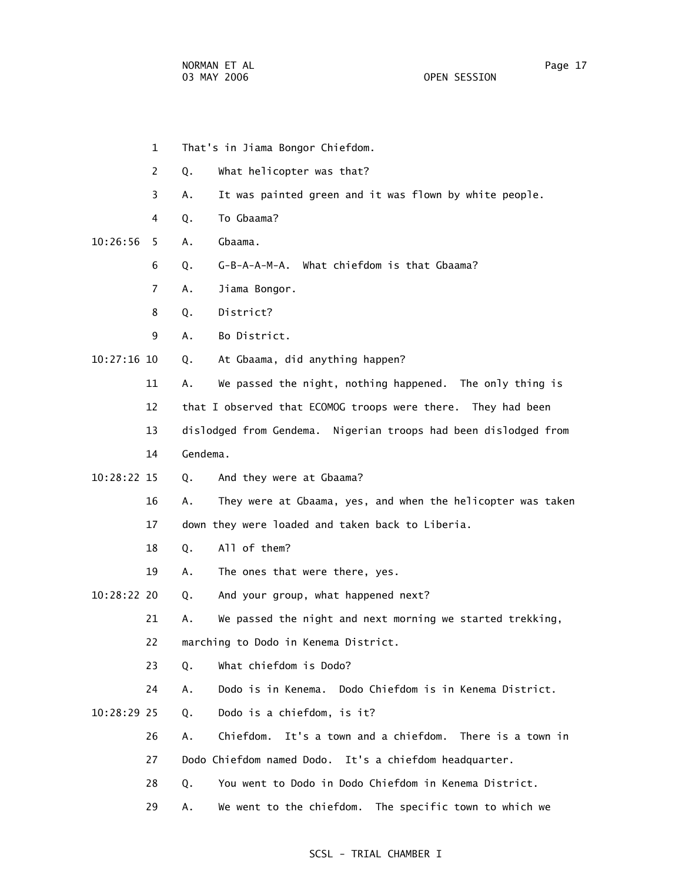1 That's in Jiama Bongor Chiefdom.

2 Q. What helicopter was that?

3 A. It was painted green and it was flown by white people.

4 Q. To Gbaama?

10:26:56 5 A. Gbaama.

6 Q. G-B-A-A-M-A. What chiefdom is that Gbaama?

7 A. Jiama Bongor.

8 Q. District?

9 A. Bo District.

10:27:16 10 Q. At Gbaama, did anything happen?

11 A. We passed the night, nothing happened. The only thing is

12 that I observed that ECOMOG troops were there. They had been

13 dislodged from Gendema. Nigerian troops had been dislodged from

14 Gendema.

10:28:22 15 Q. And they were at Gbaama?

16 A. They were at Gbaama, yes, and when the helicopter was taken

17 down they were loaded and taken back to Liberia.

18 Q. All of them?

19 A. The ones that were there, yes.

10:28:22 20 Q. And your group, what happened next?

21 A. We passed the night and next morning we started trekking,

22 marching to Dodo in Kenema District.

23 Q. What chiefdom is Dodo?

24 A. Dodo is in Kenema. Dodo Chiefdom is in Kenema District.

10:28:29 25 Q. Dodo is a chiefdom, is it?

26 A. Chiefdom. It's a town and a chiefdom. There is a town in

27 Dodo Chiefdom named Dodo. It's a chiefdom headquarter.

28 Q. You went to Dodo in Dodo Chiefdom in Kenema District.

29 A. We went to the chiefdom. The specific town to which we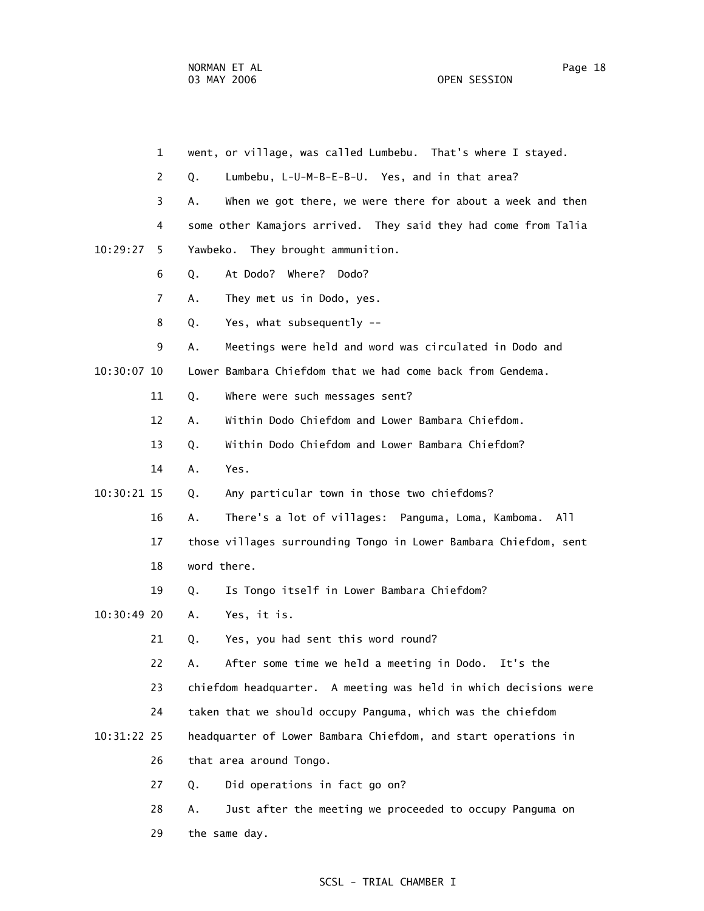went, or village, was called Lumbebu. That's where I stayed.

Q. Lumbebu, L-U-M-B-E-B-U. Yes, and in that area?

A. When we got there, we were there for about a week and then some other Kamajors arrived. They said they had come from Talia Yawbeko. They brought ammunition.

Q. At Dodo? Where? Dodo?

A. They met us in Dodo, yes.

Q. Yes, what subsequently --

A. Meetings were held and word was circulated in Dodo and Lower Bambara Chiefdom that we had come back from Gendema.

Q. Where were such messages sent?

A. Within Dodo Chiefdom and Lower Bambara Chiefdom.

Q. Within Dodo Chiefdom and Lower Bambara Chiefdom?

A. Yes.

Q. Any particular town in those two chiefdoms?

A. There's a lot of villages: Panguma, Loma, Kamboma. All those villages surrounding Tongo in Lower Bambara Chiefdom, sent word there.

Q. Is Tongo itself in Lower Bambara Chiefdom?

A. Yes, it is.

Q. Yes, you had sent this word round?

A. After some time we held a meeting in Dodo. It's the chiefdom headquarter. A meeting was held in which decisions were taken that we should occupy Panguma, which was the chiefdom headquarter of Lower Bambara Chiefdom, and start operations in that area around Tongo.

Q. Did operations in fact go on?

A. Just after the meeting we proceeded to occupy Panguma on the same day.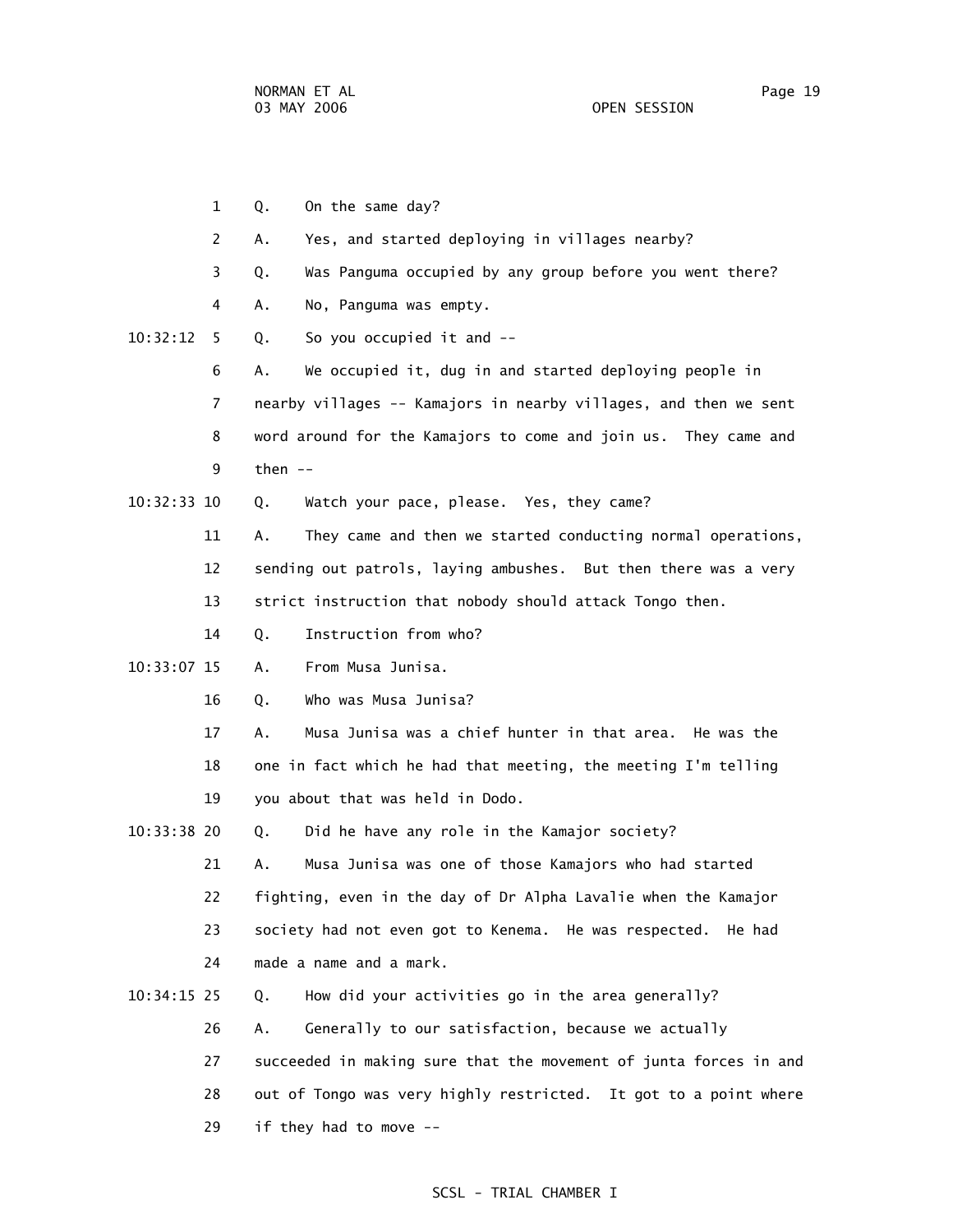1 Q. On the same day?

2 A. Yes, and started deploying in villages nearby?

3 Q. Was Panguma occupied by any group before you went there?

4 A. No, Panguma was empty.

10:32:12 5 Q. So you occupied it and --

6 A. We occupied it, dug in and started deploying people in

7 nearby villages -- Kamajors in nearby villages, and then we sent

8 word around for the Kamajors to come and join us. They came and

9 then --

10:32:33 10 Q. Watch your pace, please. Yes, they came?

11 A. They came and then we started conducting normal operations,

12 sending out patrols, laying ambushes. But then there was a very

13 strict instruction that nobody should attack Tongo then.

14 Q. Instruction from who?

10:33:07 15 A. From Musa Junisa.

16 Q. Who was Musa Junisa?

17 A. Musa Junisa was a chief hunter in that area. He was the

18 one in fact which he had that meeting, the meeting I'm telling

19 you about that was held in Dodo.

10:33:38 20 Q. Did he have any role in the Kamajor society?

21 A. Musa Junisa was one of those Kamajors who had started

22 fighting, even in the day of Dr Alpha Lavalie when the Kamajor

23 society had not even got to Kenema. He was respected. He had

24 made a name and a mark.

10:34:15 25 Q. How did your activities go in the area generally?

26 A. Generally to our satisfaction, because we actually

27 succeeded in making sure that the movement of junta forces in and

28 out of Tongo was very highly restricted. It got to a point where

29 if they had to move --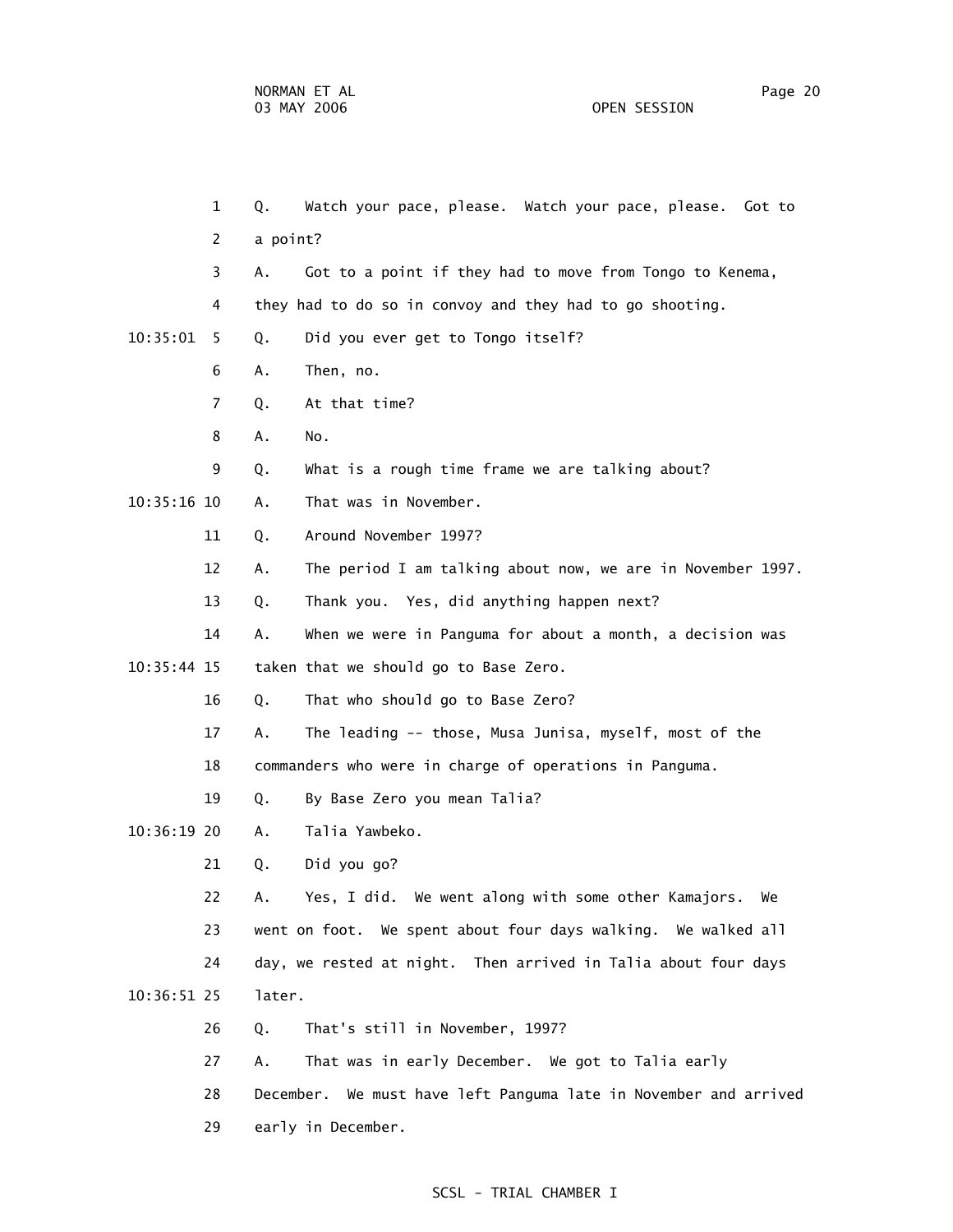1 Q. Watch your pace, please. Watch your pace, please. Got to
2 a point?
3 A. Got to a point if they had to move from Tongo to Kenema,
4 they had to do so in convoy and they had to go shooting.
10:35:01 5 Q. Did you ever get to Tongo itself?
6 A. Then, no.
7 Q. At that time?
8 A. No.
9 Q. What is a rough time frame we are talking about?
10:35:16 10 A. That was in November.
11 Q. Around November 1997?
12 A. The period I am talking about now, we are in November 1997.
13 Q. Thank you. Yes, did anything happen next?
14 A. When we were in Panguma for about a month, a decision was
10:35:44 15 taken that we should go to Base Zero.
16 Q. That who should go to Base Zero?
17 A. The leading -- those, Musa Junisa, myself, most of the
18 commanders who were in charge of operations in Panguma.
19 Q. By Base Zero you mean Talia?
10:36:19 20 A. Talia Yawbeko.
21 Q. Did you go?
22 A. Yes, I did. We went along with some other Kamajors. We
23 went on foot. We spent about four days walking. We walked all
24 day, we rested at night. Then arrived in Talia about four days
10:36:51 25 later.
26 Q. That's still in November, 1997?
27 A. That was in early December. We got to Talia early
28 December. We must have left Panguma late in November and arrived
29 early in December.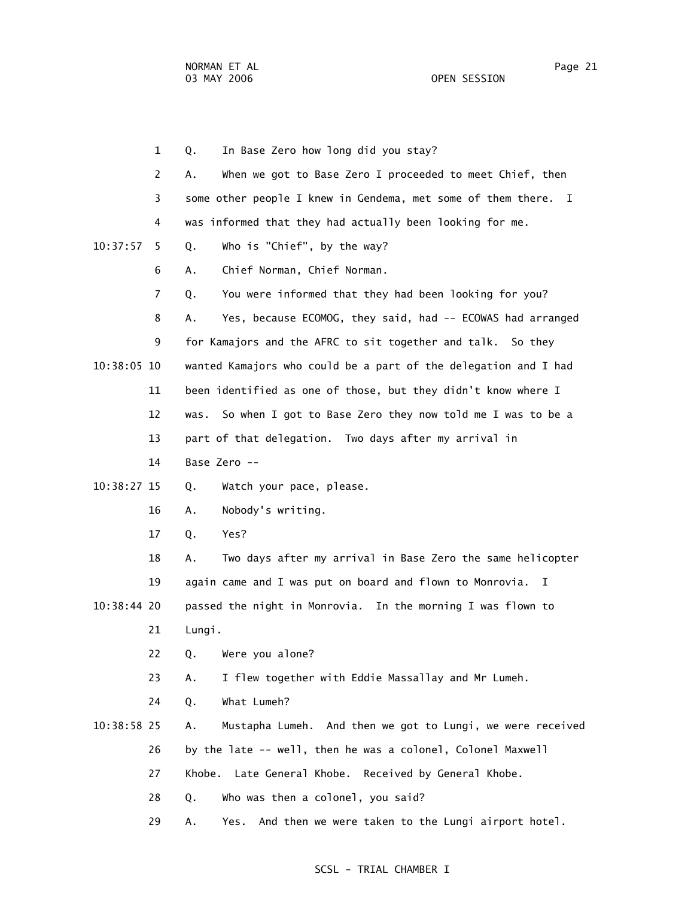1 Q. In Base Zero how long did you stay?

2 A. When we got to Base Zero I proceeded to meet Chief, then

3 some other people I knew in Gendema, met some of them there. I

4 was informed that they had actually been looking for me.

10:37:57 5 Q. Who is "Chief", by the way?

6 A. Chief Norman, Chief Norman.

7 Q. You were informed that they had been looking for you?

8 A. Yes, because ECOMOG, they said, had -- ECOWAS had arranged

9 for Kamajors and the AFRC to sit together and talk. So they

10:38:05 10 wanted Kamajors who could be a part of the delegation and I had

11 been identified as one of those, but they didn't know where I

12 was. So when I got to Base Zero they now told me I was to be a

13 part of that delegation. Two days after my arrival in

14 Base Zero --

10:38:27 15 Q. Watch your pace, please.

16 A. Nobody's writing.

17 Q. Yes?

18 A. Two days after my arrival in Base Zero the same helicopter

19 again came and I was put on board and flown to Monrovia. I

10:38:44 20 passed the night in Monrovia. In the morning I was flown to

21 Lungi.

22 Q. Were you alone?

23 A. I flew together with Eddie Massallay and Mr Lumeh.

24 Q. What Lumeh?

10:38:58 25 A. Mustapha Lumeh. And then we got to Lungi, we were received

26 by the late -- well, then he was a colonel, Colonel Maxwell

27 Khobe. Late General Khobe. Received by General Khobe.

28 Q. Who was then a colonel, you said?

29 A. Yes. And then we were taken to the Lungi airport hotel.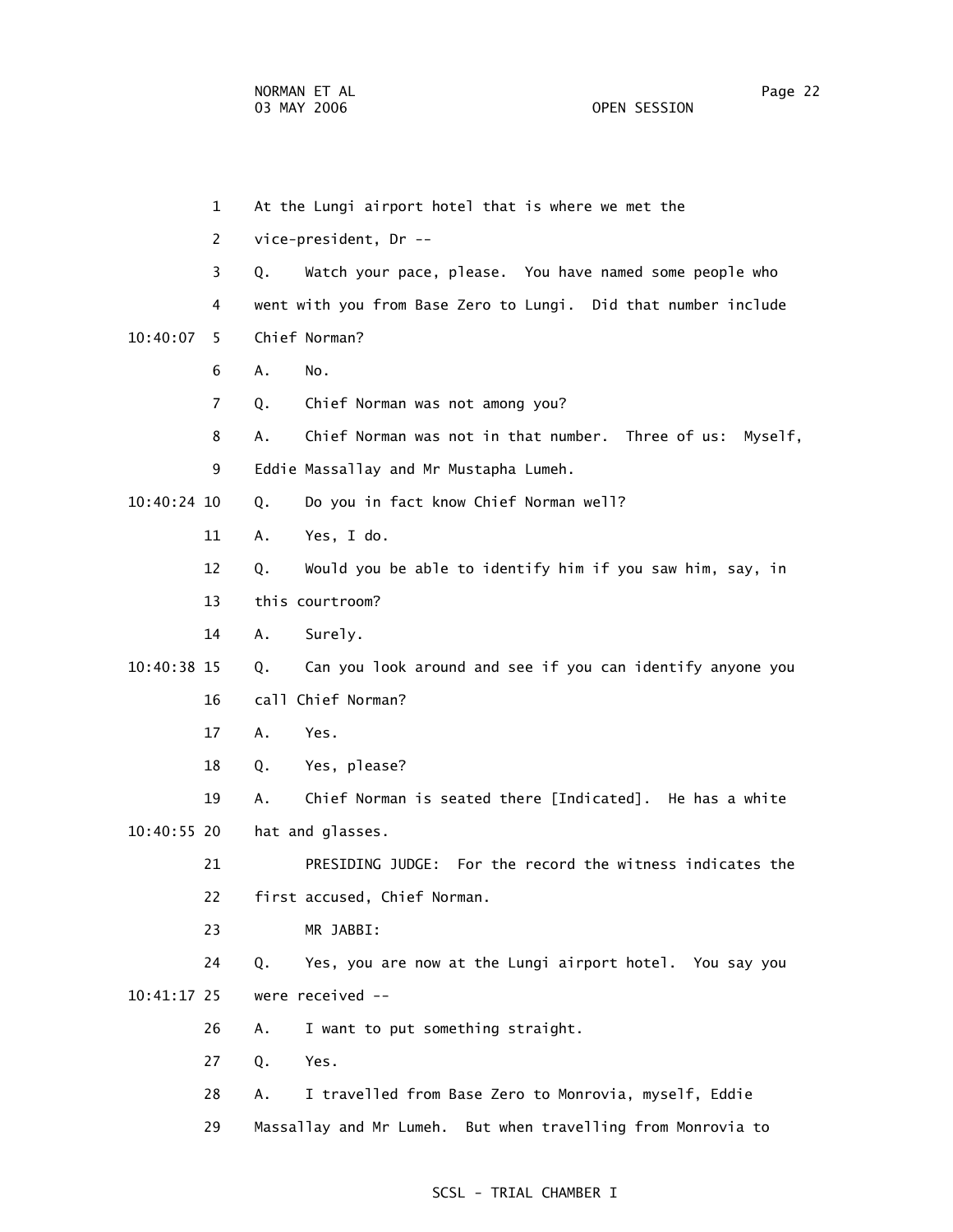1 At the Lungi airport hotel that is where we met the

2 vice-president, Dr --

3 Q. Watch your pace, please. You have named some people who

4 went with you from Base Zero to Lungi. Did that number include

10:40:07 5 Chief Norman?

6 A. No.

7 Q. Chief Norman was not among you?

8 A. Chief Norman was not in that number. Three of us: Myself,

9 Eddie Massallay and Mr Mustapha Lumeh.

10:40:24 10 Q. Do you in fact know Chief Norman well?

11 A. Yes, I do.

12 Q. Would you be able to identify him if you saw him, say, in

13 this courtroom?

14 A. Surely.

10:40:38 15 Q. Can you look around and see if you can identify anyone you

16 call Chief Norman?

17 A. Yes.

18 Q. Yes, please?

19 A. Chief Norman is seated there [Indicated]. He has a white

10:40:55 20 hat and glasses.

21 PRESIDING JUDGE: For the record the witness indicates the

22 first accused, Chief Norman.

23 MR JABBI:

24 Q. Yes, you are now at the Lungi airport hotel. You say you

10:41:17 25 were received --

26 A. I want to put something straight.

27 Q. Yes.

28 A. I travelled from Base Zero to Monrovia, myself, Eddie

29 Massallay and Mr Lumeh. But when travelling from Monrovia to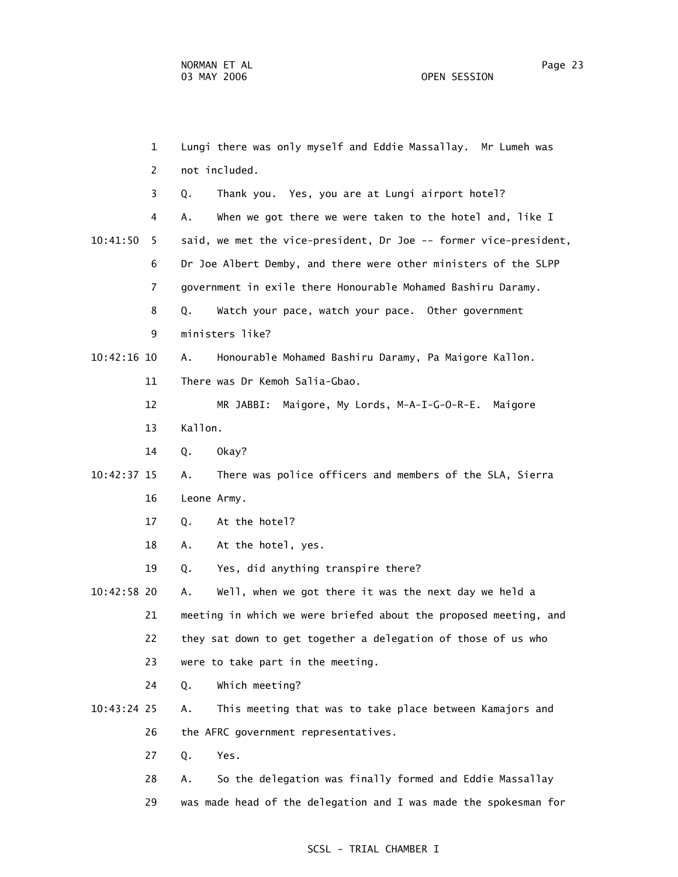Lungi there was only myself and Eddie Massallay. Mr Lumeh was not included.

Q. Thank you. Yes, you are at Lungi airport hotel?

A. When we got there we were taken to the hotel and, like I said, we met the vice-president, Dr Joe -- former vice-president, Dr Joe Albert Demby, and there were other ministers of the SLPP government in exile there Honourable Mohamed Bashiru Daramy.

Q. Watch your pace, watch your pace. Other government ministers like?

A. Honourable Mohamed Bashiru Daramy, Pa Maigore Kallon. There was Dr Kemoh Salia-Gbao.

MR JABBI: Maigore, My Lords, M-A-I-G-O-R-E. Maigore Kallon.

Q. Okay?

A. There was police officers and members of the SLA, Sierra Leone Army.

Q. At the hotel?

A. At the hotel, yes.

Q. Yes, did anything transpire there?

A. Well, when we got there it was the next day we held a meeting in which we were briefed about the proposed meeting, and they sat down to get together a delegation of those of us who were to take part in the meeting.

Q. Which meeting?

A. This meeting that was to take place between Kamajors and the AFRC government representatives.

Q. Yes.

A. So the delegation was finally formed and Eddie Massallay was made head of the delegation and I was made the spokesman for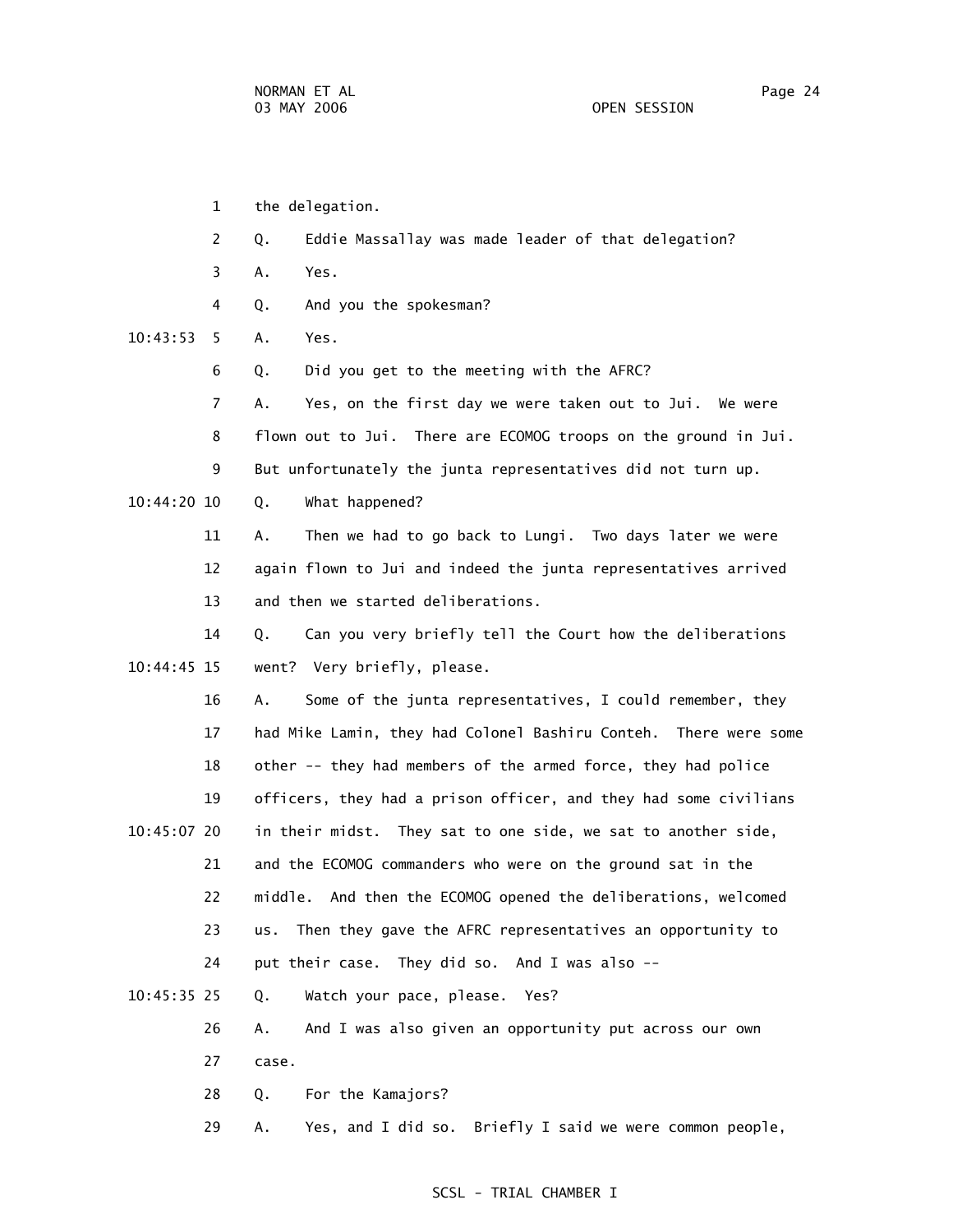1 the delegation.

2 Q. Eddie Massallay was made leader of that delegation?

3 A. Yes.

4 Q. And you the spokesman?

10:43:53 5 A. Yes.

6 Q. Did you get to the meeting with the AFRC?

7 A. Yes, on the first day we were taken out to Jui. We were

8 flown out to Jui. There are ECOMOG troops on the ground in Jui.

9 But unfortunately the junta representatives did not turn up.

10:44:20 10 Q. What happened?

11 A. Then we had to go back to Lungi. Two days later we were

12 again flown to Jui and indeed the junta representatives arrived

13 and then we started deliberations.

14 Q. Can you very briefly tell the Court how the deliberations

10:44:45 15 went? Very briefly, please.

16 A. Some of the junta representatives, I could remember, they

17 had Mike Lamin, they had Colonel Bashiru Conteh. There were some

18 other -- they had members of the armed force, they had police

19 officers, they had a prison officer, and they had some civilians

10:45:07 20 in their midst. They sat to one side, we sat to another side,

21 and the ECOMOG commanders who were on the ground sat in the

22 middle. And then the ECOMOG opened the deliberations, welcomed

23 us. Then they gave the AFRC representatives an opportunity to

24 put their case. They did so. And I was also --

10:45:35 25 Q. Watch your pace, please. Yes?

26 A. And I was also given an opportunity put across our own

27 case.

28 Q. For the Kamajors?

29 A. Yes, and I did so. Briefly I said we were common people,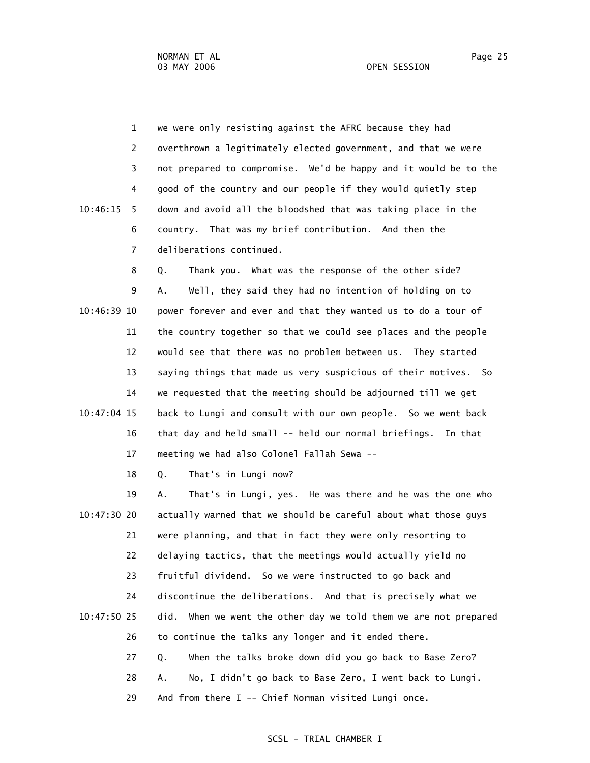1 we were only resisting against the AFRC because they had
2 overthrown a legitimately elected government, and that we were
3 not prepared to compromise. We'd be happy and it would be to the
4 good of the country and our people if they would quietly step
10:46:15 5 down and avoid all the bloodshed that was taking place in the
6 country. That was my brief contribution. And then the
7 deliberations continued.
8 Q. Thank you. What was the response of the other side?
9 A. Well, they said they had no intention of holding on to
10:46:39 10 power forever and ever and that they wanted us to do a tour of
11 the country together so that we could see places and the people
12 would see that there was no problem between us. They started
13 saying things that made us very suspicious of their motives. So
14 we requested that the meeting should be adjourned till we get
10:47:04 15 back to Lungi and consult with our own people. So we went back
16 that day and held small -- held our normal briefings. In that
17 meeting we had also Colonel Fallah Sewa --
18 Q. That's in Lungi now?
19 A. That's in Lungi, yes. He was there and he was the one who
10:47:30 20 actually warned that we should be careful about what those guys
21 were planning, and that in fact they were only resorting to
22 delaying tactics, that the meetings would actually yield no
23 fruitful dividend. So we were instructed to go back and
24 discontinue the deliberations. And that is precisely what we
10:47:50 25 did. When we went the other day we told them we are not prepared
26 to continue the talks any longer and it ended there.
27 Q. When the talks broke down did you go back to Base Zero?
28 A. No, I didn't go back to Base Zero, I went back to Lungi.
29 And from there I -- Chief Norman visited Lungi once.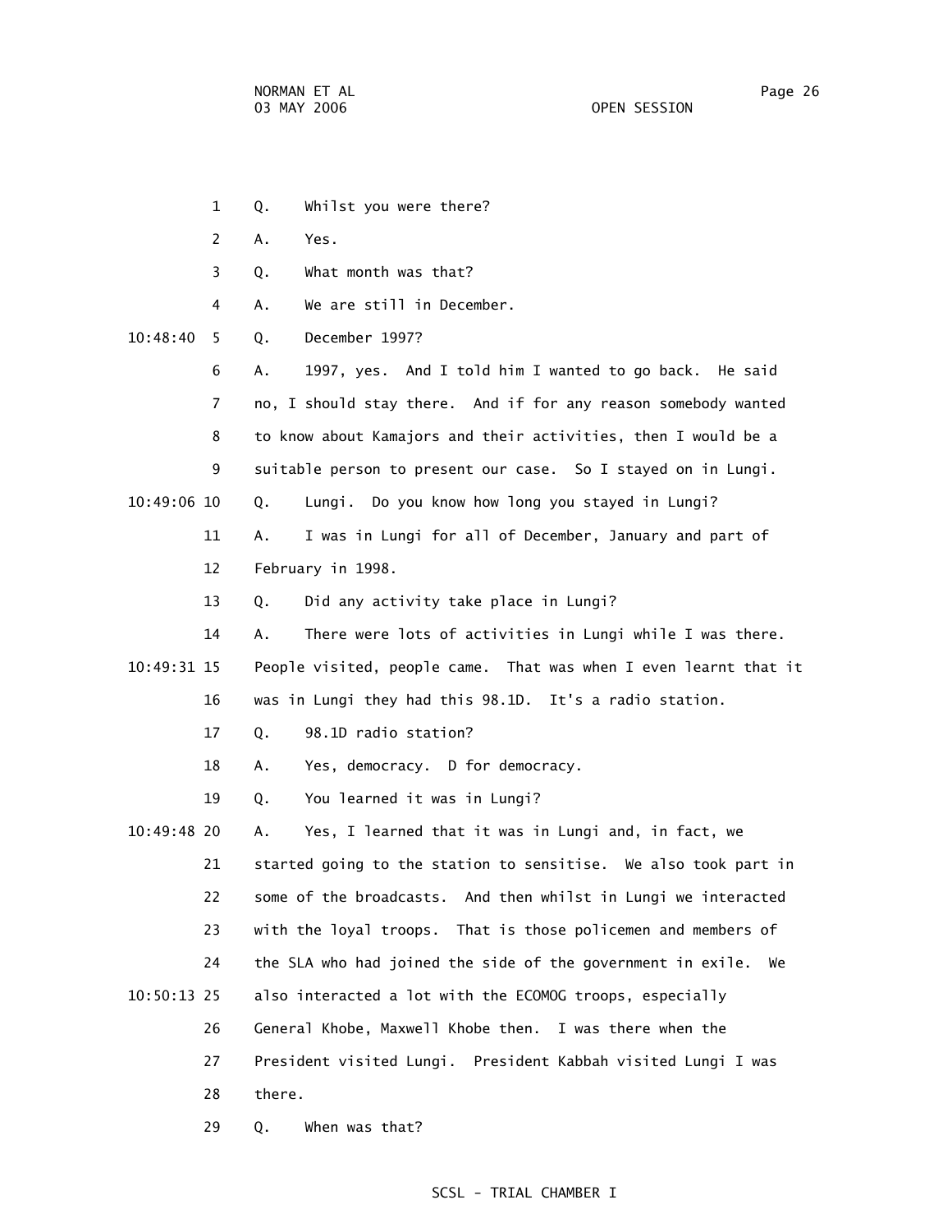1 Q. Whilst you were there?

2 A. Yes.

3 Q. What month was that?

4 A. We are still in December.

10:48:40 5 Q. December 1997?

6 A. 1997, yes. And I told him I wanted to go back. He said

7 no, I should stay there. And if for any reason somebody wanted

8 to know about Kamajors and their activities, then I would be a

9 suitable person to present our case. So I stayed on in Lungi.

10:49:06 10 Q. Lungi. Do you know how long you stayed in Lungi?

11 A. I was in Lungi for all of December, January and part of

12 February in 1998.

13 Q. Did any activity take place in Lungi?

14 A. There were lots of activities in Lungi while I was there.

10:49:31 15 People visited, people came. That was when I even learnt that it

16 was in Lungi they had this 98.1D. It's a radio station.

17 Q. 98.1D radio station?

18 A. Yes, democracy. D for democracy.

19 Q. You learned it was in Lungi?

10:49:48 20 A. Yes, I learned that it was in Lungi and, in fact, we

21 started going to the station to sensitise. We also took part in

22 some of the broadcasts. And then whilst in Lungi we interacted

23 with the loyal troops. That is those policemen and members of

24 the SLA who had joined the side of the government in exile. We

10:50:13 25 also interacted a lot with the ECOMOG troops, especially

26 General Khobe, Maxwell Khobe then. I was there when the

27 President visited Lungi. President Kabbah visited Lungi I was

28 there.

29 Q. When was that?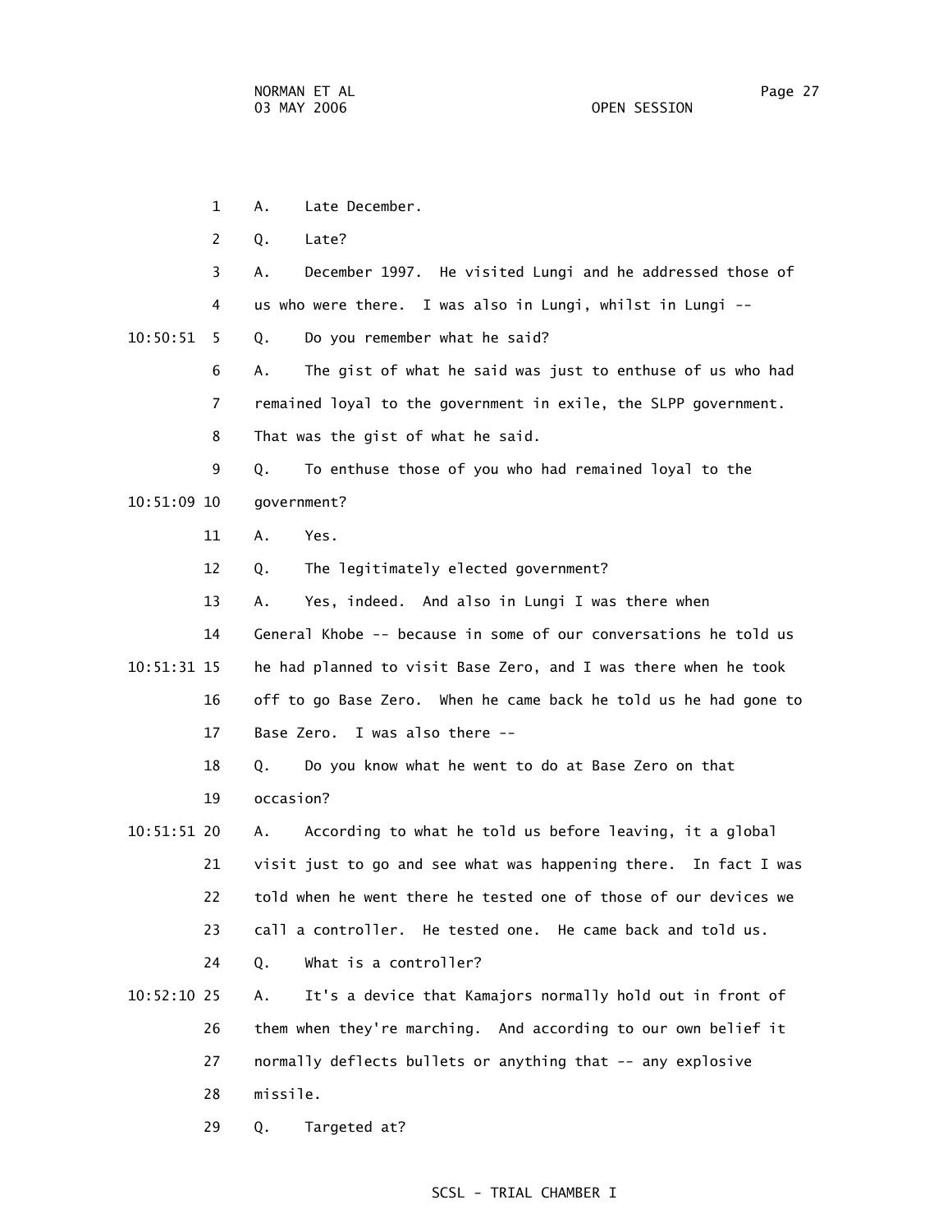1 A. Late December.

2 Q. Late?

3 A. December 1997. He visited Lungi and he addressed those of

4 us who were there. I was also in Lungi, whilst in Lungi --

10:50:51 5 Q. Do you remember what he said?

6 A. The gist of what he said was just to enthuse of us who had

7 remained loyal to the government in exile, the SLPP government.

8 That was the gist of what he said.

9 Q. To enthuse those of you who had remained loyal to the

10:51:09 10 government?

11 A. Yes.

12 Q. The legitimately elected government?

13 A. Yes, indeed. And also in Lungi I was there when

14 General Khobe -- because in some of our conversations he told us

10:51:31 15 he had planned to visit Base Zero, and I was there when he took

16 off to go Base Zero. When he came back he told us he had gone to

17 Base Zero. I was also there --

18 Q. Do you know what he went to do at Base Zero on that

19 occasion?

10:51:51 20 A. According to what he told us before leaving, it a global

21 visit just to go and see what was happening there. In fact I was

22 told when he went there he tested one of those of our devices we

23 call a controller. He tested one. He came back and told us.

24 Q. What is a controller?

10:52:10 25 A. It's a device that Kamajors normally hold out in front of

26 them when they're marching. And according to our own belief it

27 normally deflects bullets or anything that -- any explosive

28 missile.

29 Q. Targeted at?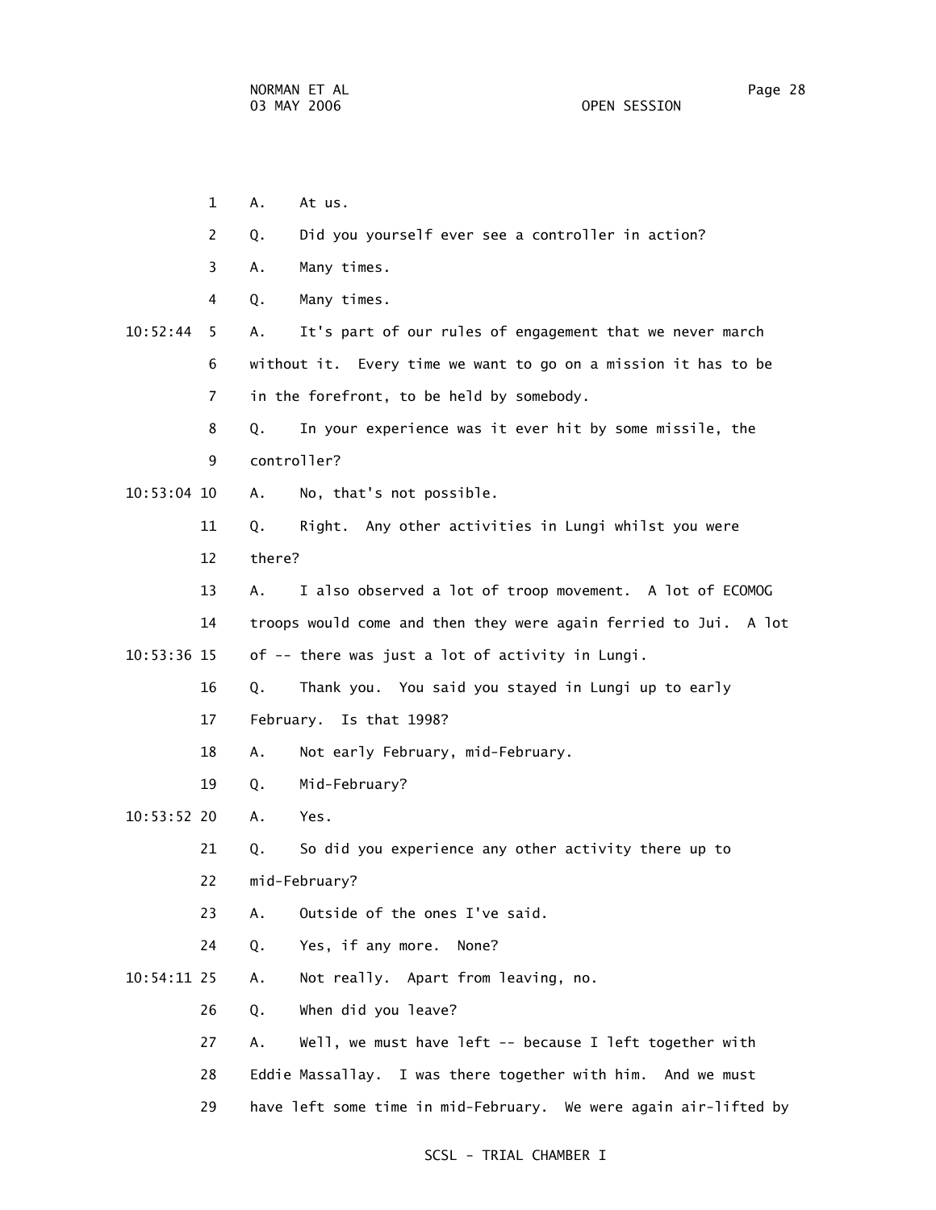1 A. At us.

2 Q. Did you yourself ever see a controller in action?

3 A. Many times.

4 Q. Many times.

10:52:44 5 A. It's part of our rules of engagement that we never march

6 without it. Every time we want to go on a mission it has to be

7 in the forefront, to be held by somebody.

8 Q. In your experience was it ever hit by some missile, the

9 controller?

10:53:04 10 A. No, that's not possible.

11 Q. Right. Any other activities in Lungi whilst you were

12 there?

13 A. I also observed a lot of troop movement. A lot of ECOMOG

14 troops would come and then they were again ferried to Jui. A lot

10:53:36 15 of -- there was just a lot of activity in Lungi.

16 Q. Thank you. You said you stayed in Lungi up to early

17 February. Is that 1998?

18 A. Not early February, mid-February.

19 Q. Mid-February?

10:53:52 20 A. Yes.

21 Q. So did you experience any other activity there up to

22 mid-February?

23 A. Outside of the ones I've said.

24 Q. Yes, if any more. None?

10:54:11 25 A. Not really. Apart from leaving, no.

26 Q. When did you leave?

27 A. Well, we must have left -- because I left together with

28 Eddie Massallay. I was there together with him. And we must

29 have left some time in mid-February. We were again air-lifted by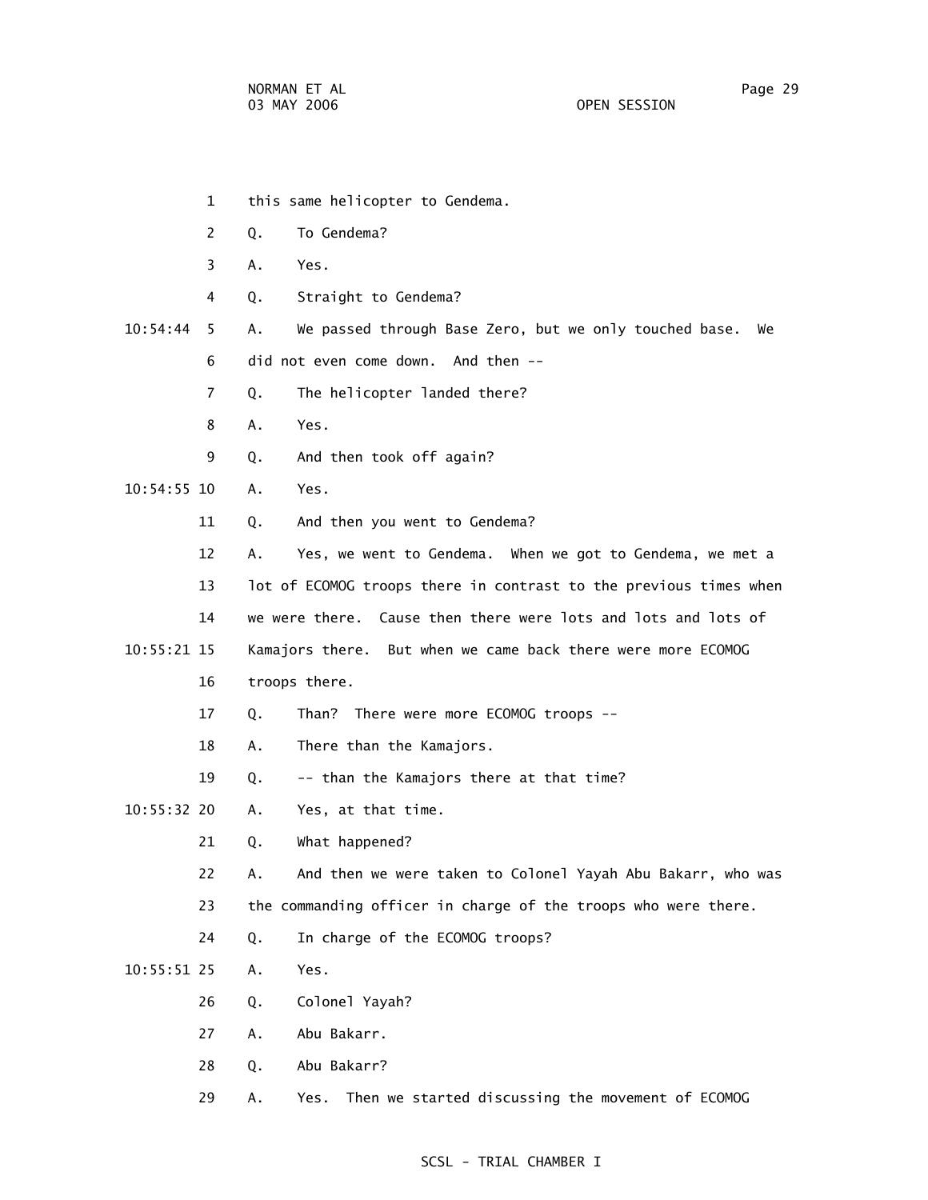1 this same helicopter to Gendema.

2 Q. To Gendema?

3 A. Yes.

4 Q. Straight to Gendema?

10:54:44 5 A. We passed through Base Zero, but we only touched base. We

6 did not even come down. And then --

7 Q. The helicopter landed there?

8 A. Yes.

9 Q. And then took off again?

10:54:55 10 A. Yes.

11 Q. And then you went to Gendema?

12 A. Yes, we went to Gendema. When we got to Gendema, we met a

13 lot of ECOMOG troops there in contrast to the previous times when

14 we were there. Cause then there were lots and lots and lots of

10:55:21 15 Kamajors there. But when we came back there were more ECOMOG

16 troops there.

17 Q. Than? There were more ECOMOG troops --

18 A. There than the Kamajors.

19 Q. -- than the Kamajors there at that time?

10:55:32 20 A. Yes, at that time.

21 Q. What happened?

22 A. And then we were taken to Colonel Yayah Abu Bakarr, who was

23 the commanding officer in charge of the troops who were there.

24 Q. In charge of the ECOMOG troops?

10:55:51 25 A. Yes.

26 Q. Colonel Yayah?

27 A. Abu Bakarr.

28 Q. Abu Bakarr?

29 A. Yes. Then we started discussing the movement of ECOMOG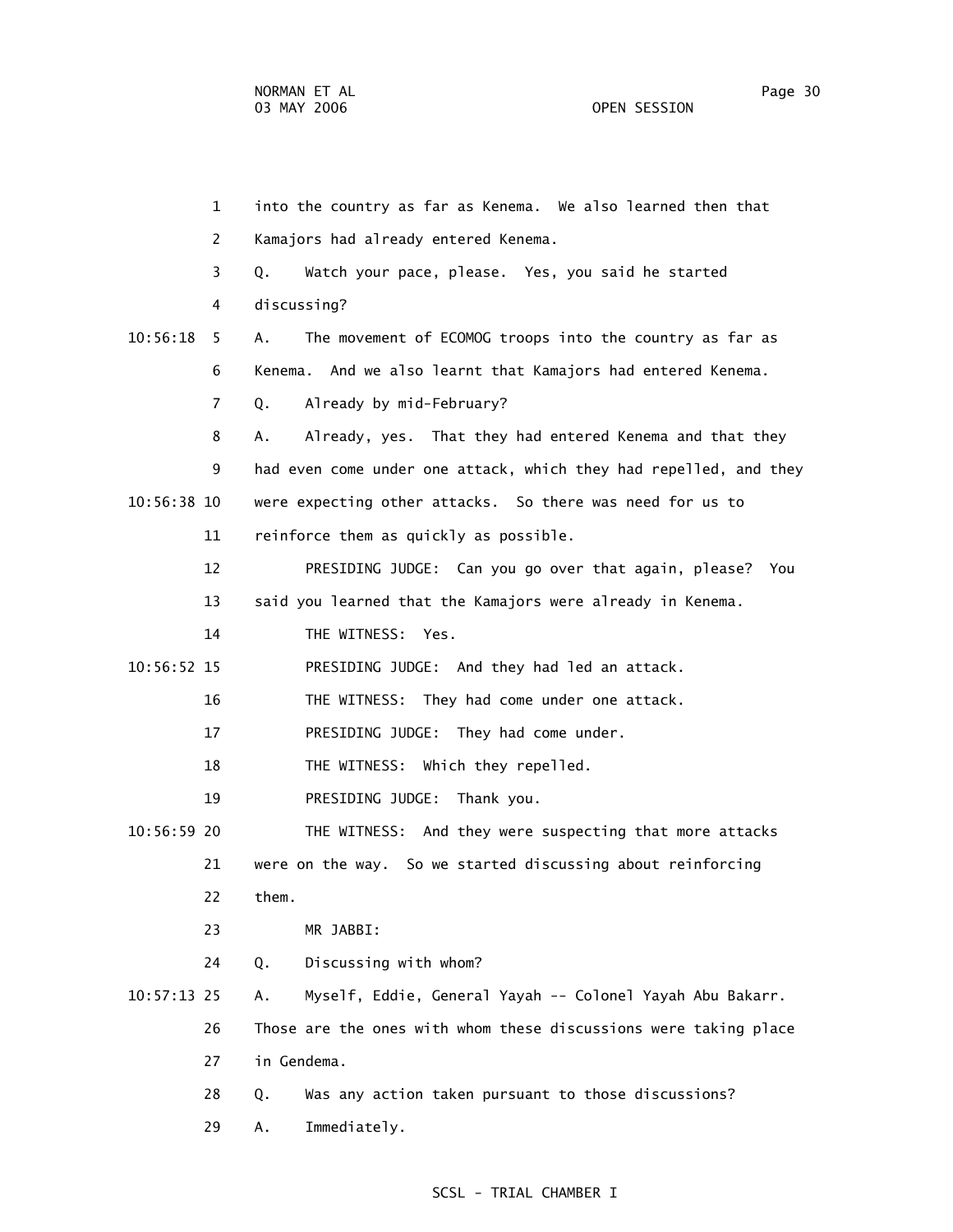into the country as far as Kenema. We also learned then that Kamajors had already entered Kenema.

Q. Watch your pace, please. Yes, you said he started discussing?

A. The movement of ECOMOG troops into the country as far as Kenema. And we also learnt that Kamajors had entered Kenema.

Q. Already by mid-February?

A. Already, yes. That they had entered Kenema and that they had even come under one attack, which they had repelled, and they were expecting other attacks. So there was need for us to reinforce them as quickly as possible.

PRESIDING JUDGE: Can you go over that again, please? You said you learned that the Kamajors were already in Kenema.

THE WITNESS: Yes.

PRESIDING JUDGE: And they had led an attack.

THE WITNESS: They had come under one attack.

PRESIDING JUDGE: They had come under.

THE WITNESS: Which they repelled.

PRESIDING JUDGE: Thank you.

THE WITNESS: And they were suspecting that more attacks were on the way. So we started discussing about reinforcing them.

MR JABBI:

Q. Discussing with whom?

A. Myself, Eddie, General Yayah -- Colonel Yayah Abu Bakarr. Those are the ones with whom these discussions were taking place in Gendema.

Q. Was any action taken pursuant to those discussions?

A. Immediately.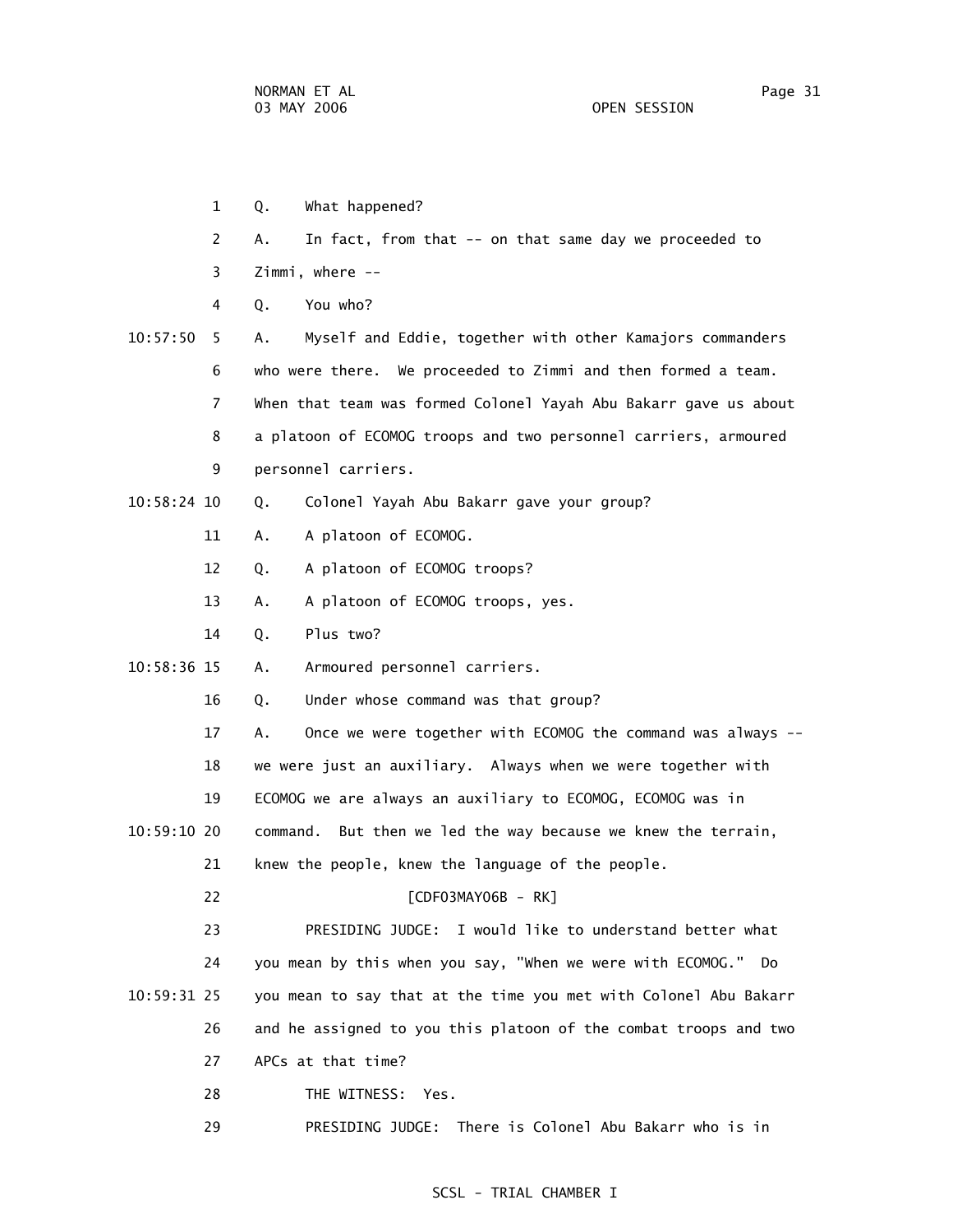1 Q. What happened?

2 A. In fact, from that -- on that same day we proceeded to

3 Zimmi, where --

4 Q. You who?

10:57:50 5 A. Myself and Eddie, together with other Kamajors commanders

6 who were there. We proceeded to Zimmi and then formed a team.

7 When that team was formed Colonel Yayah Abu Bakarr gave us about

8 a platoon of ECOMOG troops and two personnel carriers, armoured

9 personnel carriers.

10:58:24 10 Q. Colonel Yayah Abu Bakarr gave your group?

11 A. A platoon of ECOMOG.

12 Q. A platoon of ECOMOG troops?

13 A. A platoon of ECOMOG troops, yes.

14 Q. Plus two?

10:58:36 15 A. Armoured personnel carriers.

16 Q. Under whose command was that group?

17 A. Once we were together with ECOMOG the command was always --

18 we were just an auxiliary. Always when we were together with

19 ECOMOG we are always an auxiliary to ECOMOG, ECOMOG was in

10:59:10 20 command. But then we led the way because we knew the terrain,

21 knew the people, knew the language of the people.

22 [CDF03MAY06B - RK]

23 PRESIDING JUDGE: I would like to understand better what

24 you mean by this when you say, "When we were with ECOMOG." Do

10:59:31 25 you mean to say that at the time you met with Colonel Abu Bakarr

26 and he assigned to you this platoon of the combat troops and two

27 APCs at that time?

28 THE WITNESS: Yes.

29 PRESIDING JUDGE: There is Colonel Abu Bakarr who is in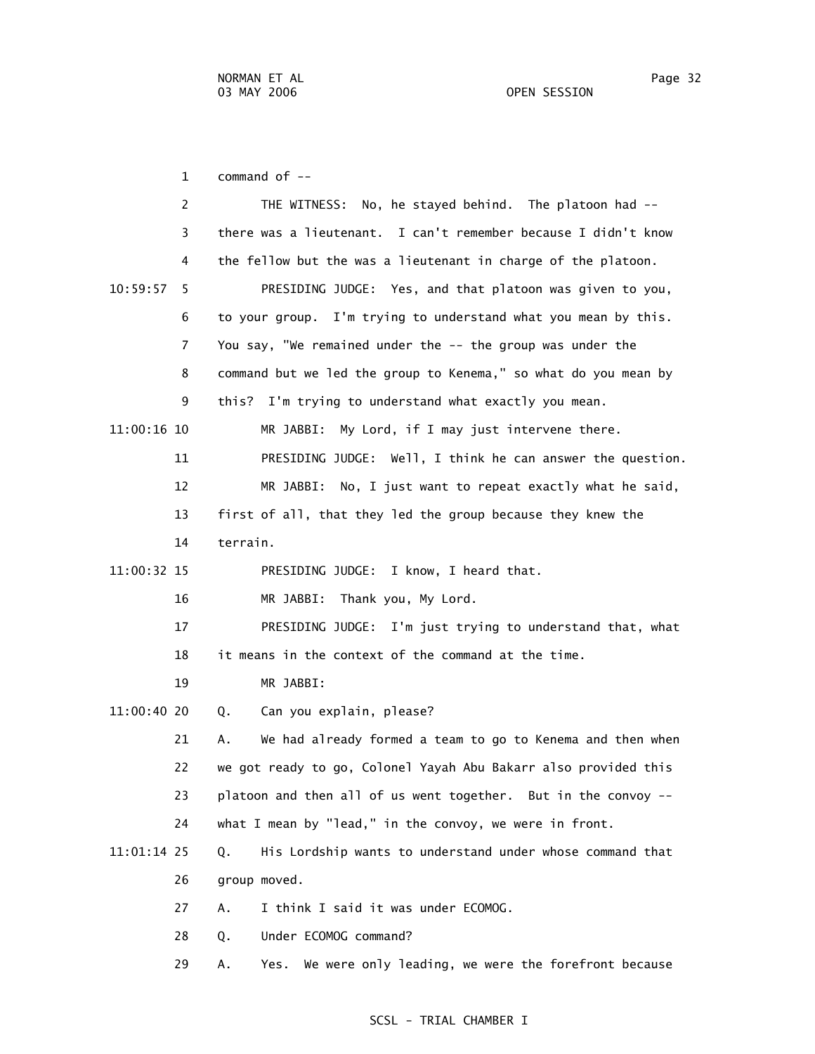command of --

THE WITNESS: No, he stayed behind. The platoon had -- there was a lieutenant. I can't remember because I didn't know the fellow but the was a lieutenant in charge of the platoon.

PRESIDING JUDGE: Yes, and that platoon was given to you, to your group. I'm trying to understand what you mean by this. You say, "We remained under the -- the group was under the command but we led the group to Kenema," so what do you mean by this? I'm trying to understand what exactly you mean.

MR JABBI: My Lord, if I may just intervene there.

PRESIDING JUDGE: Well, I think he can answer the question.

MR JABBI: No, I just want to repeat exactly what he said, first of all, that they led the group because they knew the terrain.

PRESIDING JUDGE: I know, I heard that.

MR JABBI: Thank you, My Lord.

PRESIDING JUDGE: I'm just trying to understand that, what it means in the context of the command at the time.

MR JABBI:

Q. Can you explain, please?

A. We had already formed a team to go to Kenema and then when we got ready to go, Colonel Yayah Abu Bakarr also provided this platoon and then all of us went together. But in the convoy -- what I mean by "lead," in the convoy, we were in front.

Q. His Lordship wants to understand under whose command that group moved.

A. I think I said it was under ECOMOG.

Q. Under ECOMOG command?

A. Yes. We were only leading, we were the forefront because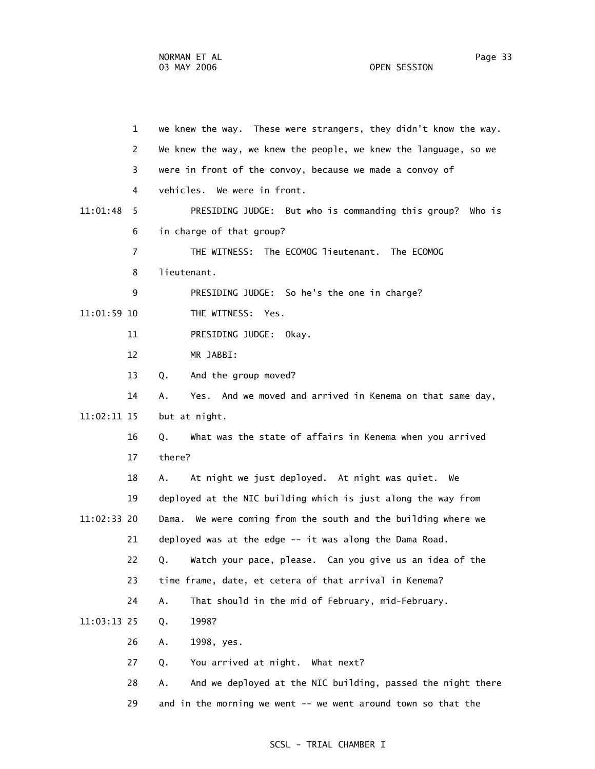we knew the way. These were strangers, they didn't know the way. We knew the way, we knew the people, we knew the language, so we were in front of the convoy, because we made a convoy of vehicles. We were in front.

PRESIDING JUDGE: But who is commanding this group? Who is in charge of that group?

THE WITNESS: The ECOMOG lieutenant. The ECOMOG lieutenant.

PRESIDING JUDGE: So he's the one in charge?

THE WITNESS: Yes.

PRESIDING JUDGE: Okay.

MR JABBI:

Q. And the group moved?

A. Yes. And we moved and arrived in Kenema on that same day, but at night.

Q. What was the state of affairs in Kenema when you arrived there?

A. At night we just deployed. At night was quiet. We deployed at the NIC building which is just along the way from Dama. We were coming from the south and the building where we deployed was at the edge -- it was along the Dama Road.

Q. Watch your pace, please. Can you give us an idea of the time frame, date, et cetera of that arrival in Kenema?

A. That should in the mid of February, mid-February.

Q. 1998?

A. 1998, yes.

Q. You arrived at night. What next?

A. And we deployed at the NIC building, passed the night there and in the morning we went -- we went around town so that the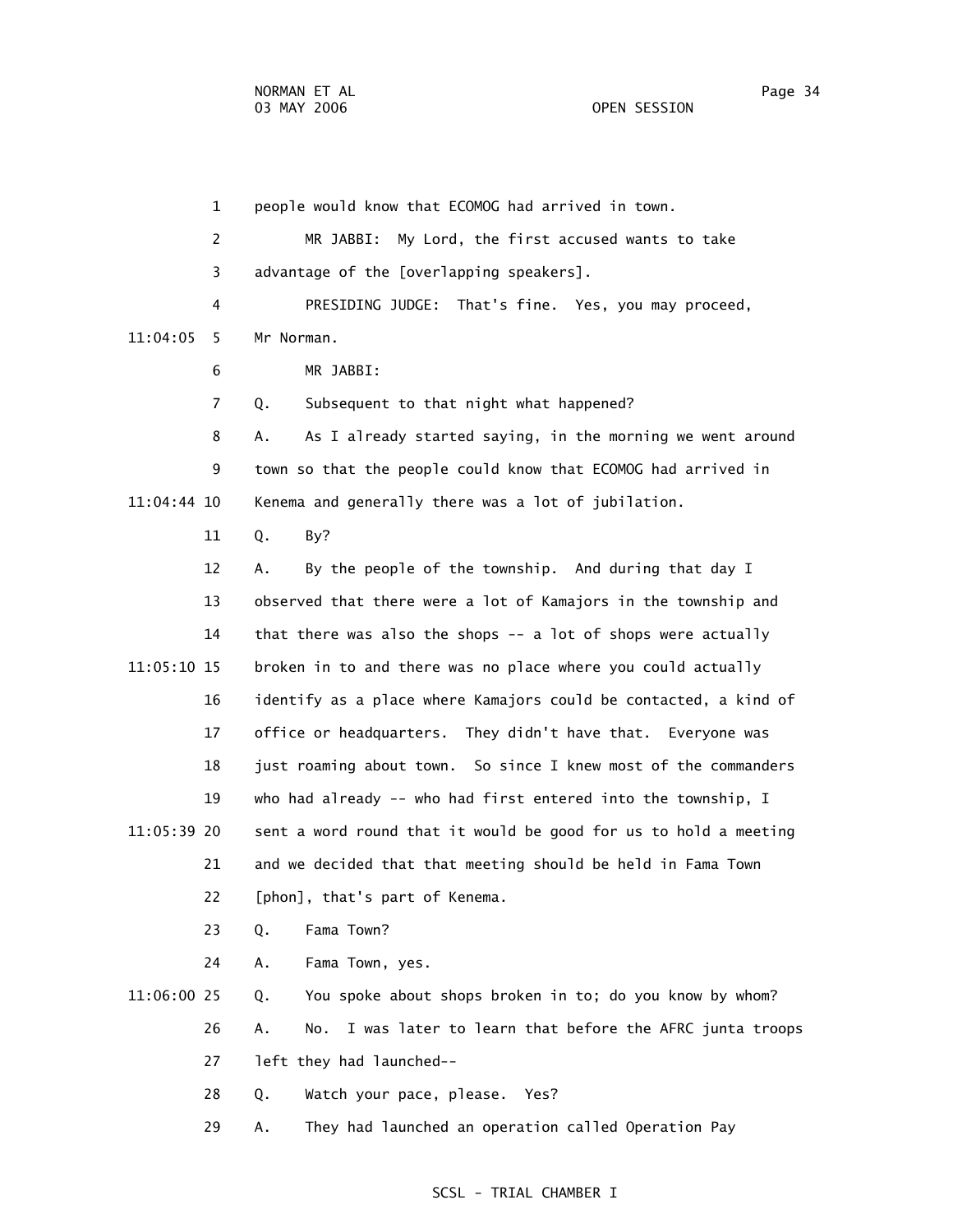people would know that ECOMOG had arrived in town.

MR JABBI: My Lord, the first accused wants to take advantage of the [overlapping speakers].

PRESIDING JUDGE: That's fine. Yes, you may proceed, Mr Norman.

MR JABBI:

Q. Subsequent to that night what happened?

A. As I already started saying, in the morning we went around town so that the people could know that ECOMOG had arrived in Kenema and generally there was a lot of jubilation.

Q. By?

A. By the people of the township. And during that day I observed that there were a lot of Kamajors in the township and that there was also the shops -- a lot of shops were actually broken in to and there was no place where you could actually identify as a place where Kamajors could be contacted, a kind of office or headquarters. They didn't have that. Everyone was just roaming about town. So since I knew most of the commanders who had already -- who had first entered into the township, I sent a word round that it would be good for us to hold a meeting and we decided that that meeting should be held in Fama Town [phon], that's part of Kenema.

Q. Fama Town?

A. Fama Town, yes.

Q. You spoke about shops broken in to; do you know by whom?

A. No. I was later to learn that before the AFRC junta troops left they had launched--

Q. Watch your pace, please. Yes?

A. They had launched an operation called Operation Pay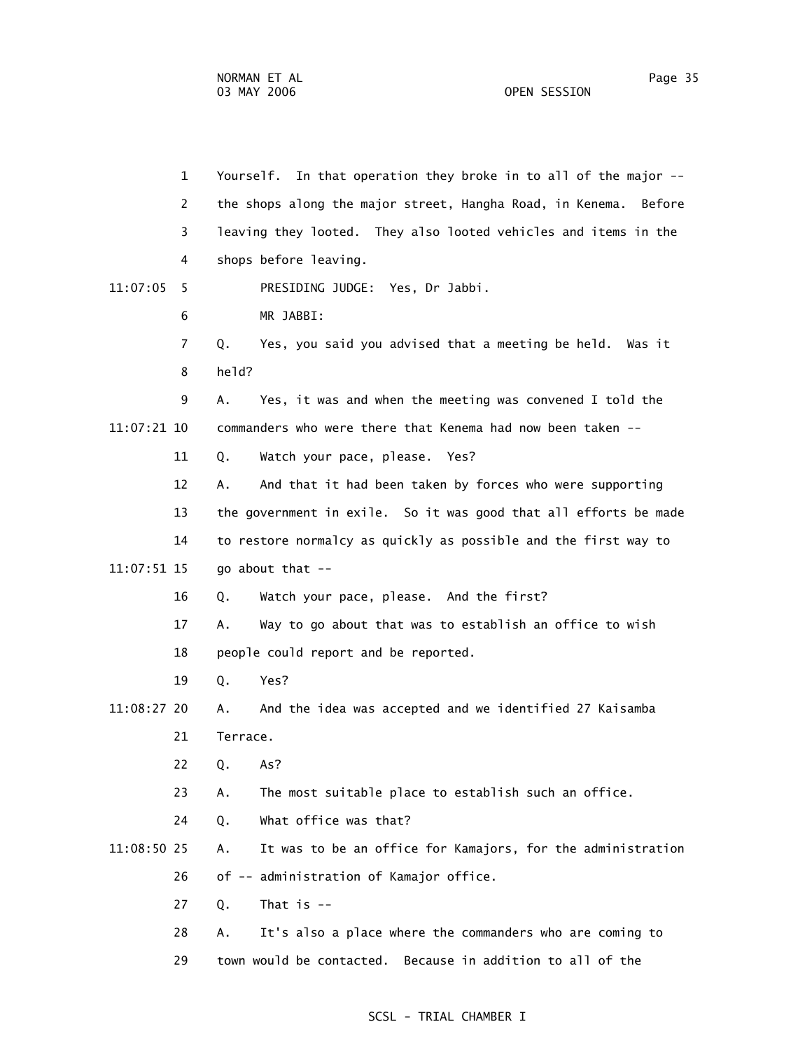1 Yourself. In that operation they broke in to all of the major -- 2 the shops along the major street, Hangha Road, in Kenema. Before 3 leaving they looted. They also looted vehicles and items in the 4 shops before leaving.

11:07:05 5 PRESIDING JUDGE: Yes, Dr Jabbi.

6 MR JABBI:

7 Q. Yes, you said you advised that a meeting be held. Was it 8 held?

9 A. Yes, it was and when the meeting was convened I told the 11:07:21 10 commanders who were there that Kenema had now been taken --

11 Q. Watch your pace, please. Yes?

12 A. And that it had been taken by forces who were supporting 13 the government in exile. So it was good that all efforts be made 14 to restore normalcy as quickly as possible and the first way to 11:07:51 15 go about that --

16 Q. Watch your pace, please. And the first?

17 A. Way to go about that was to establish an office to wish 18 people could report and be reported.

19 Q. Yes?

11:08:27 20 A. And the idea was accepted and we identified 27 Kaisamba 21 Terrace.

22 Q. As?

23 A. The most suitable place to establish such an office.

24 Q. What office was that?

11:08:50 25 A. It was to be an office for Kamajors, for the administration 26 of -- administration of Kamajor office.

27 Q. That is --

28 A. It's also a place where the commanders who are coming to 29 town would be contacted. Because in addition to all of the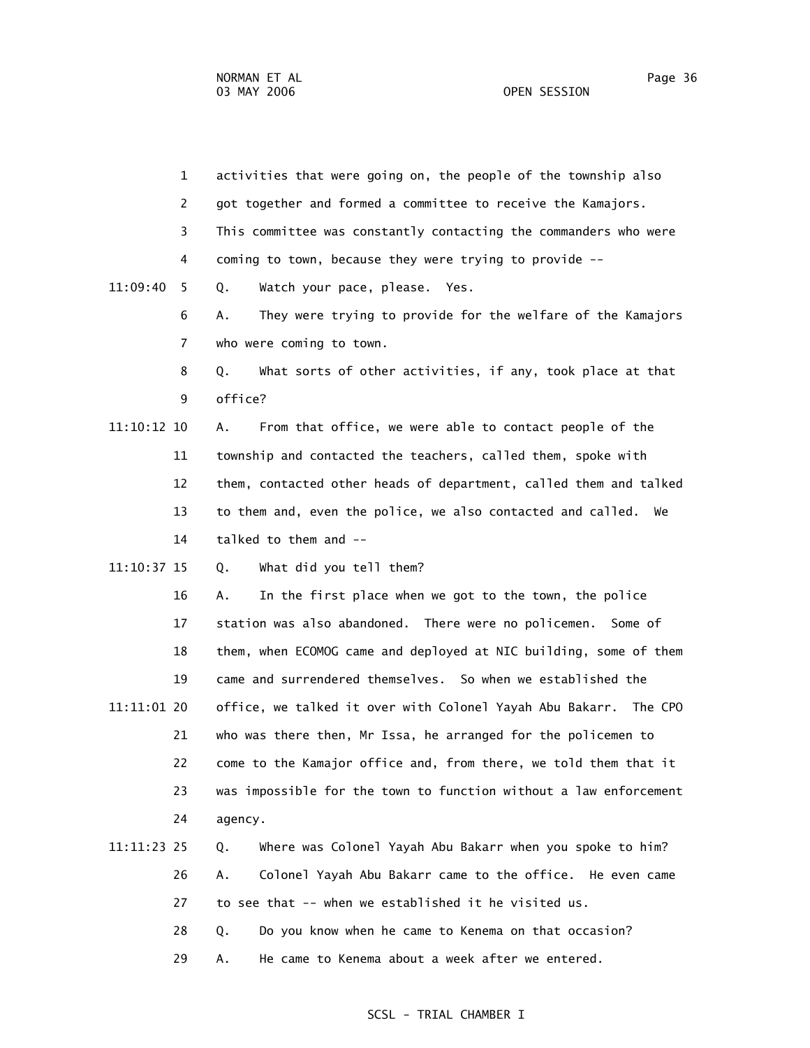1 activities that were going on, the people of the township also
2 got together and formed a committee to receive the Kamajors.
3 This committee was constantly contacting the commanders who were
4 coming to town, because they were trying to provide --
11:09:40 5 Q. Watch your pace, please. Yes.
6 A. They were trying to provide for the welfare of the Kamajors
7 who were coming to town.
8 Q. What sorts of other activities, if any, took place at that
9 office?
11:10:12 10 A. From that office, we were able to contact people of the
11 township and contacted the teachers, called them, spoke with
12 them, contacted other heads of department, called them and talked
13 to them and, even the police, we also contacted and called. We
14 talked to them and --
11:10:37 15 Q. What did you tell them?
16 A. In the first place when we got to the town, the police
17 station was also abandoned. There were no policemen. Some of
18 them, when ECOMOG came and deployed at NIC building, some of them
19 came and surrendered themselves. So when we established the
11:11:01 20 office, we talked it over with Colonel Yayah Abu Bakarr. The CPO
21 who was there then, Mr Issa, he arranged for the policemen to
22 come to the Kamajor office and, from there, we told them that it
23 was impossible for the town to function without a law enforcement
24 agency.
11:11:23 25 Q. Where was Colonel Yayah Abu Bakarr when you spoke to him?
26 A. Colonel Yayah Abu Bakarr came to the office. He even came
27 to see that -- when we established it he visited us.
28 Q. Do you know when he came to Kenema on that occasion?
29 A. He came to Kenema about a week after we entered.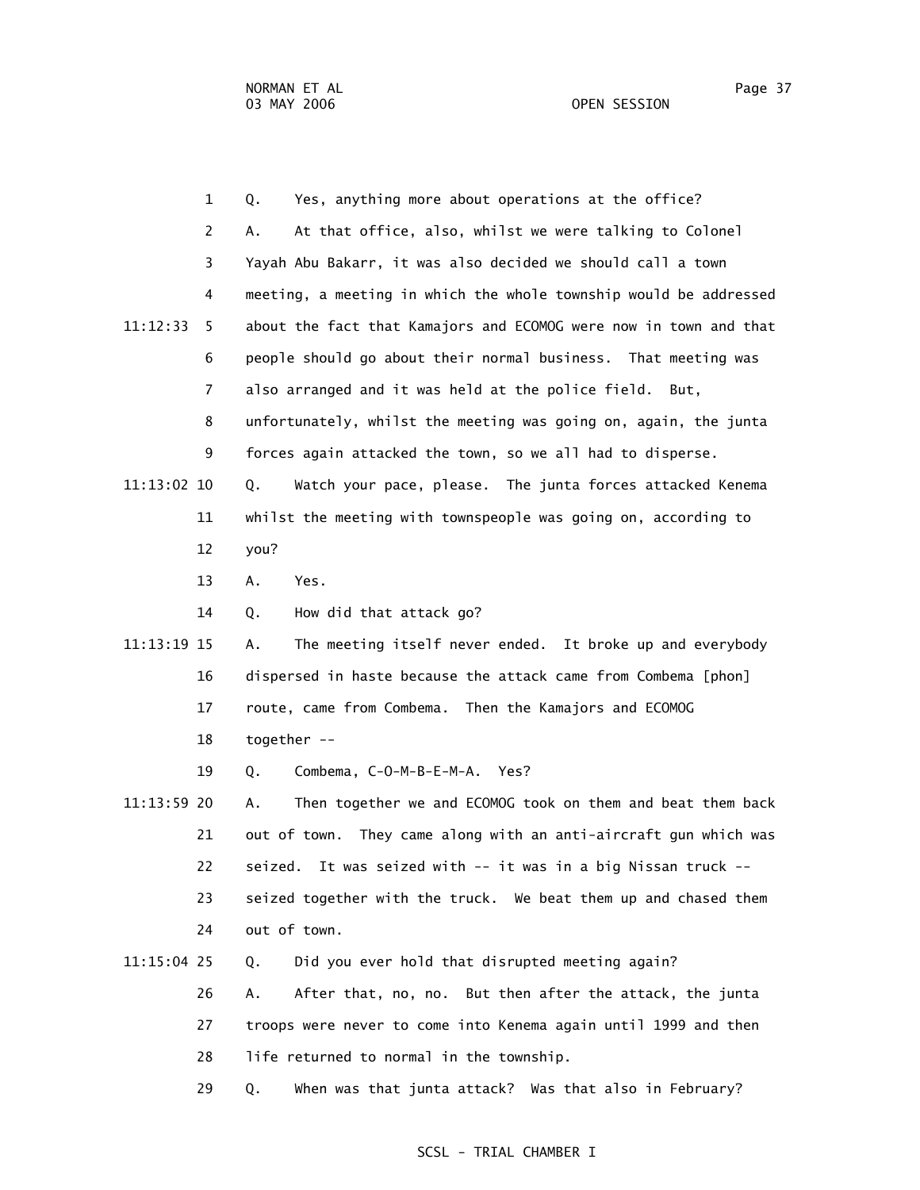1 Q. Yes, anything more about operations at the office?

2 A. At that office, also, whilst we were talking to Colonel

3 Yayah Abu Bakarr, it was also decided we should call a town

4 meeting, a meeting in which the whole township would be addressed

11:12:33 5 about the fact that Kamajors and ECOMOG were now in town and that

6 people should go about their normal business. That meeting was

7 also arranged and it was held at the police field. But,

8 unfortunately, whilst the meeting was going on, again, the junta

9 forces again attacked the town, so we all had to disperse.

11:13:02 10 Q. Watch your pace, please. The junta forces attacked Kenema

11 whilst the meeting with townspeople was going on, according to

12 you?

13 A. Yes.

14 Q. How did that attack go?

11:13:19 15 A. The meeting itself never ended. It broke up and everybody

16 dispersed in haste because the attack came from Combema [phon]

17 route, came from Combema. Then the Kamajors and ECOMOG

18 together --

19 Q. Combema, C-O-M-B-E-M-A. Yes?

11:13:59 20 A. Then together we and ECOMOG took on them and beat them back

21 out of town. They came along with an anti-aircraft gun which was

22 seized. It was seized with -- it was in a big Nissan truck --

23 seized together with the truck. We beat them up and chased them

24 out of town.

11:15:04 25 Q. Did you ever hold that disrupted meeting again?

26 A. After that, no, no. But then after the attack, the junta

27 troops were never to come into Kenema again until 1999 and then

28 life returned to normal in the township.

29 Q. When was that junta attack? Was that also in February?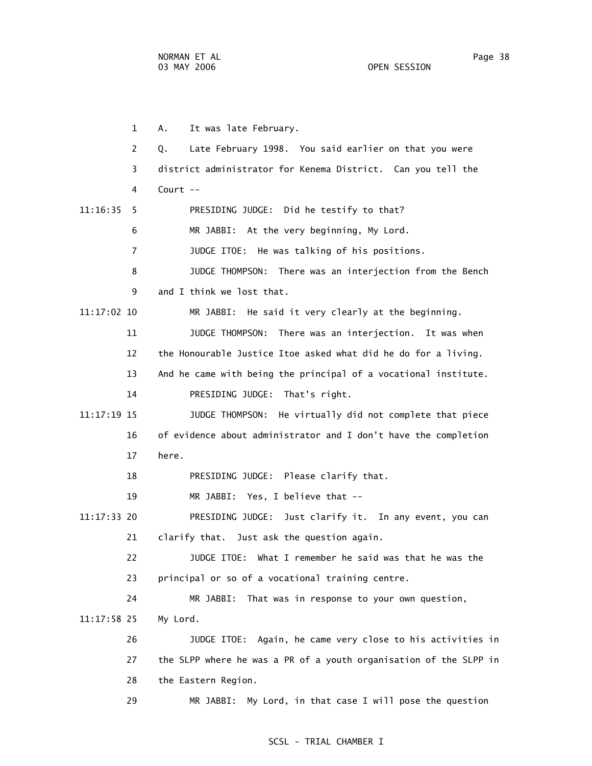1 A. It was late February.

2 Q. Late February 1998. You said earlier on that you were

3 district administrator for Kenema District. Can you tell the

4 Court --

11:16:35 5 PRESIDING JUDGE: Did he testify to that?

6 MR JABBI: At the very beginning, My Lord.

7 JUDGE ITOE: He was talking of his positions.

8 JUDGE THOMPSON: There was an interjection from the Bench

9 and I think we lost that.

11:17:02 10 MR JABBI: He said it very clearly at the beginning.

11 JUDGE THOMPSON: There was an interjection. It was when

12 the Honourable Justice Itoe asked what did he do for a living.

13 And he came with being the principal of a vocational institute.

14 PRESIDING JUDGE: That's right.

11:17:19 15 JUDGE THOMPSON: He virtually did not complete that piece

16 of evidence about administrator and I don't have the completion

17 here.

18 PRESIDING JUDGE: Please clarify that.

19 MR JABBI: Yes, I believe that --

11:17:33 20 PRESIDING JUDGE: Just clarify it. In any event, you can

21 clarify that. Just ask the question again.

22 JUDGE ITOE: What I remember he said was that he was the

23 principal or so of a vocational training centre.

24 MR JABBI: That was in response to your own question,

11:17:58 25 My Lord.

26 JUDGE ITOE: Again, he came very close to his activities in

27 the SLPP where he was a PR of a youth organisation of the SLPP in

28 the Eastern Region.

29 MR JABBI: My Lord, in that case I will pose the question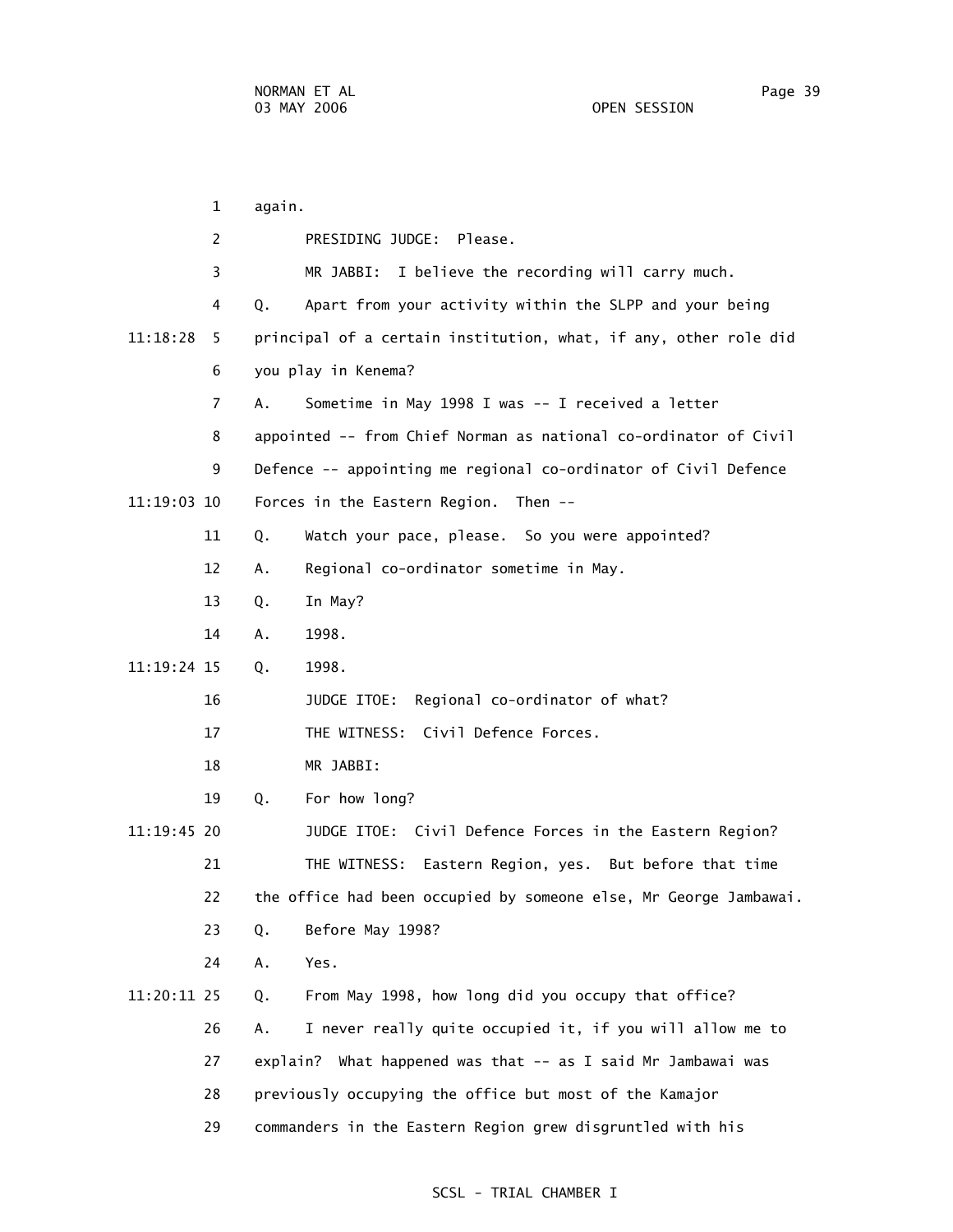1 again.

2 PRESIDING JUDGE: Please.

3 MR JABBI: I believe the recording will carry much.

4 Q. Apart from your activity within the SLPP and your being

11:18:28 5 principal of a certain institution, what, if any, other role did

6 you play in Kenema?

7 A. Sometime in May 1998 I was -- I received a letter

8 appointed -- from Chief Norman as national co-ordinator of Civil

9 Defence -- appointing me regional co-ordinator of Civil Defence

11:19:03 10 Forces in the Eastern Region. Then --

11 Q. Watch your pace, please. So you were appointed?

12 A. Regional co-ordinator sometime in May.

13 Q. In May?

14 A. 1998.

11:19:24 15 Q. 1998.

16 JUDGE ITOE: Regional co-ordinator of what?

17 THE WITNESS: Civil Defence Forces.

18 MR JABBI:

19 Q. For how long?

11:19:45 20 JUDGE ITOE: Civil Defence Forces in the Eastern Region?

21 THE WITNESS: Eastern Region, yes. But before that time

22 the office had been occupied by someone else, Mr George Jambawai.

23 Q. Before May 1998?

24 A. Yes.

11:20:11 25 Q. From May 1998, how long did you occupy that office?

26 A. I never really quite occupied it, if you will allow me to

27 explain? What happened was that -- as I said Mr Jambawai was

28 previously occupying the office but most of the Kamajor

29 commanders in the Eastern Region grew disgruntled with his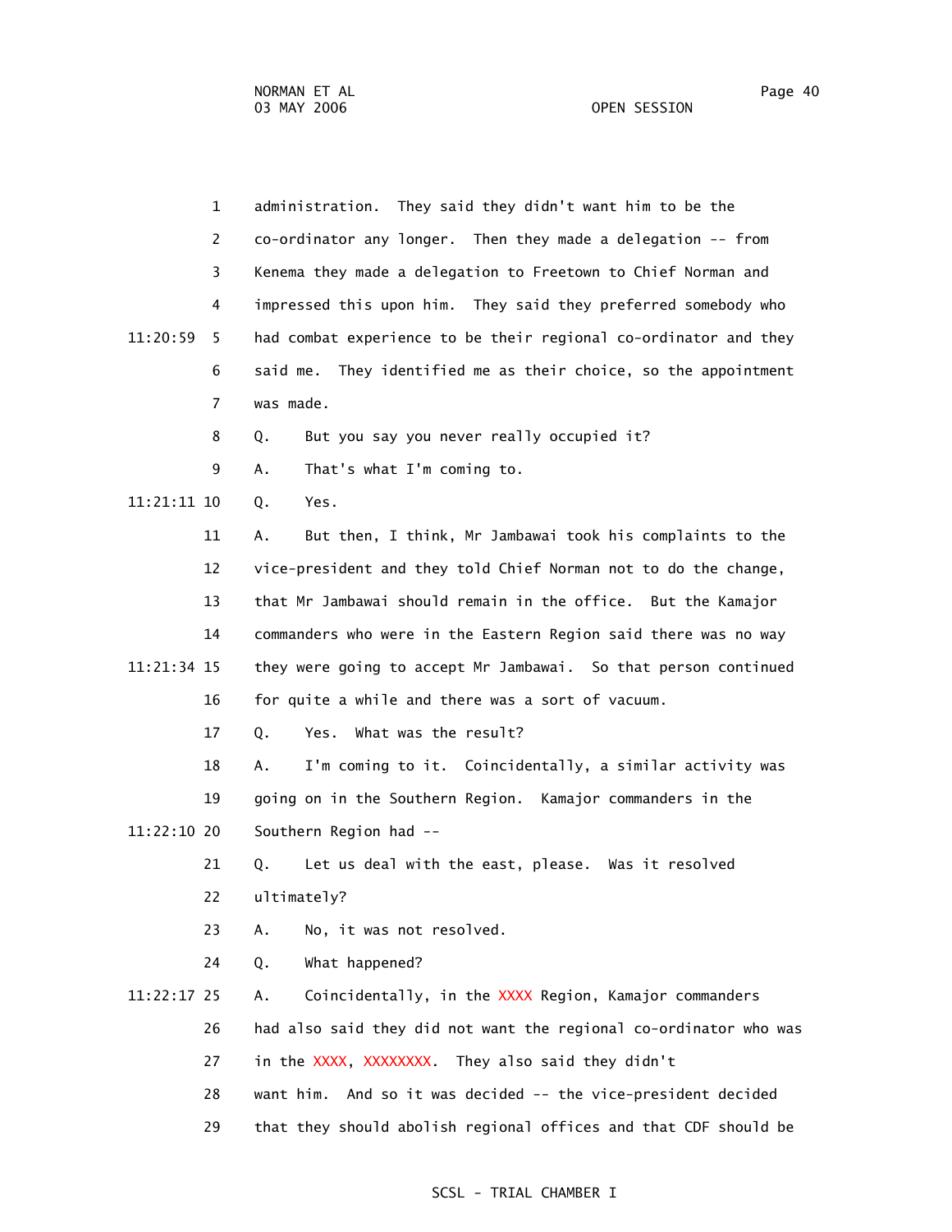1 administration. They said they didn't want him to be the

2 co-ordinator any longer. Then they made a delegation -- from

3 Kenema they made a delegation to Freetown to Chief Norman and

4 impressed this upon him. They said they preferred somebody who

11:20:59 5 had combat experience to be their regional co-ordinator and they

6 said me. They identified me as their choice, so the appointment

7 was made.

8 Q. But you say you never really occupied it?

9 A. That's what I'm coming to.

11:21:11 10 Q. Yes.

11 A. But then, I think, Mr Jambawai took his complaints to the

12 vice-president and they told Chief Norman not to do the change,

13 that Mr Jambawai should remain in the office. But the Kamajor

14 commanders who were in the Eastern Region said there was no way

11:21:34 15 they were going to accept Mr Jambawai. So that person continued

16 for quite a while and there was a sort of vacuum.

17 Q. Yes. What was the result?

18 A. I'm coming to it. Coincidentally, a similar activity was

19 going on in the Southern Region. Kamajor commanders in the

11:22:10 20 Southern Region had --

21 Q. Let us deal with the east, please. Was it resolved

22 ultimately?

23 A. No, it was not resolved.

24 Q. What happened?

11:22:17 25 A. Coincidentally, in the XXXX Region, Kamajor commanders

26 had also said they did not want the regional co-ordinator who was

27 in the XXXX, XXXXXXXX. They also said they didn't

28 want him. And so it was decided -- the vice-president decided

29 that they should abolish regional offices and that CDF should be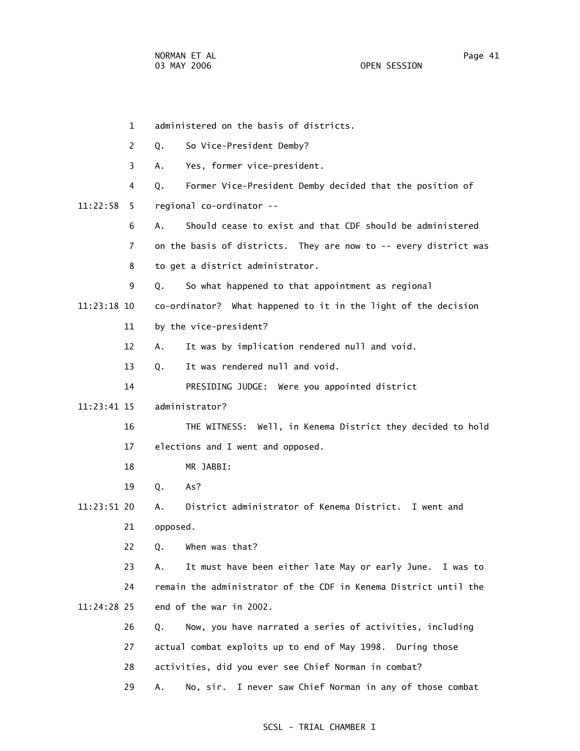1 administered on the basis of districts.

2 Q. So Vice-President Demby?

3 A. Yes, former vice-president.

4 Q. Former Vice-President Demby decided that the position of

11:22:58 5 regional co-ordinator --

6 A. Should cease to exist and that CDF should be administered

7 on the basis of districts. They are now to -- every district was

8 to get a district administrator.

9 Q. So what happened to that appointment as regional

11:23:18 10 co-ordinator? What happened to it in the light of the decision

11 by the vice-president?

12 A. It was by implication rendered null and void.

13 Q. It was rendered null and void.

14 PRESIDING JUDGE: Were you appointed district

11:23:41 15 administrator?

16 THE WITNESS: Well, in Kenema District they decided to hold

17 elections and I went and opposed.

18 MR JABBI:

19 Q. As?

11:23:51 20 A. District administrator of Kenema District. I went and

21 opposed.

22 Q. When was that?

23 A. It must have been either late May or early June. I was to

24 remain the administrator of the CDF in Kenema District until the

11:24:28 25 end of the war in 2002.

26 Q. Now, you have narrated a series of activities, including

27 actual combat exploits up to end of May 1998. During those

28 activities, did you ever see Chief Norman in combat?

29 A. No, sir. I never saw Chief Norman in any of those combat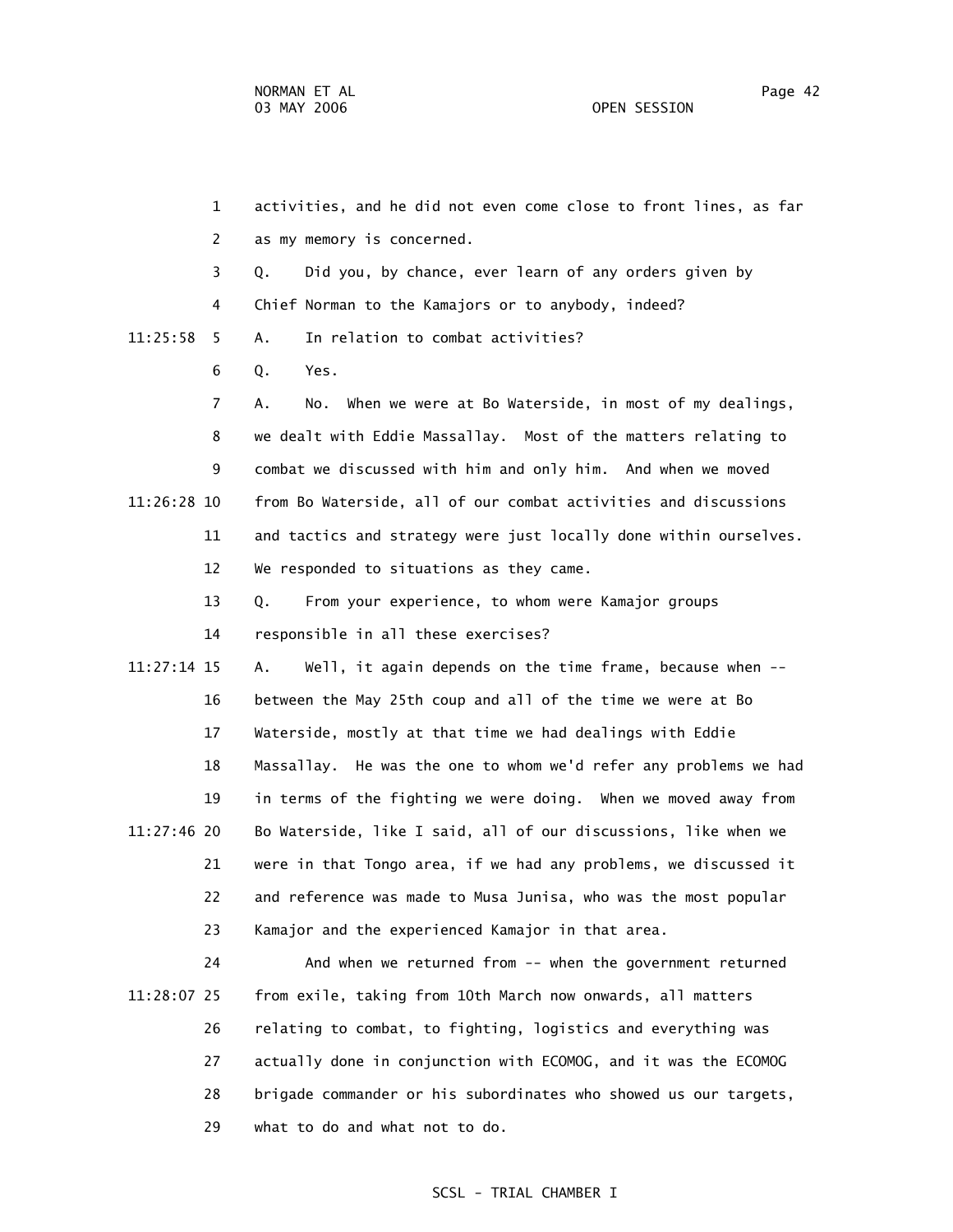activities, and he did not even come close to front lines, as far as my memory is concerned.

Q. Did you, by chance, ever learn of any orders given by Chief Norman to the Kamajors or to anybody, indeed?

A. In relation to combat activities?

Q. Yes.

A. No. When we were at Bo Waterside, in most of my dealings, we dealt with Eddie Massallay. Most of the matters relating to combat we discussed with him and only him. And when we moved from Bo Waterside, all of our combat activities and discussions and tactics and strategy were just locally done within ourselves. We responded to situations as they came.

Q. From your experience, to whom were Kamajor groups responsible in all these exercises?

A. Well, it again depends on the time frame, because when -- between the May 25th coup and all of the time we were at Bo Waterside, mostly at that time we had dealings with Eddie Massallay. He was the one to whom we'd refer any problems we had in terms of the fighting we were doing. When we moved away from Bo Waterside, like I said, all of our discussions, like when we were in that Tongo area, if we had any problems, we discussed it and reference was made to Musa Junisa, who was the most popular Kamajor and the experienced Kamajor in that area.

And when we returned from -- when the government returned from exile, taking from 10th March now onwards, all matters relating to combat, to fighting, logistics and everything was actually done in conjunction with ECOMOG, and it was the ECOMOG brigade commander or his subordinates who showed us our targets, what to do and what not to do.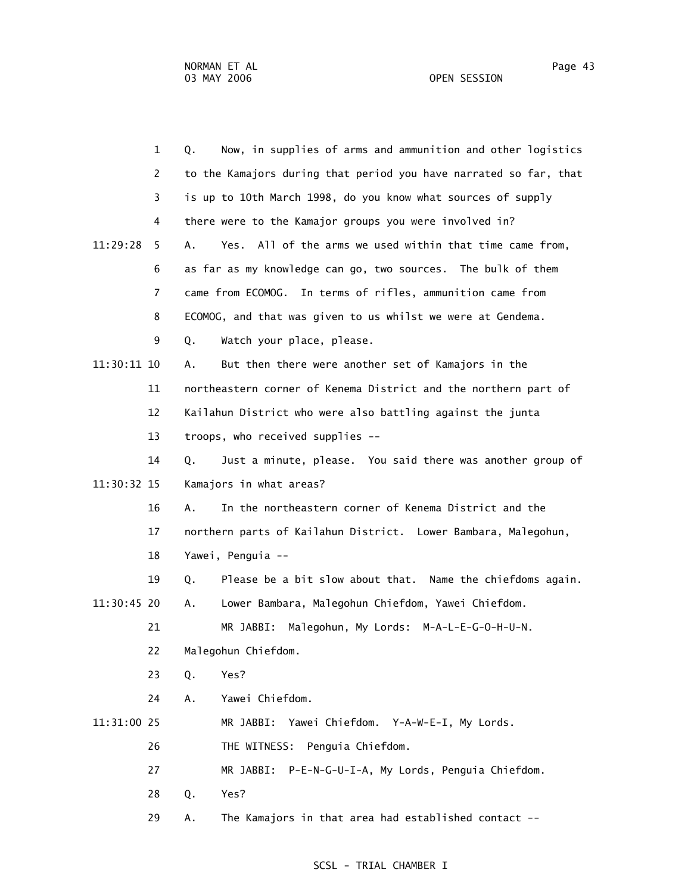1 Q. Now, in supplies of arms and ammunition and other logistics
2 to the Kamajors during that period you have narrated so far, that
3 is up to 10th March 1998, do you know what sources of supply
4 there were to the Kamajor groups you were involved in?

11:29:28 5 A. Yes. All of the arms we used within that time came from,
6 as far as my knowledge can go, two sources. The bulk of them
7 came from ECOMOG. In terms of rifles, ammunition came from
8 ECOMOG, and that was given to us whilst we were at Gendema.
9 Q. Watch your place, please.

11:30:11 10 A. But then there were another set of Kamajors in the
11 northeastern corner of Kenema District and the northern part of
12 Kailahun District who were also battling against the junta
13 troops, who received supplies --
14 Q. Just a minute, please. You said there was another group of

11:30:32 15 Kamajors in what areas?
16 A. In the northeastern corner of Kenema District and the
17 northern parts of Kailahun District. Lower Bambara, Malegohun,
18 Yawei, Penguia --
19 Q. Please be a bit slow about that. Name the chiefdoms again.

11:30:45 20 A. Lower Bambara, Malegohun Chiefdom, Yawei Chiefdom.
21 MR JABBI: Malegohun, My Lords: M-A-L-E-G-O-H-U-N.
22 Malegohun Chiefdom.
23 Q. Yes?
24 A. Yawei Chiefdom.

11:31:00 25 MR JABBI: Yawei Chiefdom. Y-A-W-E-I, My Lords.
26 THE WITNESS: Penguia Chiefdom.
27 MR JABBI: P-E-N-G-U-I-A, My Lords, Penguia Chiefdom.
28 Q. Yes?
29 A. The Kamajors in that area had established contact --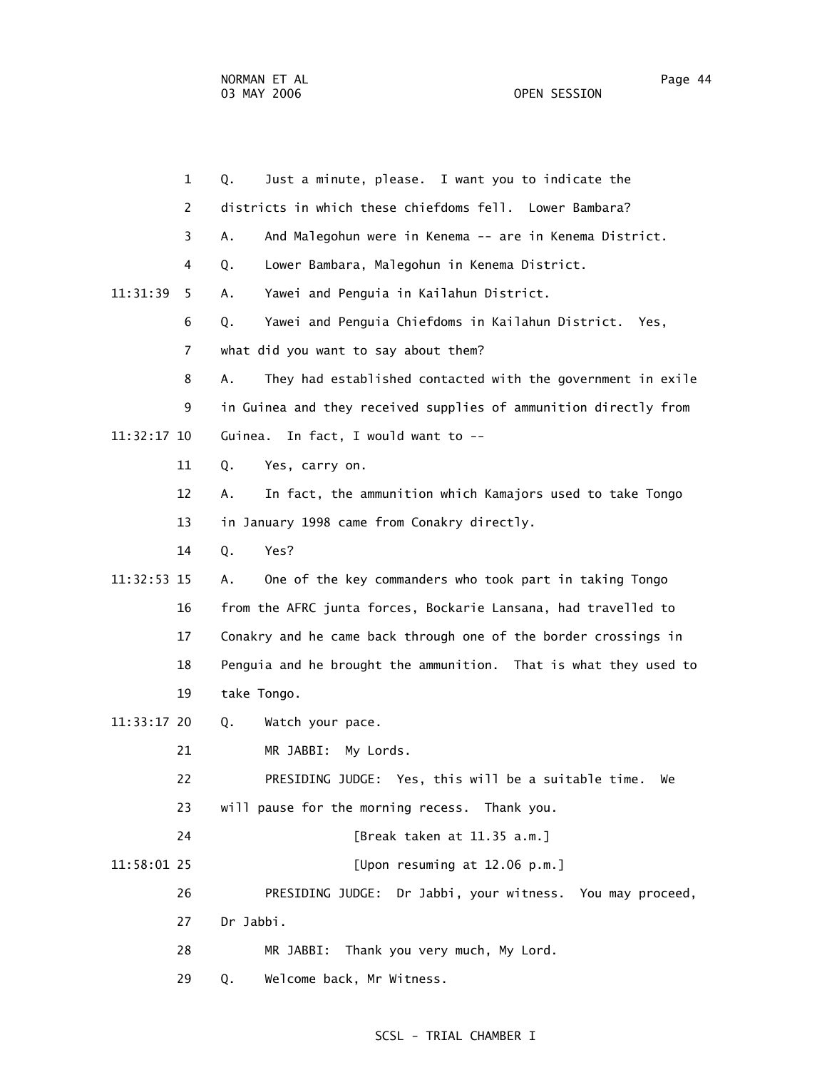1 Q. Just a minute, please. I want you to indicate the
2 districts in which these chiefdoms fell. Lower Bambara?
3 A. And Malegohun were in Kenema -- are in Kenema District.
4 Q. Lower Bambara, Malegohun in Kenema District.
11:31:39 5 A. Yawei and Penguia in Kailahun District.
6 Q. Yawei and Penguia Chiefdoms in Kailahun District. Yes,
7 what did you want to say about them?
8 A. They had established contacted with the government in exile
9 in Guinea and they received supplies of ammunition directly from
11:32:17 10 Guinea. In fact, I would want to --
11 Q. Yes, carry on.
12 A. In fact, the ammunition which Kamajors used to take Tongo
13 in January 1998 came from Conakry directly.
14 Q. Yes?
11:32:53 15 A. One of the key commanders who took part in taking Tongo
16 from the AFRC junta forces, Bockarie Lansana, had travelled to
17 Conakry and he came back through one of the border crossings in
18 Penguia and he brought the ammunition. That is what they used to
19 take Tongo.
11:33:17 20 Q. Watch your pace.
21 MR JABBI: My Lords.
22 PRESIDING JUDGE: Yes, this will be a suitable time. We
23 will pause for the morning recess. Thank you.
24 [Break taken at 11.35 a.m.]
11:58:01 25 [Upon resuming at 12.06 p.m.]
26 PRESIDING JUDGE: Dr Jabbi, your witness. You may proceed,
27 Dr Jabbi.
28 MR JABBI: Thank you very much, My Lord.
29 Q. Welcome back, Mr Witness.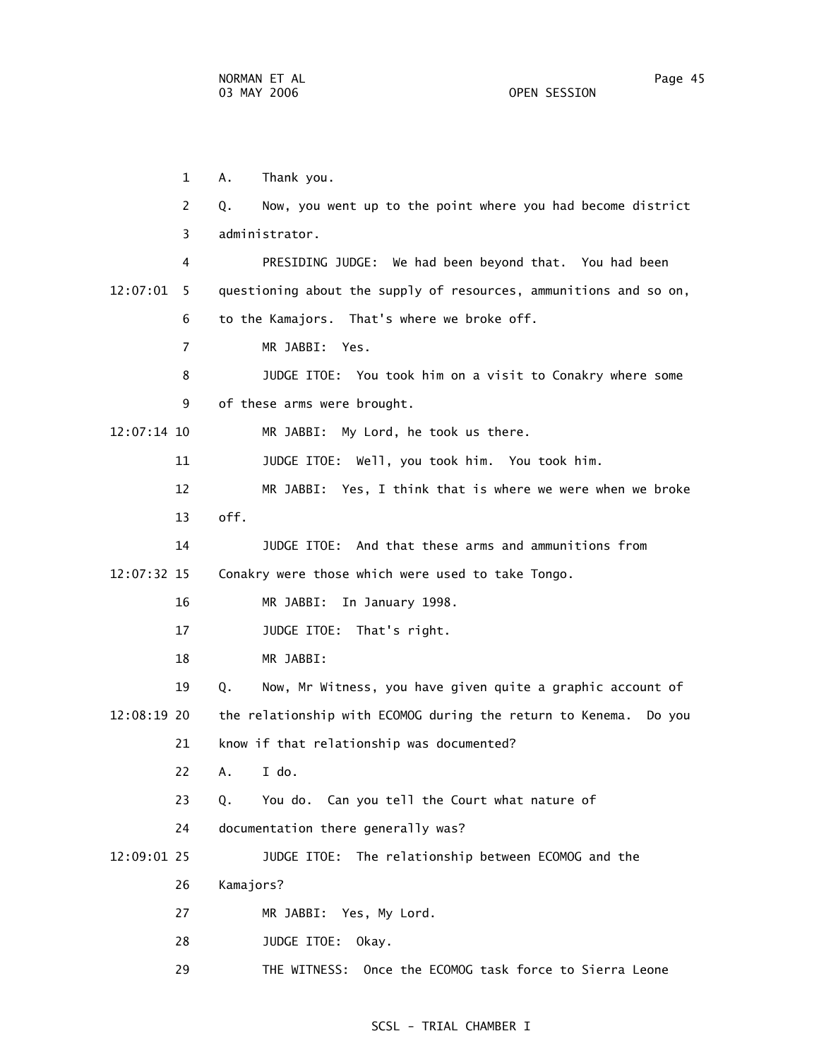A. Thank you.

Q. Now, you went up to the point where you had become district administrator.

PRESIDING JUDGE: We had been beyond that. You had been questioning about the supply of resources, ammunitions and so on, to the Kamajors. That's where we broke off.

MR JABBI: Yes.

JUDGE ITOE: You took him on a visit to Conakry where some of these arms were brought.

MR JABBI: My Lord, he took us there.

JUDGE ITOE: Well, you took him. You took him.

MR JABBI: Yes, I think that is where we were when we broke off.

JUDGE ITOE: And that these arms and ammunitions from Conakry were those which were used to take Tongo.

MR JABBI: In January 1998.

JUDGE ITOE: That's right.

MR JABBI:

Q. Now, Mr Witness, you have given quite a graphic account of the relationship with ECOMOG during the return to Kenema. Do you know if that relationship was documented?

A. I do.

Q. You do. Can you tell the Court what nature of documentation there generally was?

JUDGE ITOE: The relationship between ECOMOG and the Kamajors?

MR JABBI: Yes, My Lord.

JUDGE ITOE: Okay.

THE WITNESS: Once the ECOMOG task force to Sierra Leone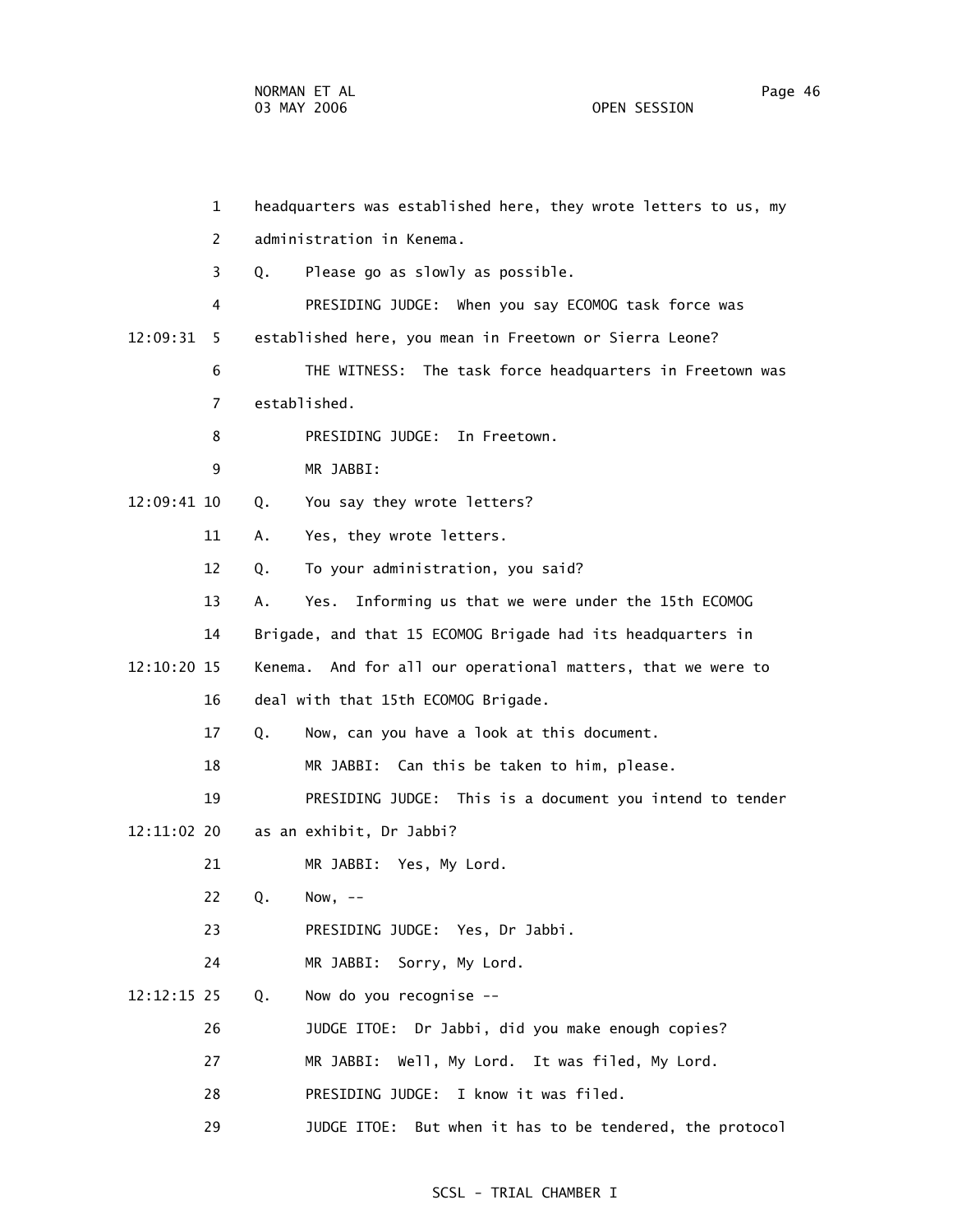1 headquarters was established here, they wrote letters to us, my

2 administration in Kenema.

3 Q. Please go as slowly as possible.

4 PRESIDING JUDGE: When you say ECOMOG task force was

12:09:31 5 established here, you mean in Freetown or Sierra Leone?

6 THE WITNESS: The task force headquarters in Freetown was

7 established.

8 PRESIDING JUDGE: In Freetown.

9 MR JABBI:

12:09:41 10 Q. You say they wrote letters?

11 A. Yes, they wrote letters.

12 Q. To your administration, you said?

13 A. Yes. Informing us that we were under the 15th ECOMOG

14 Brigade, and that 15 ECOMOG Brigade had its headquarters in

12:10:20 15 Kenema. And for all our operational matters, that we were to

16 deal with that 15th ECOMOG Brigade.

17 Q. Now, can you have a look at this document.

18 MR JABBI: Can this be taken to him, please.

19 PRESIDING JUDGE: This is a document you intend to tender

12:11:02 20 as an exhibit, Dr Jabbi?

21 MR JABBI: Yes, My Lord.

22 Q. Now, --

23 PRESIDING JUDGE: Yes, Dr Jabbi.

24 MR JABBI: Sorry, My Lord.

12:12:15 25 Q. Now do you recognise --

26 JUDGE ITOE: Dr Jabbi, did you make enough copies?

27 MR JABBI: Well, My Lord. It was filed, My Lord.

28 PRESIDING JUDGE: I know it was filed.

29 JUDGE ITOE: But when it has to be tendered, the protocol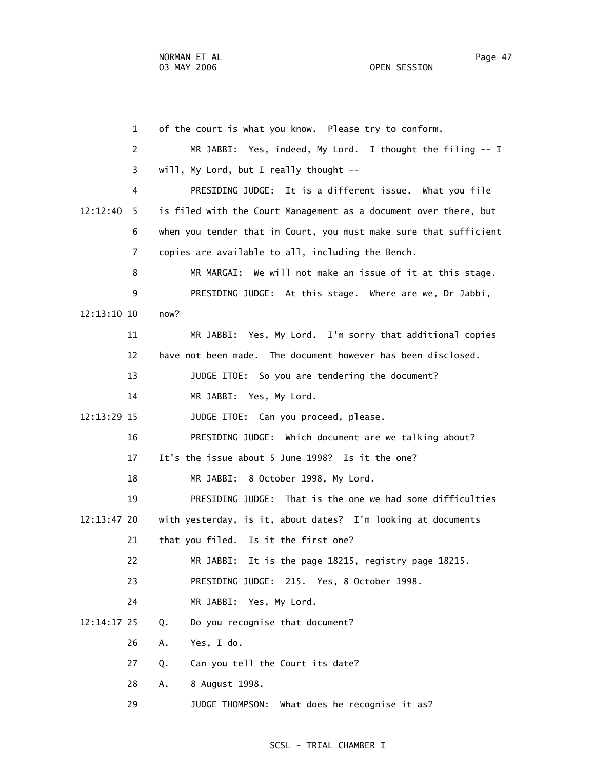1 of the court is what you know. Please try to conform.

2 MR JABBI: Yes, indeed, My Lord. I thought the filing -- I

3 will, My Lord, but I really thought --

4 PRESIDING JUDGE: It is a different issue. What you file

12:12:40 5 is filed with the Court Management as a document over there, but

6 when you tender that in Court, you must make sure that sufficient

7 copies are available to all, including the Bench.

8 MR MARGAI: We will not make an issue of it at this stage.

9 PRESIDING JUDGE: At this stage. Where are we, Dr Jabbi,

12:13:10 10 now?

11 MR JABBI: Yes, My Lord. I'm sorry that additional copies

12 have not been made. The document however has been disclosed.

13 JUDGE ITOE: So you are tendering the document?

14 MR JABBI: Yes, My Lord.

12:13:29 15 JUDGE ITOE: Can you proceed, please.

16 PRESIDING JUDGE: Which document are we talking about?

17 It's the issue about 5 June 1998? Is it the one?

18 MR JABBI: 8 October 1998, My Lord.

19 PRESIDING JUDGE: That is the one we had some difficulties

12:13:47 20 with yesterday, is it, about dates? I'm looking at documents

21 that you filed. Is it the first one?

22 MR JABBI: It is the page 18215, registry page 18215.

23 PRESIDING JUDGE: 215. Yes, 8 October 1998.

24 MR JABBI: Yes, My Lord.

12:14:17 25 Q. Do you recognise that document?

26 A. Yes, I do.

27 Q. Can you tell the Court its date?

28 A. 8 August 1998.

29 JUDGE THOMPSON: What does he recognise it as?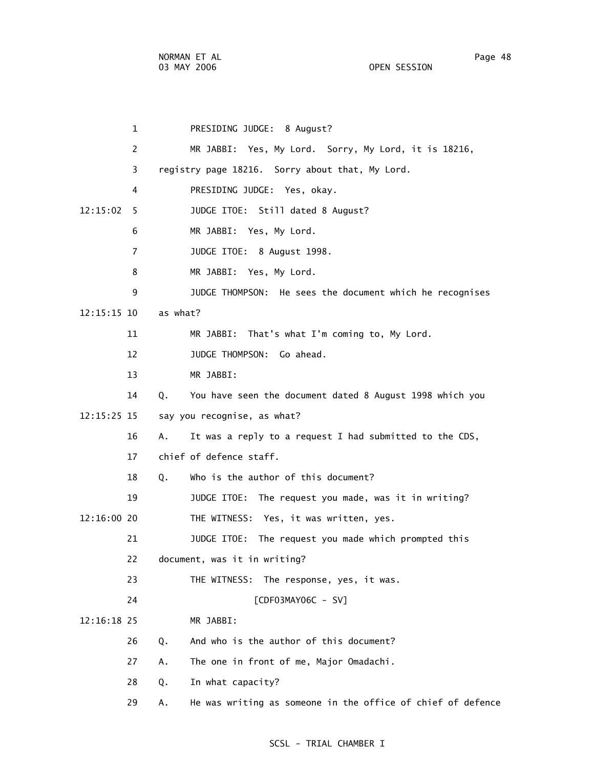1 PRESIDING JUDGE: 8 August?

2 MR JABBI: Yes, My Lord. Sorry, My Lord, it is 18216,

3 registry page 18216. Sorry about that, My Lord.

4 PRESIDING JUDGE: Yes, okay.

12:15:02 5 JUDGE ITOE: Still dated 8 August?

6 MR JABBI: Yes, My Lord.

7 JUDGE ITOE: 8 August 1998.

8 MR JABBI: Yes, My Lord.

9 JUDGE THOMPSON: He sees the document which he recognises

12:15:15 10 as what?

11 MR JABBI: That's what I'm coming to, My Lord.

12 JUDGE THOMPSON: Go ahead.

13 MR JABBI:

14 Q. You have seen the document dated 8 August 1998 which you

12:15:25 15 say you recognise, as what?

16 A. It was a reply to a request I had submitted to the CDS,

17 chief of defence staff.

18 Q. Who is the author of this document?

19 JUDGE ITOE: The request you made, was it in writing?

12:16:00 20 THE WITNESS: Yes, it was written, yes.

21 JUDGE ITOE: The request you made which prompted this

22 document, was it in writing?

23 THE WITNESS: The response, yes, it was.

24 [CDF03MAY06C - SV]

12:16:18 25 MR JABBI:

26 Q. And who is the author of this document?

27 A. The one in front of me, Major Omadachi.

28 Q. In what capacity?

29 A. He was writing as someone in the office of chief of defence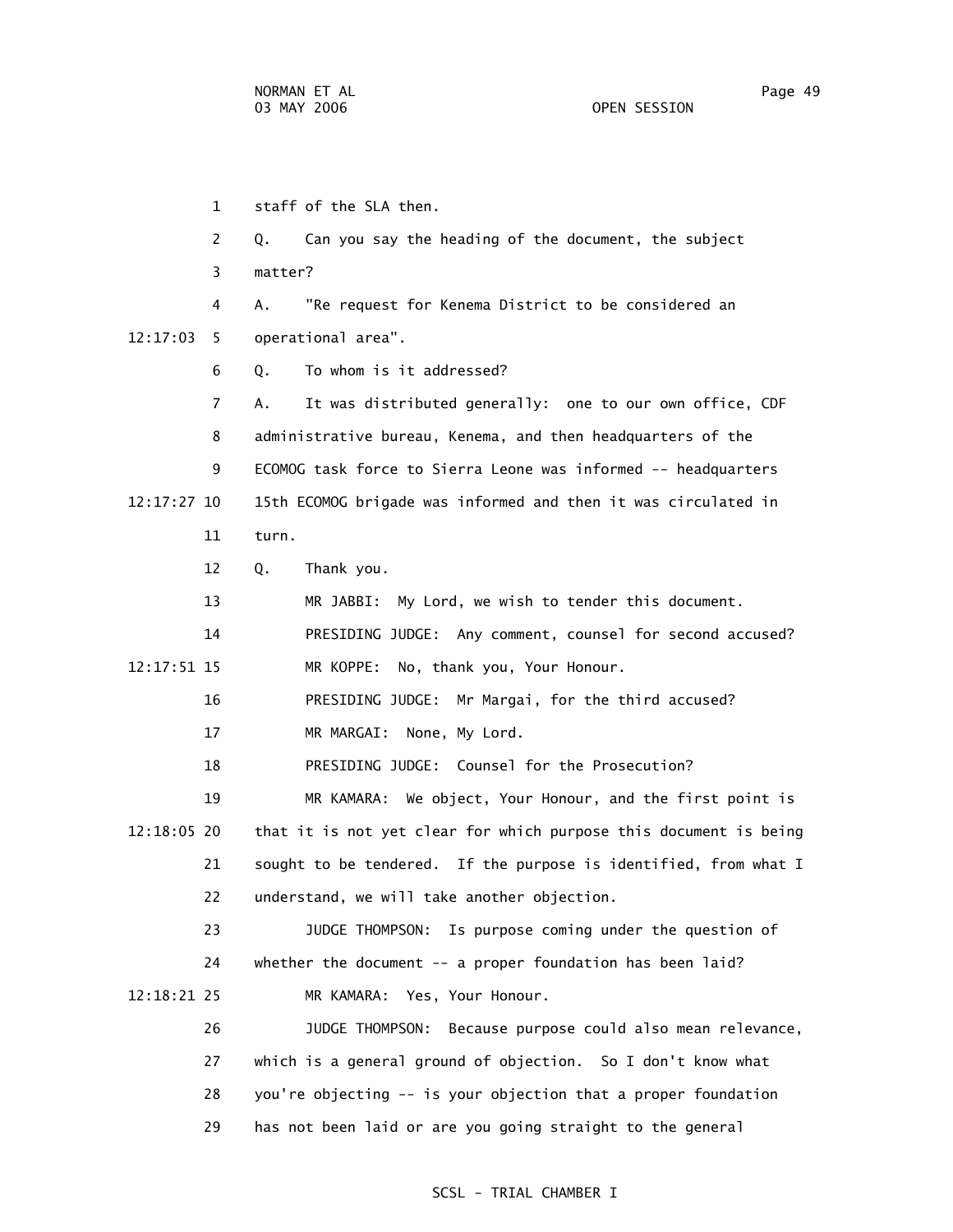staff of the SLA then.

Q. Can you say the heading of the document, the subject matter?

A. "Re request for Kenema District to be considered an operational area".

Q. To whom is it addressed?

A. It was distributed generally: one to our own office, CDF administrative bureau, Kenema, and then headquarters of the ECOMOG task force to Sierra Leone was informed -- headquarters 15th ECOMOG brigade was informed and then it was circulated in turn.

Q. Thank you.

MR JABBI: My Lord, we wish to tender this document.

PRESIDING JUDGE: Any comment, counsel for second accused?

MR KOPPE: No, thank you, Your Honour.

PRESIDING JUDGE: Mr Margai, for the third accused?

MR MARGAI: None, My Lord.

PRESIDING JUDGE: Counsel for the Prosecution?

MR KAMARA: We object, Your Honour, and the first point is that it is not yet clear for which purpose this document is being sought to be tendered. If the purpose is identified, from what I understand, we will take another objection.

JUDGE THOMPSON: Is purpose coming under the question of whether the document -- a proper foundation has been laid?

MR KAMARA: Yes, Your Honour.

JUDGE THOMPSON: Because purpose could also mean relevance, which is a general ground of objection. So I don't know what you're objecting -- is your objection that a proper foundation has not been laid or are you going straight to the general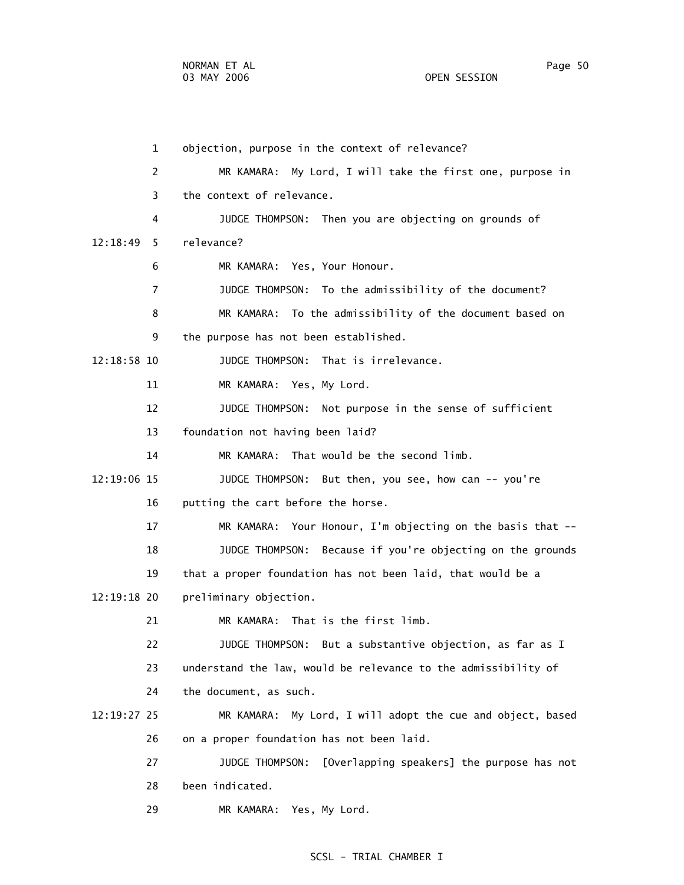objection, purpose in the context of relevance?

MR KAMARA: My Lord, I will take the first one, purpose in the context of relevance.

JUDGE THOMPSON: Then you are objecting on grounds of relevance?

MR KAMARA: Yes, Your Honour.

JUDGE THOMPSON: To the admissibility of the document?

MR KAMARA: To the admissibility of the document based on the purpose has not been established.

JUDGE THOMPSON: That is irrelevance.

MR KAMARA: Yes, My Lord.

JUDGE THOMPSON: Not purpose in the sense of sufficient foundation not having been laid?

MR KAMARA: That would be the second limb.

JUDGE THOMPSON: But then, you see, how can -- you're putting the cart before the horse.

MR KAMARA: Your Honour, I'm objecting on the basis that --

JUDGE THOMPSON: Because if you're objecting on the grounds that a proper foundation has not been laid, that would be a preliminary objection.

MR KAMARA: That is the first limb.

JUDGE THOMPSON: But a substantive objection, as far as I understand the law, would be relevance to the admissibility of the document, as such.

MR KAMARA: My Lord, I will adopt the cue and object, based on a proper foundation has not been laid.

JUDGE THOMPSON: [Overlapping speakers] the purpose has not been indicated.

MR KAMARA: Yes, My Lord.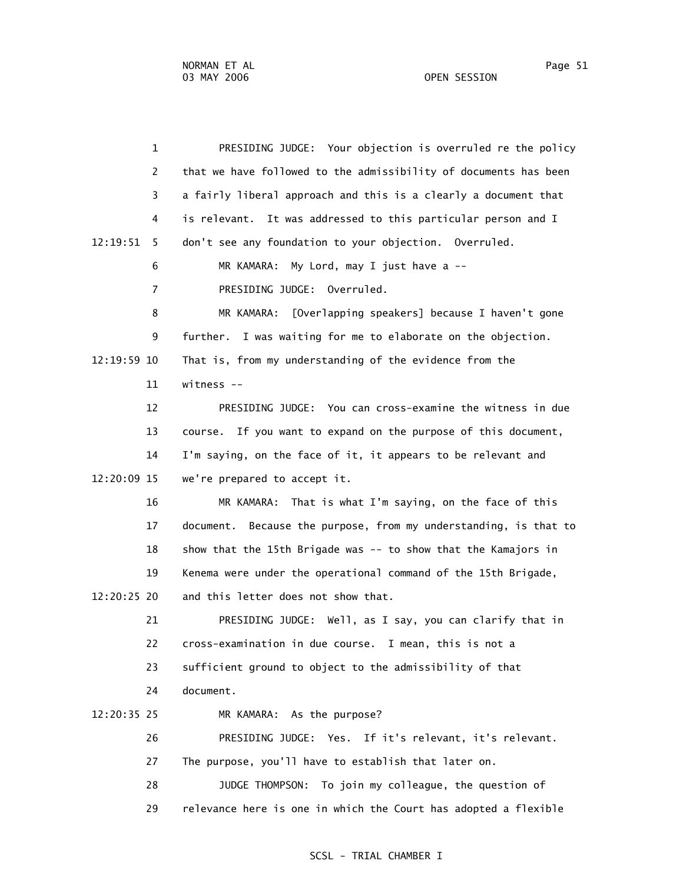1 PRESIDING JUDGE: Your objection is overruled re the policy

2 that we have followed to the admissibility of documents has been

3 a fairly liberal approach and this is a clearly a document that

4 is relevant. It was addressed to this particular person and I

12:19:51 5 don't see any foundation to your objection. Overruled.

6 MR KAMARA: My Lord, may I just have a --

7 PRESIDING JUDGE: Overruled.

8 MR KAMARA: [Overlapping speakers] because I haven't gone

9 further. I was waiting for me to elaborate on the objection.

12:19:59 10 That is, from my understanding of the evidence from the

11 witness --

12 PRESIDING JUDGE: You can cross-examine the witness in due

13 course. If you want to expand on the purpose of this document,

14 I'm saying, on the face of it, it appears to be relevant and

12:20:09 15 we're prepared to accept it.

16 MR KAMARA: That is what I'm saying, on the face of this

17 document. Because the purpose, from my understanding, is that to

18 show that the 15th Brigade was -- to show that the Kamajors in

19 Kenema were under the operational command of the 15th Brigade,

12:20:25 20 and this letter does not show that.

21 PRESIDING JUDGE: Well, as I say, you can clarify that in

22 cross-examination in due course. I mean, this is not a

23 sufficient ground to object to the admissibility of that

24 document.

12:20:35 25 MR KAMARA: As the purpose?

26 PRESIDING JUDGE: Yes. If it's relevant, it's relevant.

27 The purpose, you'll have to establish that later on.

28 JUDGE THOMPSON: To join my colleague, the question of

29 relevance here is one in which the Court has adopted a flexible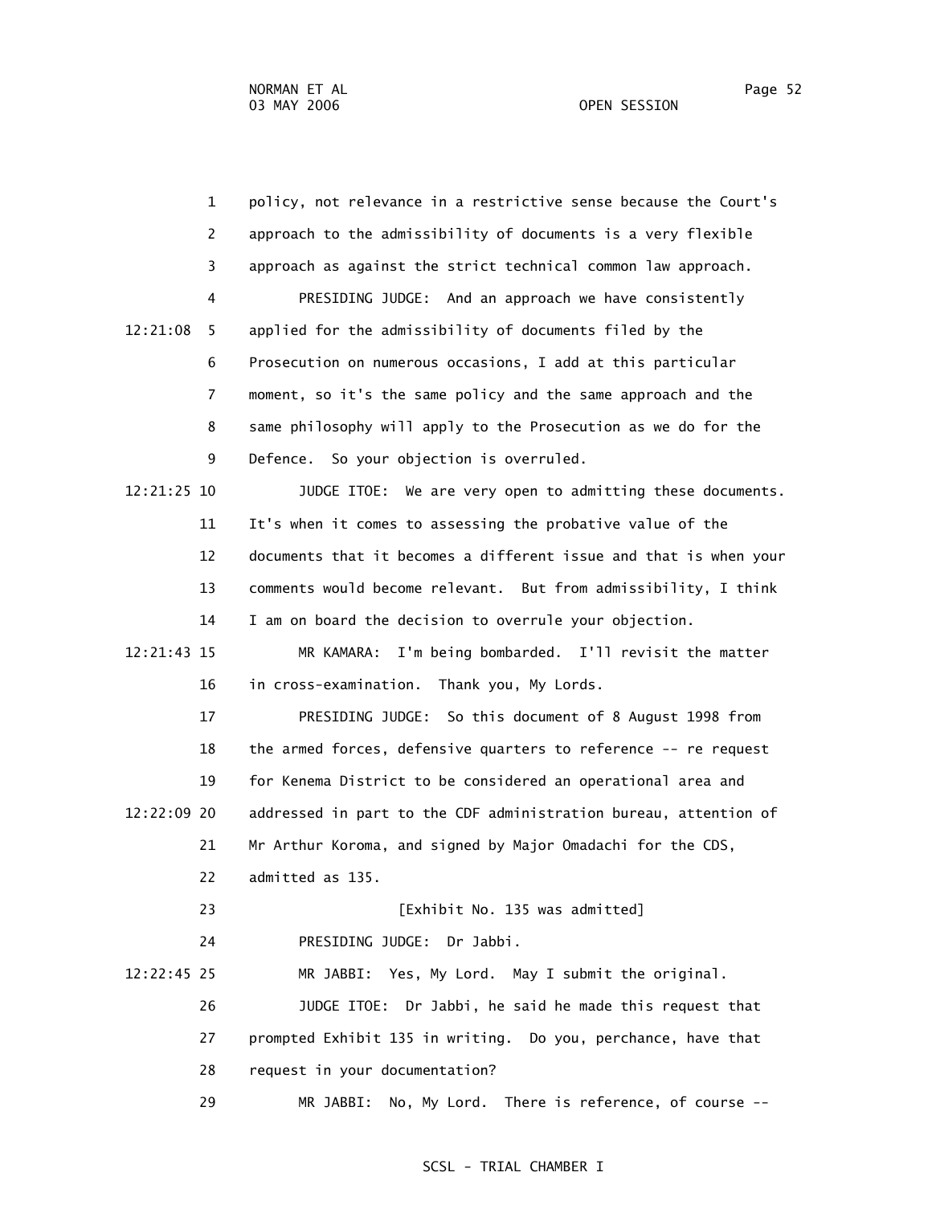policy, not relevance in a restrictive sense because the Court's approach to the admissibility of documents is a very flexible approach as against the strict technical common law approach.

PRESIDING JUDGE: And an approach we have consistently applied for the admissibility of documents filed by the Prosecution on numerous occasions, I add at this particular moment, so it's the same policy and the same approach and the same philosophy will apply to the Prosecution as we do for the Defence. So your objection is overruled.

JUDGE ITOE: We are very open to admitting these documents. It's when it comes to assessing the probative value of the documents that it becomes a different issue and that is when your comments would become relevant. But from admissibility, I think I am on board the decision to overrule your objection.

MR KAMARA: I'm being bombarded. I'll revisit the matter in cross-examination. Thank you, My Lords.

PRESIDING JUDGE: So this document of 8 August 1998 from the armed forces, defensive quarters to reference -- re request for Kenema District to be considered an operational area and addressed in part to the CDF administration bureau, attention of Mr Arthur Koroma, and signed by Major Omadachi for the CDS, admitted as 135.

[Exhibit No. 135 was admitted]

PRESIDING JUDGE: Dr Jabbi.

MR JABBI: Yes, My Lord. May I submit the original.

JUDGE ITOE: Dr Jabbi, he said he made this request that prompted Exhibit 135 in writing. Do you, perchance, have that request in your documentation?

MR JABBI: No, My Lord. There is reference, of course --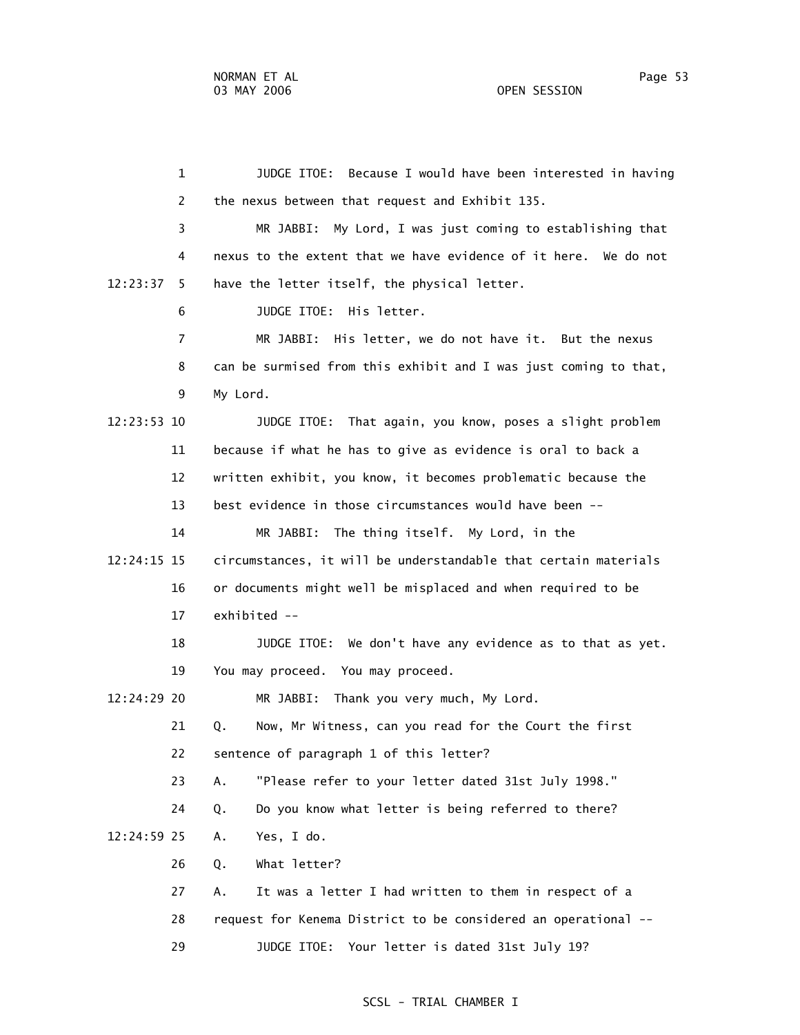1 JUDGE ITOE: Because I would have been interested in having

2 the nexus between that request and Exhibit 135.

3 MR JABBI: My Lord, I was just coming to establishing that

4 nexus to the extent that we have evidence of it here. We do not

12:23:37 5 have the letter itself, the physical letter.

6 JUDGE ITOE: His letter.

7 MR JABBI: His letter, we do not have it. But the nexus

8 can be surmised from this exhibit and I was just coming to that,

9 My Lord.

12:23:53 10 JUDGE ITOE: That again, you know, poses a slight problem

11 because if what he has to give as evidence is oral to back a

12 written exhibit, you know, it becomes problematic because the

13 best evidence in those circumstances would have been --

14 MR JABBI: The thing itself. My Lord, in the

12:24:15 15 circumstances, it will be understandable that certain materials

16 or documents might well be misplaced and when required to be

17 exhibited --

18 JUDGE ITOE: We don't have any evidence as to that as yet.

19 You may proceed. You may proceed.

12:24:29 20 MR JABBI: Thank you very much, My Lord.

21 Q. Now, Mr Witness, can you read for the Court the first

22 sentence of paragraph 1 of this letter?

23 A. "Please refer to your letter dated 31st July 1998."

24 Q. Do you know what letter is being referred to there?

12:24:59 25 A. Yes, I do.

26 Q. What letter?

27 A. It was a letter I had written to them in respect of a

28 request for Kenema District to be considered an operational --

29 JUDGE ITOE: Your letter is dated 31st July 19?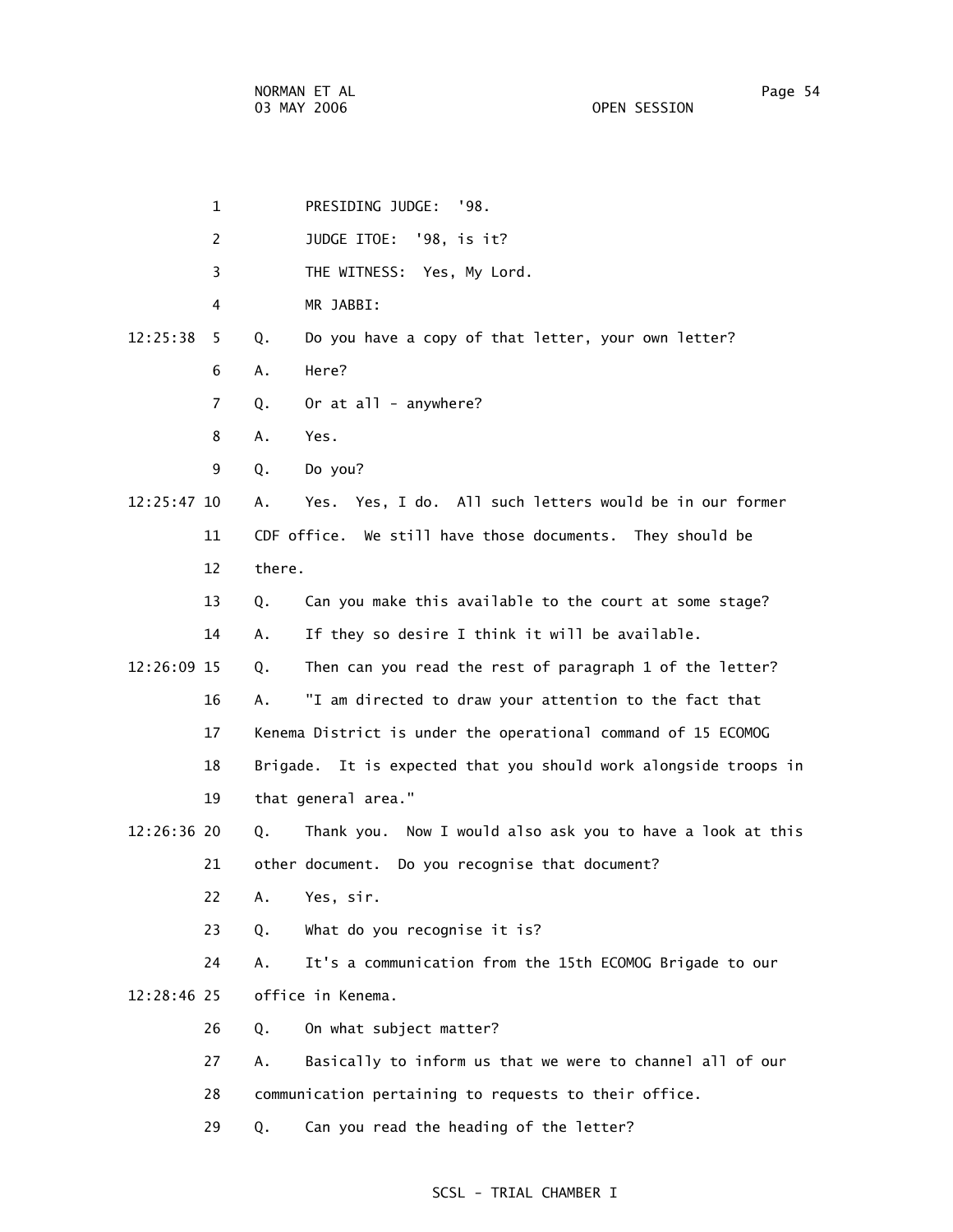PRESIDING JUDGE: '98.

JUDGE ITOE: '98, is it?

THE WITNESS: Yes, My Lord.

MR JABBI:

Q. Do you have a copy of that letter, your own letter?

A. Here?

Q. Or at all - anywhere?

A. Yes.

Q. Do you?

A. Yes. Yes, I do. All such letters would be in our former CDF office. We still have those documents. They should be there.

Q. Can you make this available to the court at some stage?

A. If they so desire I think it will be available.

Q. Then can you read the rest of paragraph 1 of the letter?

A. "I am directed to draw your attention to the fact that Kenema District is under the operational command of 15 ECOMOG Brigade. It is expected that you should work alongside troops in that general area."

Q. Thank you. Now I would also ask you to have a look at this other document. Do you recognise that document?

A. Yes, sir.

Q. What do you recognise it is?

A. It's a communication from the 15th ECOMOG Brigade to our office in Kenema.

Q. On what subject matter?

A. Basically to inform us that we were to channel all of our communication pertaining to requests to their office.

Q. Can you read the heading of the letter?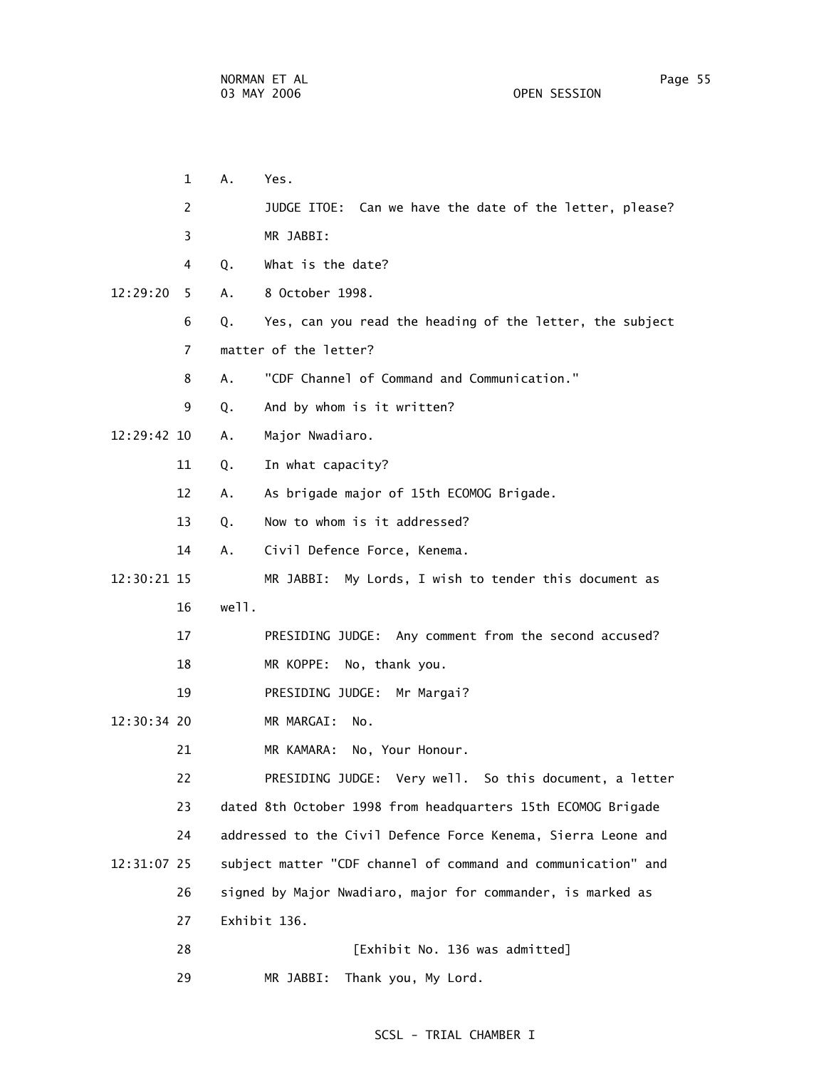1 A. Yes.

2 JUDGE ITOE: Can we have the date of the letter, please?

3 MR JABBI:

4 Q. What is the date?

12:29:20 5 A. 8 October 1998.

6 Q. Yes, can you read the heading of the letter, the subject

7 matter of the letter?

8 A. "CDF Channel of Command and Communication."

9 Q. And by whom is it written?

12:29:42 10 A. Major Nwadiaro.

11 Q. In what capacity?

12 A. As brigade major of 15th ECOMOG Brigade.

13 Q. Now to whom is it addressed?

14 A. Civil Defence Force, Kenema.

12:30:21 15 MR JABBI: My Lords, I wish to tender this document as

16 well.

17 PRESIDING JUDGE: Any comment from the second accused?

18 MR KOPPE: No, thank you.

19 PRESIDING JUDGE: Mr Margai?

12:30:34 20 MR MARGAI: No.

21 MR KAMARA: No, Your Honour.

22 PRESIDING JUDGE: Very well. So this document, a letter

23 dated 8th October 1998 from headquarters 15th ECOMOG Brigade

24 addressed to the Civil Defence Force Kenema, Sierra Leone and

12:31:07 25 subject matter "CDF channel of command and communication" and

26 signed by Major Nwadiaro, major for commander, is marked as

27 Exhibit 136.

28 [Exhibit No. 136 was admitted]

29 MR JABBI: Thank you, My Lord.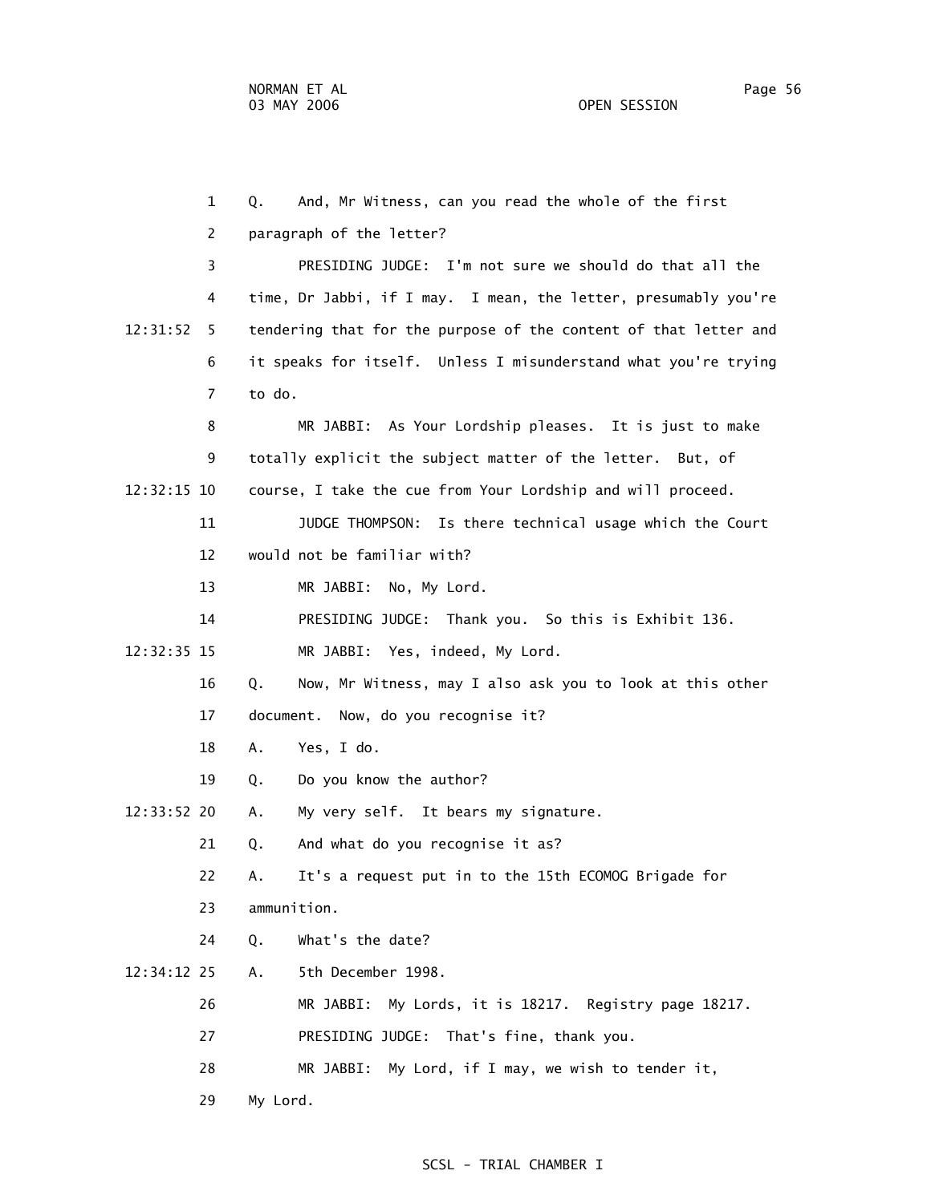Q. And, Mr Witness, can you read the whole of the first paragraph of the letter?

PRESIDING JUDGE: I'm not sure we should do that all the time, Dr Jabbi, if I may. I mean, the letter, presumably you're tendering that for the purpose of the content of that letter and it speaks for itself. Unless I misunderstand what you're trying to do.

MR JABBI: As Your Lordship pleases. It is just to make totally explicit the subject matter of the letter. But, of course, I take the cue from Your Lordship and will proceed.

JUDGE THOMPSON: Is there technical usage which the Court would not be familiar with?

MR JABBI: No, My Lord.

PRESIDING JUDGE: Thank you. So this is Exhibit 136.

MR JABBI: Yes, indeed, My Lord.

Q. Now, Mr Witness, may I also ask you to look at this other document. Now, do you recognise it?

A. Yes, I do.

Q. Do you know the author?

A. My very self. It bears my signature.

Q. And what do you recognise it as?

A. It's a request put in to the 15th ECOMOG Brigade for ammunition.

Q. What's the date?

A. 5th December 1998.

MR JABBI: My Lords, it is 18217. Registry page 18217.

PRESIDING JUDGE: That's fine, thank you.

MR JABBI: My Lord, if I may, we wish to tender it, My Lord.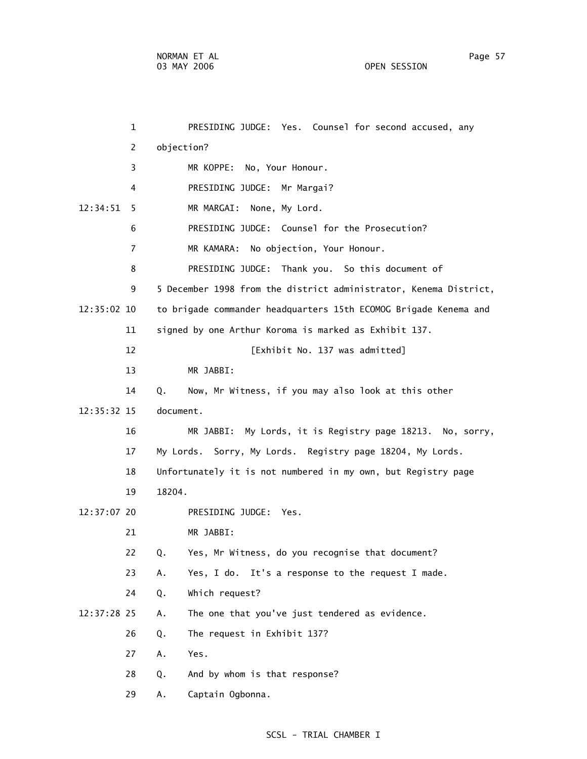PRESIDING JUDGE: Yes. Counsel for second accused, any objection?

MR KOPPE: No, Your Honour.

PRESIDING JUDGE: Mr Margai?

MR MARGAI: None, My Lord.

PRESIDING JUDGE: Counsel for the Prosecution?

MR KAMARA: No objection, Your Honour.

PRESIDING JUDGE: Thank you. So this document of 5 December 1998 from the district administrator, Kenema District, to brigade commander headquarters 15th ECOMOG Brigade Kenema and signed by one Arthur Koroma is marked as Exhibit 137.

[Exhibit No. 137 was admitted]

MR JABBI:

Q. Now, Mr Witness, if you may also look at this other document.

MR JABBI: My Lords, it is Registry page 18213. No, sorry, My Lords. Sorry, My Lords. Registry page 18204, My Lords. Unfortunately it is not numbered in my own, but Registry page 18204.

PRESIDING JUDGE: Yes.

MR JABBI:

Q. Yes, Mr Witness, do you recognise that document?

A. Yes, I do. It's a response to the request I made.

Q. Which request?

A. The one that you've just tendered as evidence.

Q. The request in Exhibit 137?

A. Yes.

Q. And by whom is that response?

A. Captain Ogbonna.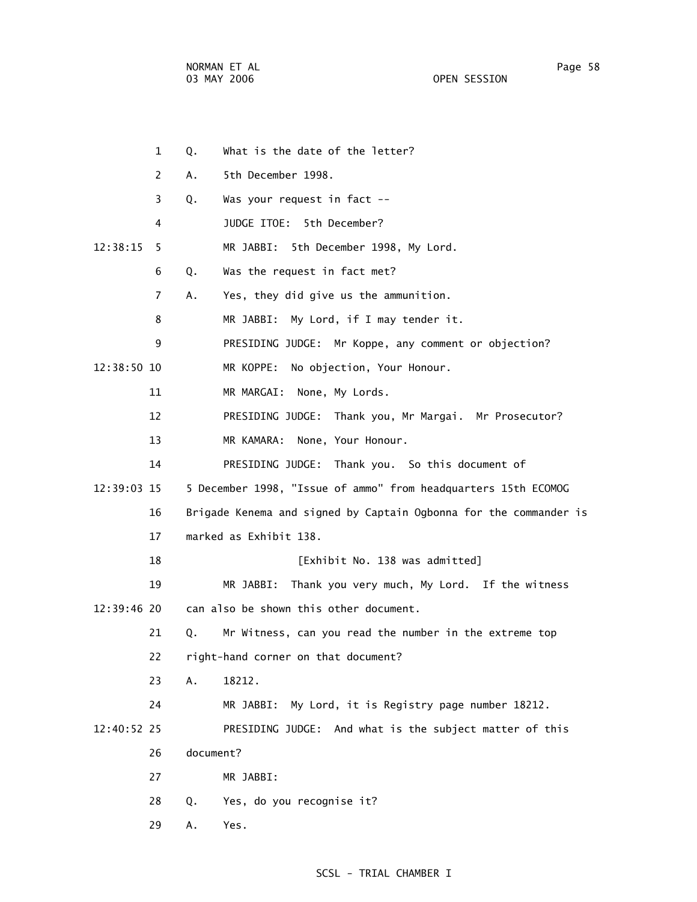1 Q. What is the date of the letter?

2 A. 5th December 1998.

3 Q. Was your request in fact --

4 JUDGE ITOE: 5th December?

12:38:15 5 MR JABBI: 5th December 1998, My Lord.

6 Q. Was the request in fact met?

7 A. Yes, they did give us the ammunition.

8 MR JABBI: My Lord, if I may tender it.

9 PRESIDING JUDGE: Mr Koppe, any comment or objection?

12:38:50 10 MR KOPPE: No objection, Your Honour.

11 MR MARGAI: None, My Lords.

12 PRESIDING JUDGE: Thank you, Mr Margai. Mr Prosecutor?

13 MR KAMARA: None, Your Honour.

14 PRESIDING JUDGE: Thank you. So this document of

12:39:03 15 5 December 1998, "Issue of ammo" from headquarters 15th ECOMOG

16 Brigade Kenema and signed by Captain Ogbonna for the commander is

17 marked as Exhibit 138.

18 [Exhibit No. 138 was admitted]

19 MR JABBI: Thank you very much, My Lord. If the witness

12:39:46 20 can also be shown this other document.

21 Q. Mr Witness, can you read the number in the extreme top

22 right-hand corner on that document?

23 A. 18212.

24 MR JABBI: My Lord, it is Registry page number 18212.

12:40:52 25 PRESIDING JUDGE: And what is the subject matter of this

26 document?

27 MR JABBI:

28 Q. Yes, do you recognise it?

29 A. Yes.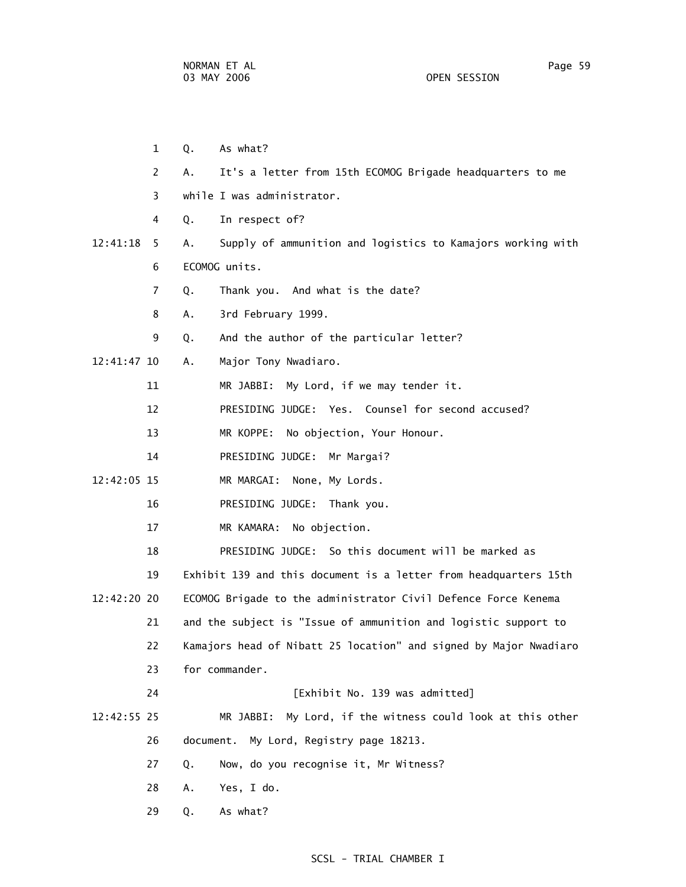Q. As what?

A. It's a letter from 15th ECOMOG Brigade headquarters to me while I was administrator.

Q. In respect of?

A. Supply of ammunition and logistics to Kamajors working with ECOMOG units.

Q. Thank you. And what is the date?

A. 3rd February 1999.

Q. And the author of the particular letter?

A. Major Tony Nwadiaro.

MR JABBI: My Lord, if we may tender it.

PRESIDING JUDGE: Yes. Counsel for second accused?

MR KOPPE: No objection, Your Honour.

PRESIDING JUDGE: Mr Margai?

MR MARGAI: None, My Lords.

PRESIDING JUDGE: Thank you.

MR KAMARA: No objection.

PRESIDING JUDGE: So this document will be marked as Exhibit 139 and this document is a letter from headquarters 15th ECOMOG Brigade to the administrator Civil Defence Force Kenema and the subject is "Issue of ammunition and logistic support to Kamajors head of Nibatt 25 location" and signed by Major Nwadiaro for commander.

[Exhibit No. 139 was admitted]

MR JABBI: My Lord, if the witness could look at this other document. My Lord, Registry page 18213.

Q. Now, do you recognise it, Mr Witness?

A. Yes, I do.

Q. As what?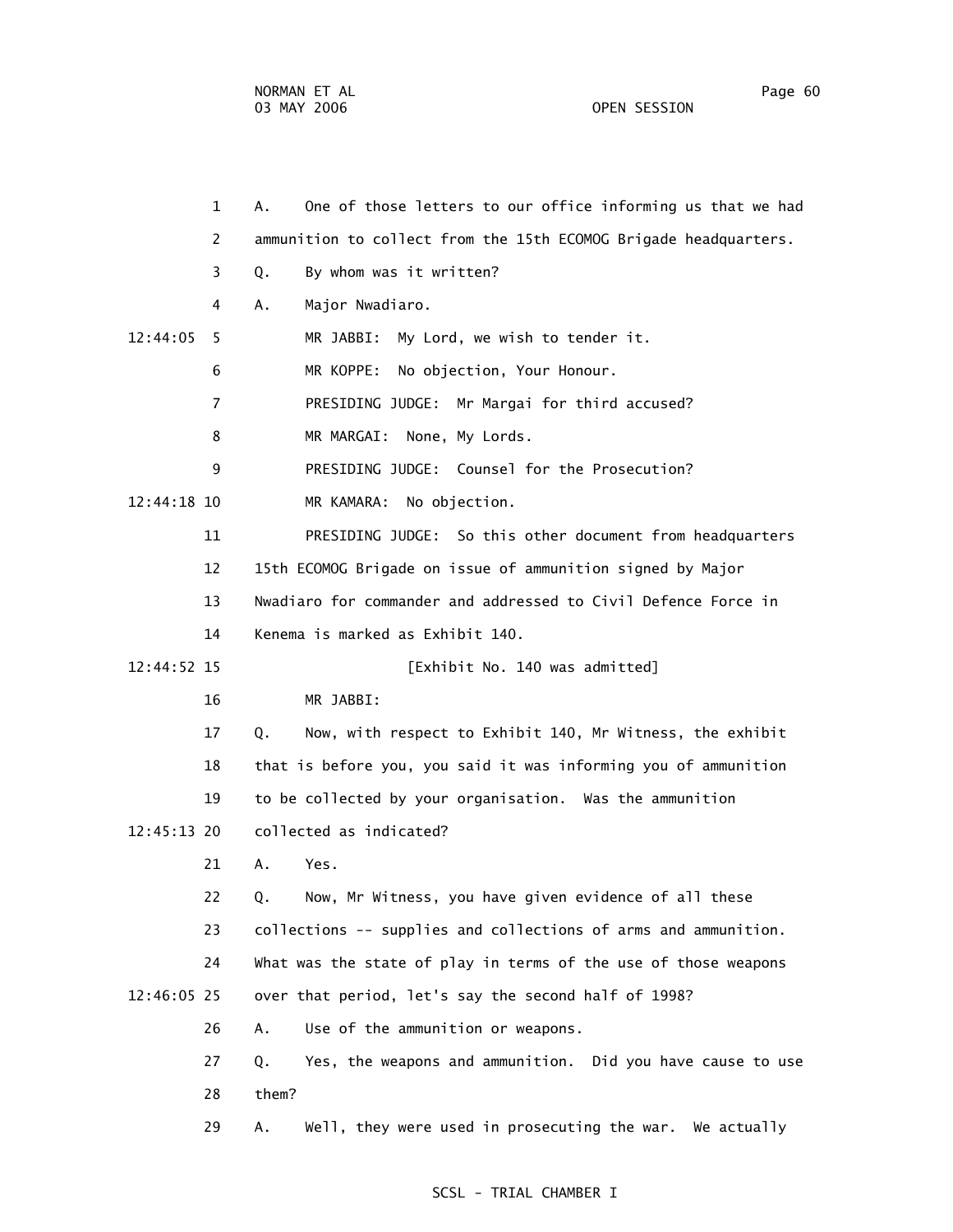1 A. One of those letters to our office informing us that we had

2 ammunition to collect from the 15th ECOMOG Brigade headquarters.

3 Q. By whom was it written?

4 A. Major Nwadiaro.

12:44:05 5 MR JABBI: My Lord, we wish to tender it.

6 MR KOPPE: No objection, Your Honour.

7 PRESIDING JUDGE: Mr Margai for third accused?

8 MR MARGAI: None, My Lords.

9 PRESIDING JUDGE: Counsel for the Prosecution?

12:44:18 10 MR KAMARA: No objection.

11 PRESIDING JUDGE: So this other document from headquarters

12 15th ECOMOG Brigade on issue of ammunition signed by Major

13 Nwadiaro for commander and addressed to Civil Defence Force in

14 Kenema is marked as Exhibit 140.

12:44:52 15 [Exhibit No. 140 was admitted]

16 MR JABBI:

17 Q. Now, with respect to Exhibit 140, Mr Witness, the exhibit

18 that is before you, you said it was informing you of ammunition

19 to be collected by your organisation. Was the ammunition

12:45:13 20 collected as indicated?

21 A. Yes.

22 Q. Now, Mr Witness, you have given evidence of all these

23 collections -- supplies and collections of arms and ammunition.

24 What was the state of play in terms of the use of those weapons

12:46:05 25 over that period, let's say the second half of 1998?

26 A. Use of the ammunition or weapons.

27 Q. Yes, the weapons and ammunition. Did you have cause to use

28 them?

29 A. Well, they were used in prosecuting the war. We actually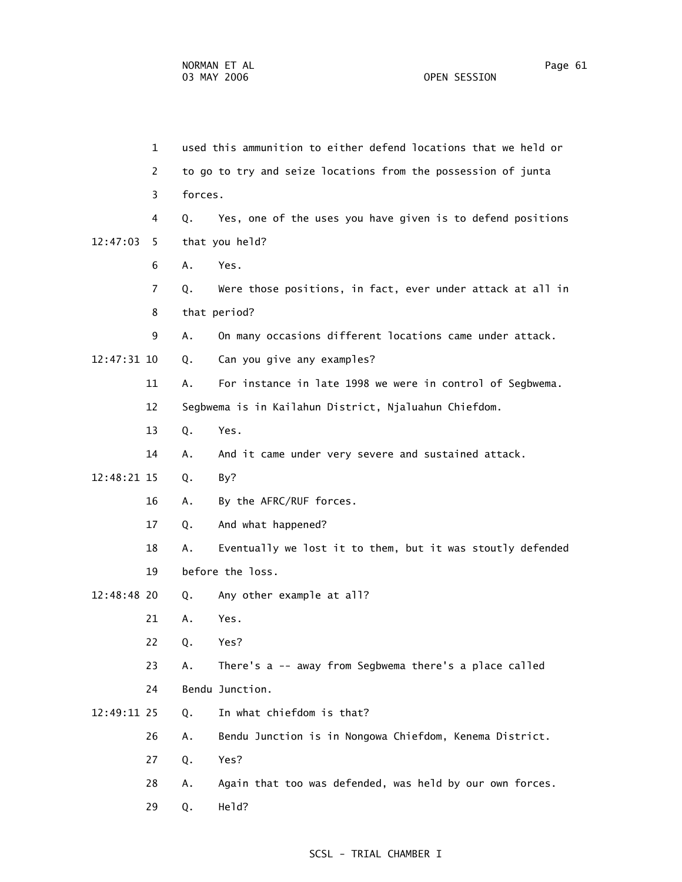used this ammunition to either defend locations that we held or to go to try and seize locations from the possession of junta forces.

Q. Yes, one of the uses you have given is to defend positions that you held?

A. Yes.

Q. Were those positions, in fact, ever under attack at all in that period?

A. On many occasions different locations came under attack.

Q. Can you give any examples?

A. For instance in late 1998 we were in control of Segbwema. Segbwema is in Kailahun District, Njaluahun Chiefdom.

Q. Yes.

A. And it came under very severe and sustained attack.

Q. By?

A. By the AFRC/RUF forces.

Q. And what happened?

A. Eventually we lost it to them, but it was stoutly defended before the loss.

Q. Any other example at all?

A. Yes.

Q. Yes?

A. There's a -- away from Segbwema there's a place called Bendu Junction.

Q. In what chiefdom is that?

A. Bendu Junction is in Nongowa Chiefdom, Kenema District.

Q. Yes?

A. Again that too was defended, was held by our own forces.

Q. Held?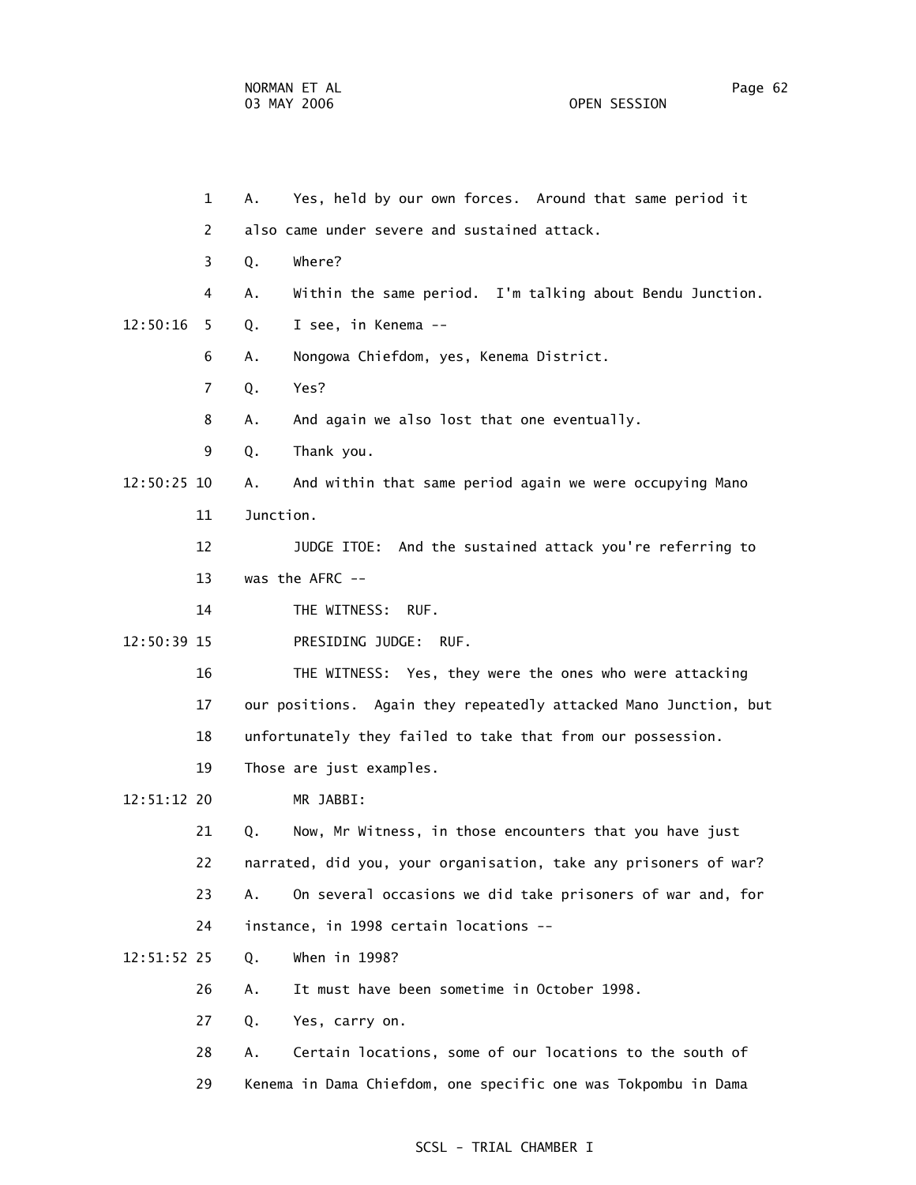1 A. Yes, held by our own forces. Around that same period it

2 also came under severe and sustained attack.

3 Q. Where?

4 A. Within the same period. I'm talking about Bendu Junction.

12:50:16 5 Q. I see, in Kenema --

6 A. Nongowa Chiefdom, yes, Kenema District.

7 Q. Yes?

8 A. And again we also lost that one eventually.

9 Q. Thank you.

12:50:25 10 A. And within that same period again we were occupying Mano

11 Junction.

12 JUDGE ITOE: And the sustained attack you're referring to

13 was the AFRC --

14 THE WITNESS: RUF.

12:50:39 15 PRESIDING JUDGE: RUF.

16 THE WITNESS: Yes, they were the ones who were attacking

17 our positions. Again they repeatedly attacked Mano Junction, but

18 unfortunately they failed to take that from our possession.

19 Those are just examples.

12:51:12 20 MR JABBI:

21 Q. Now, Mr Witness, in those encounters that you have just

22 narrated, did you, your organisation, take any prisoners of war?

23 A. On several occasions we did take prisoners of war and, for

24 instance, in 1998 certain locations --

12:51:52 25 Q. When in 1998?

26 A. It must have been sometime in October 1998.

27 Q. Yes, carry on.

28 A. Certain locations, some of our locations to the south of

29 Kenema in Dama Chiefdom, one specific one was Tokpombu in Dama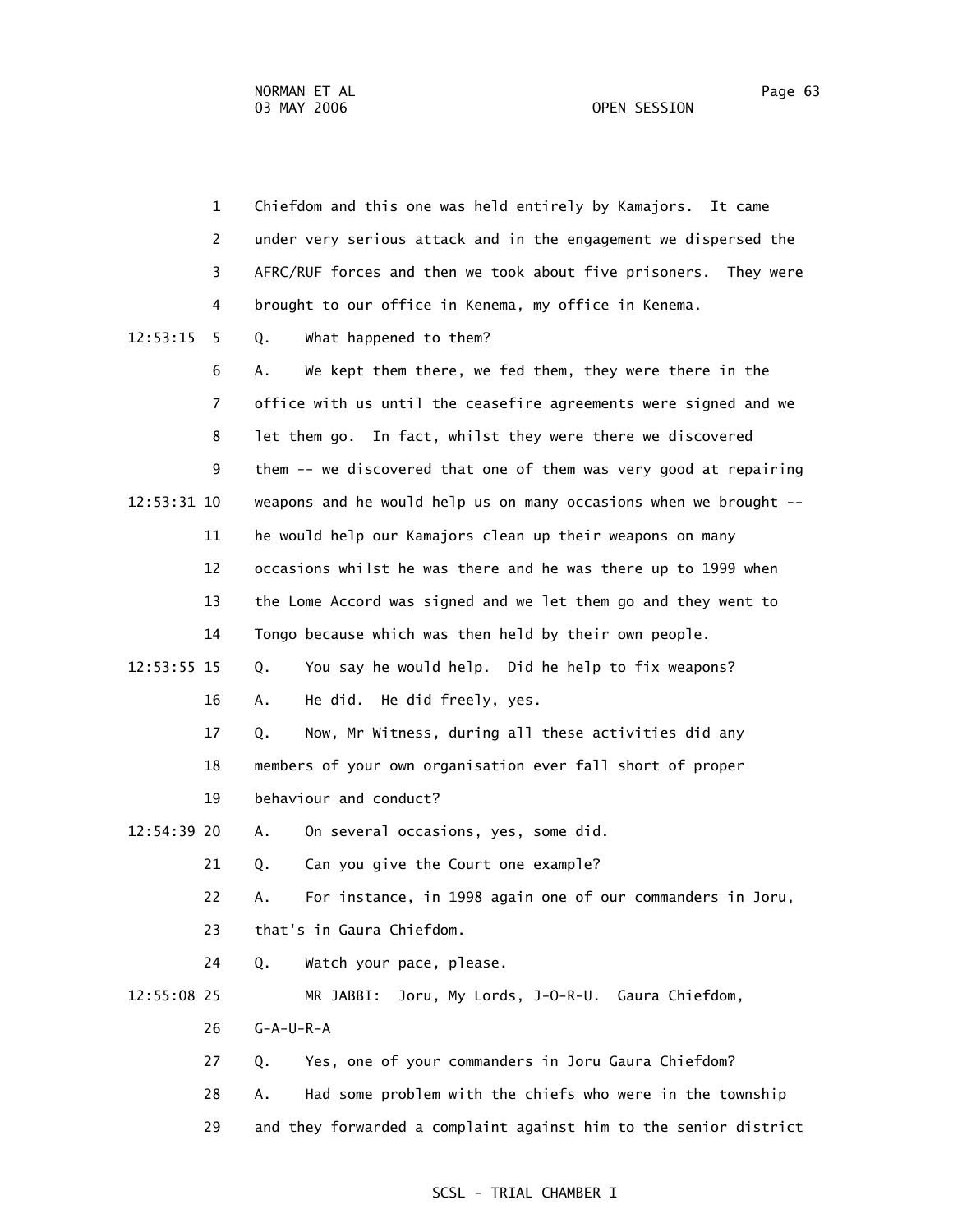Chiefdom and this one was held entirely by Kamajors. It came under very serious attack and in the engagement we dispersed the AFRC/RUF forces and then we took about five prisoners. They were brought to our office in Kenema, my office in Kenema.

Q. What happened to them?

A. We kept them there, we fed them, they were there in the office with us until the ceasefire agreements were signed and we let them go. In fact, whilst they were there we discovered them -- we discovered that one of them was very good at repairing weapons and he would help us on many occasions when we brought -- he would help our Kamajors clean up their weapons on many occasions whilst he was there and he was there up to 1999 when the Lome Accord was signed and we let them go and they went to Tongo because which was then held by their own people.

Q. You say he would help. Did he help to fix weapons?

A. He did. He did freely, yes.

Q. Now, Mr Witness, during all these activities did any members of your own organisation ever fall short of proper behaviour and conduct?

A. On several occasions, yes, some did.

Q. Can you give the Court one example?

A. For instance, in 1998 again one of our commanders in Joru, that's in Gaura Chiefdom.

Q. Watch your pace, please.

MR JABBI: Joru, My Lords, J-O-R-U. Gaura Chiefdom, G-A-U-R-A

Q. Yes, one of your commanders in Joru Gaura Chiefdom?

A. Had some problem with the chiefs who were in the township and they forwarded a complaint against him to the senior district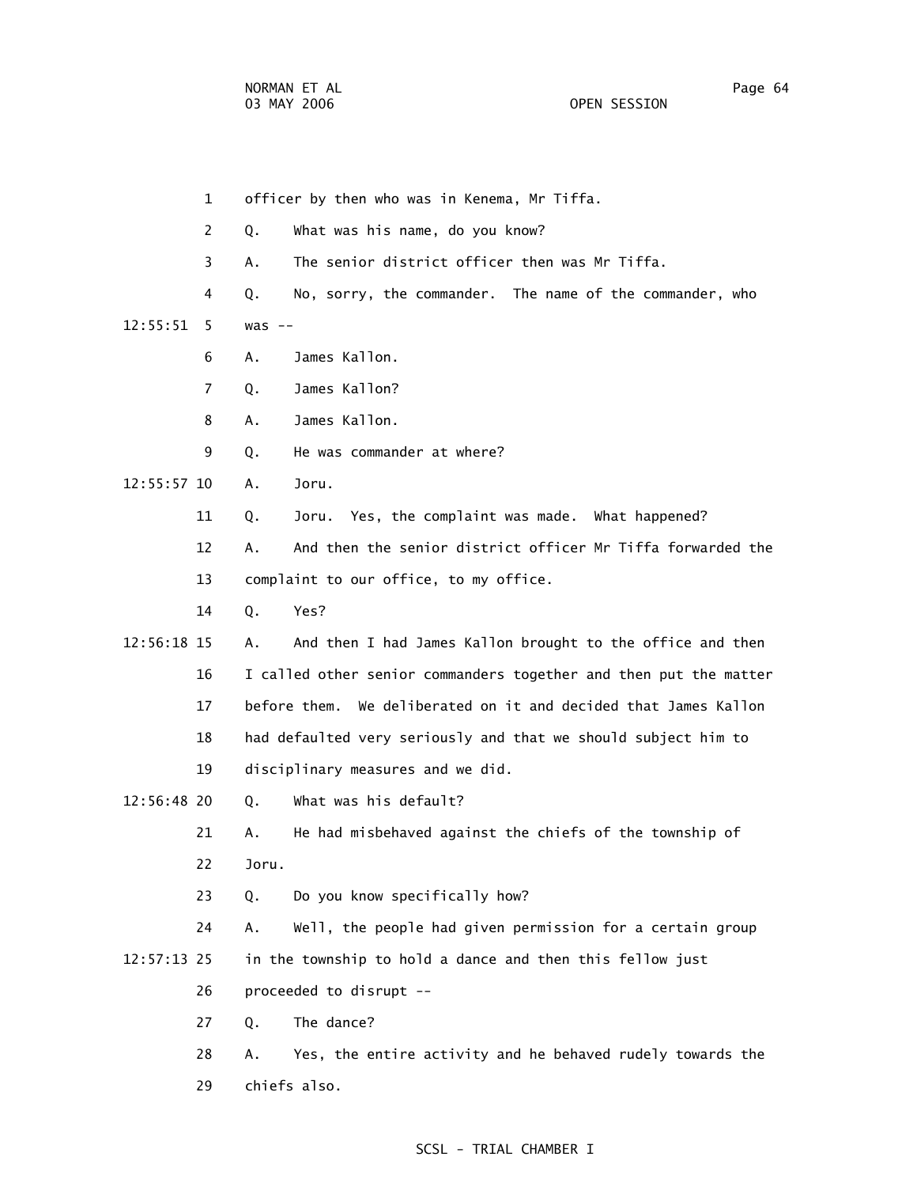1 officer by then who was in Kenema, Mr Tiffa.

2 Q. What was his name, do you know?

3 A. The senior district officer then was Mr Tiffa.

4 Q. No, sorry, the commander. The name of the commander, who

12:55:51 5 was --

6 A. James Kallon.

7 Q. James Kallon?

8 A. James Kallon.

9 Q. He was commander at where?

12:55:57 10 A. Joru.

11 Q. Joru. Yes, the complaint was made. What happened?

12 A. And then the senior district officer Mr Tiffa forwarded the

13 complaint to our office, to my office.

14 Q. Yes?

12:56:18 15 A. And then I had James Kallon brought to the office and then

16 I called other senior commanders together and then put the matter

17 before them. We deliberated on it and decided that James Kallon

18 had defaulted very seriously and that we should subject him to

19 disciplinary measures and we did.

12:56:48 20 Q. What was his default?

21 A. He had misbehaved against the chiefs of the township of

22 Joru.

23 Q. Do you know specifically how?

24 A. Well, the people had given permission for a certain group

12:57:13 25 in the township to hold a dance and then this fellow just

26 proceeded to disrupt --

27 Q. The dance?

28 A. Yes, the entire activity and he behaved rudely towards the

29 chiefs also.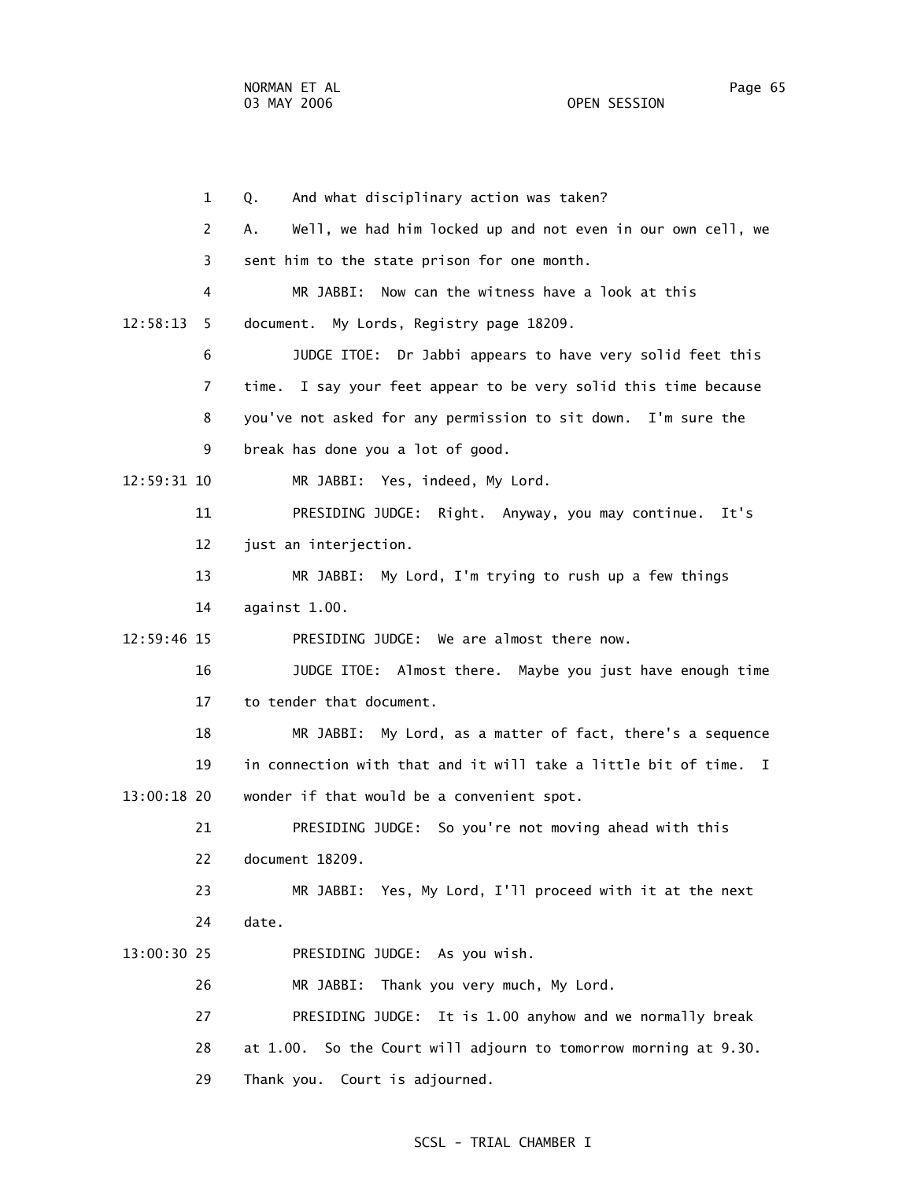1 Q. And what disciplinary action was taken?

2 A. Well, we had him locked up and not even in our own cell, we

3 sent him to the state prison for one month.

4 MR JABBI: Now can the witness have a look at this

12:58:13 5 document. My Lords, Registry page 18209.

6 JUDGE ITOE: Dr Jabbi appears to have very solid feet this

7 time. I say your feet appear to be very solid this time because

8 you've not asked for any permission to sit down. I'm sure the

9 break has done you a lot of good.

12:59:31 10 MR JABBI: Yes, indeed, My Lord.

11 PRESIDING JUDGE: Right. Anyway, you may continue. It's

12 just an interjection.

13 MR JABBI: My Lord, I'm trying to rush up a few things

14 against 1.00.

12:59:46 15 PRESIDING JUDGE: We are almost there now.

16 JUDGE ITOE: Almost there. Maybe you just have enough time

17 to tender that document.

18 MR JABBI: My Lord, as a matter of fact, there's a sequence

19 in connection with that and it will take a little bit of time. I

13:00:18 20 wonder if that would be a convenient spot.

21 PRESIDING JUDGE: So you're not moving ahead with this

22 document 18209.

23 MR JABBI: Yes, My Lord, I'll proceed with it at the next

24 date.

13:00:30 25 PRESIDING JUDGE: As you wish.

26 MR JABBI: Thank you very much, My Lord.

27 PRESIDING JUDGE: It is 1.00 anyhow and we normally break

28 at 1.00. So the Court will adjourn to tomorrow morning at 9.30.

29 Thank you. Court is adjourned.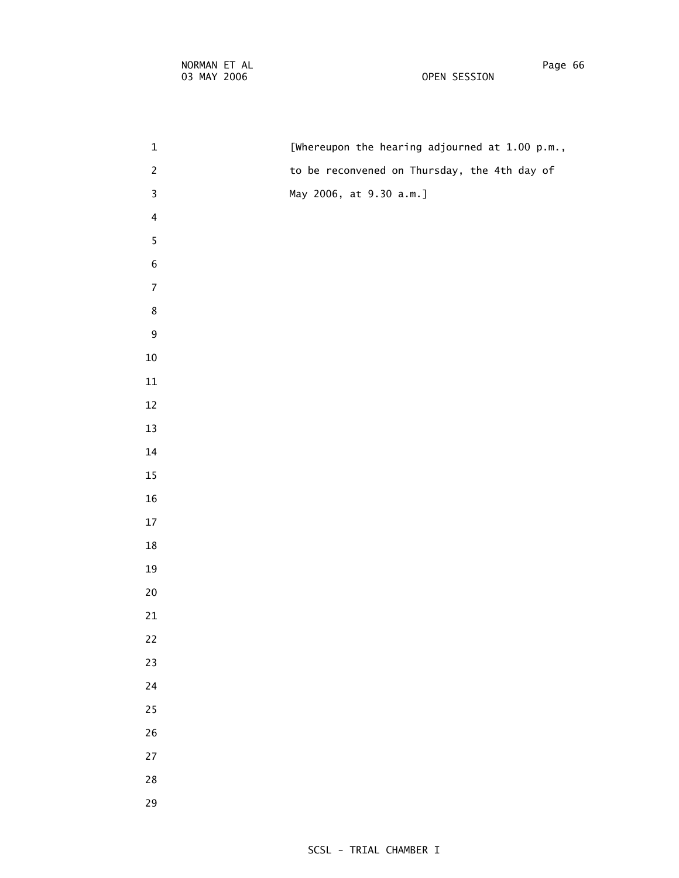[Whereupon the hearing adjourned at 1.00 p.m., to be reconvened on Thursday, the 4th day of May 2006, at 9.30 a.m.]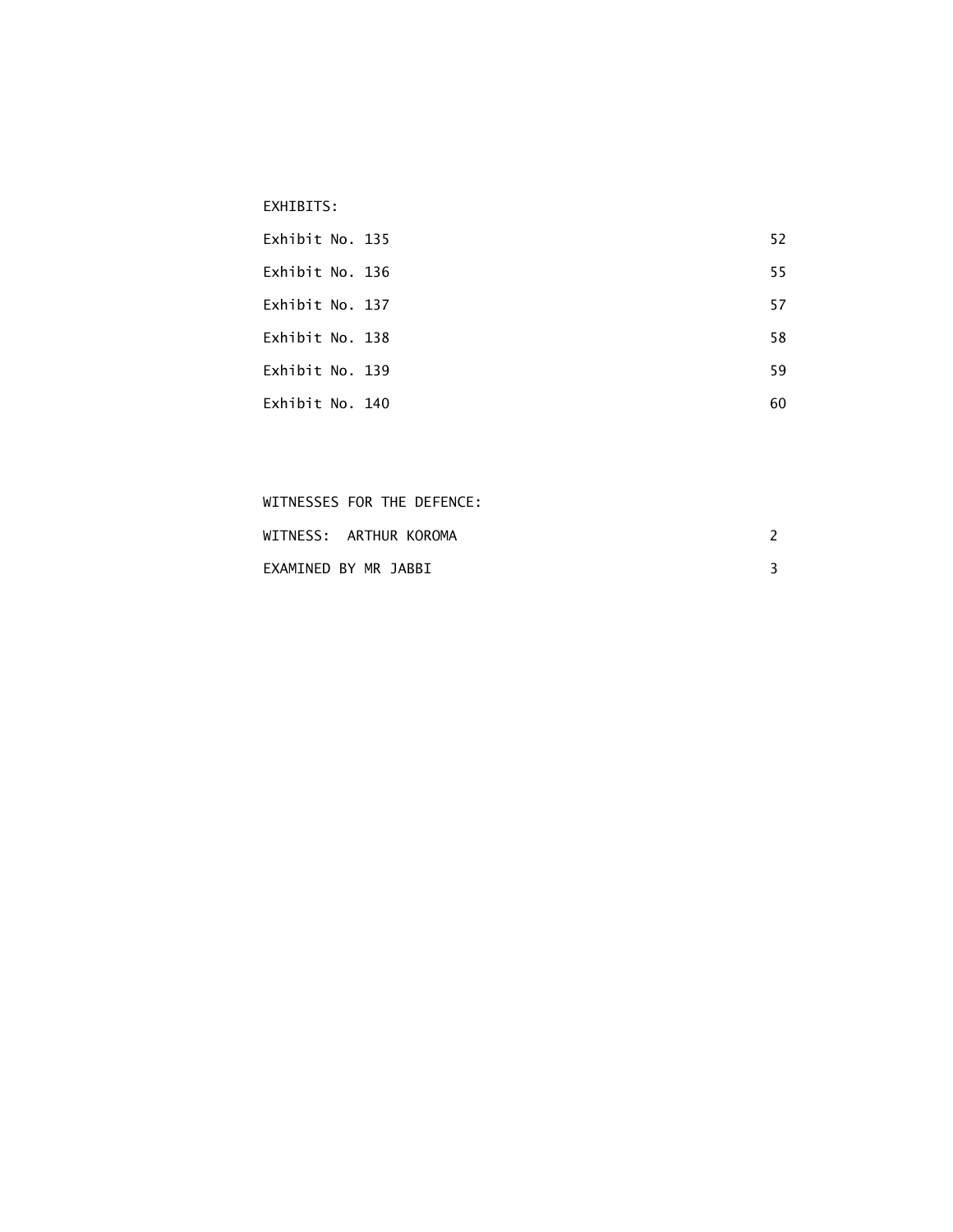EXHIBITS:

| | |
|---|---|
| Exhibit No. 135 | 52 |
| Exhibit No. 136 | 55 |
| Exhibit No. 137 | 57 |
| Exhibit No. 138 | 58 |
| Exhibit No. 139 | 59 |
| Exhibit No. 140 | 60 |

WITNESSES FOR THE DEFENCE:

| | |
|---|---|
| WITNESS: ARTHUR KOROMA | 2 |
| EXAMINED BY MR JABBI | 3 |